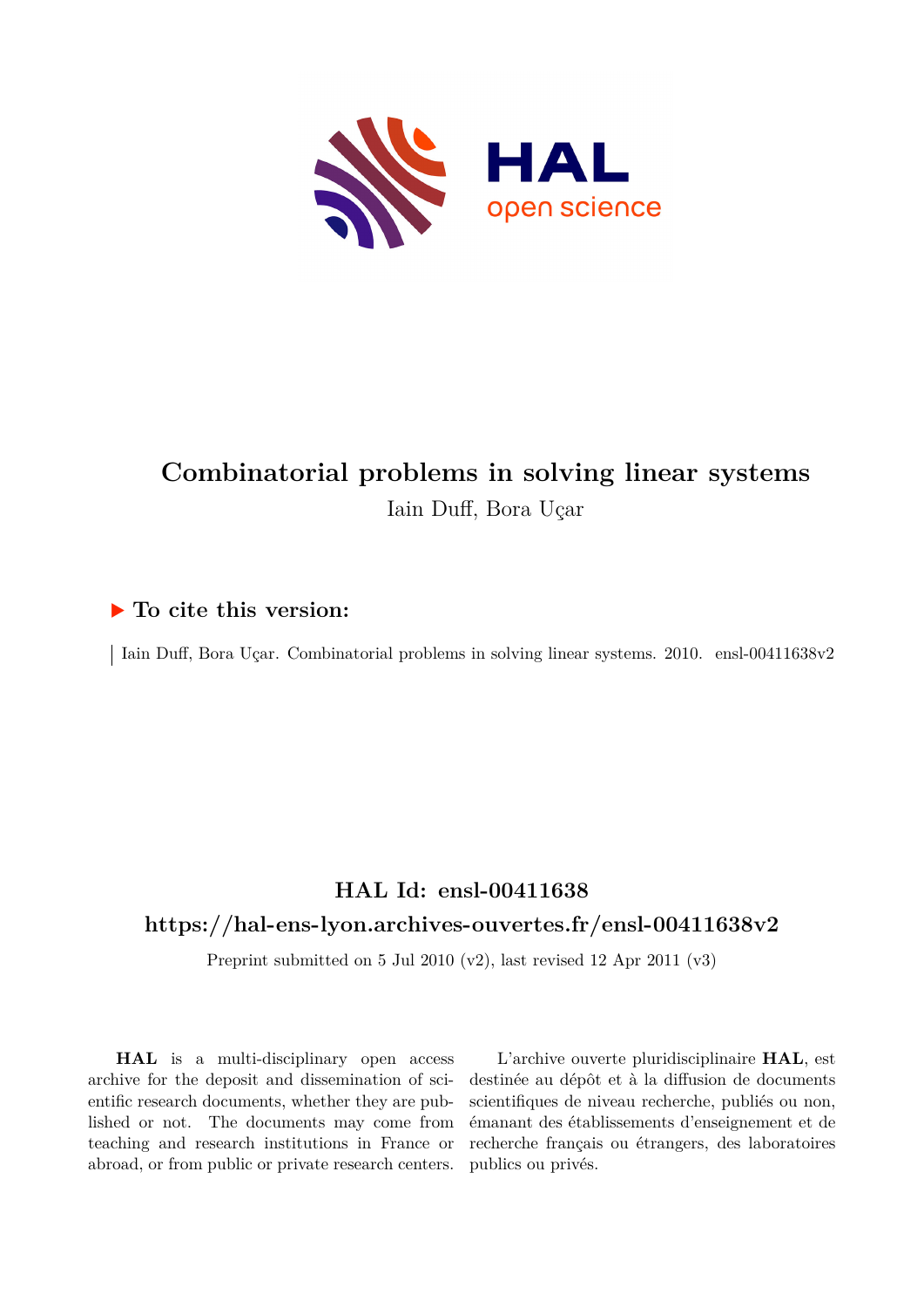# Combinatorial problems in solving linear systems

Iain Duff, Bora Uçar

## ▶ To cite this version:

Iain Duff, Bora Uçar. Combinatorial problems in solving linear systems. 2010. ensl-00411638v2

## HAL Id: ensl-00411638

## https://hal-ens-lyon.archives-ouvertes.fr/ensl-00411638v2

Preprint submitted on 5 Jul 2010 (v2), last revised 12 Apr 2011 (v3)

**HAL** is a multi-disciplinary open access archive for the deposit and dissemination of scientific research documents, whether they are published or not. The documents may come from teaching and research institutions in France or abroad, or from public or private research centers.

L'archive ouverte pluridisciplinaire **HAL**, est destinée au dépôt et à la diffusion de documents scientifiques de niveau recherche, publiés ou non, émanant des établissements d'enseignement et de recherche français ou étrangers, des laboratoires publics ou privés.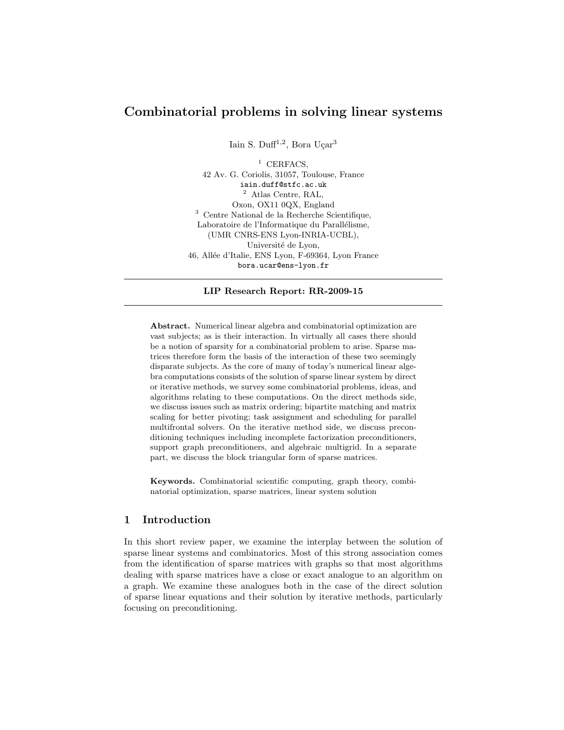# Combinatorial problems in solving linear systems

Iain S. Duff[1,2], Bora Uçar[3]

[1] CERFACS,
42 Av. G. Coriolis, 31057, Toulouse, France
iain.duff@stfc.ac.uk
[2] Atlas Centre, RAL,
Oxon, OX11 0QX, England
[3] Centre National de la Recherche Scientifique,
Laboratoire de l'Informatique du Parallélisme,
(UMR CNRS-ENS Lyon-INRIA-UCBL),
Université de Lyon,
46, Allée d'Italie, ENS Lyon, F-69364, Lyon France
bora.ucar@ens-lyon.fr

---

**LIP Research Report: RR-2009-15**

---

**Abstract.** Numerical linear algebra and combinatorial optimization are vast subjects; as is their interaction. In virtually all cases there should be a notion of sparsity for a combinatorial problem to arise. Sparse matrices therefore form the basis of the interaction of these two seemingly disparate subjects. As the core of many of today's numerical linear algebra computations consists of the solution of sparse linear system by direct or iterative methods, we survey some combinatorial problems, ideas, and algorithms relating to these computations. On the direct methods side, we discuss issues such as matrix ordering; bipartite matching and matrix scaling for better pivoting; task assignment and scheduling for parallel multifrontal solvers. On the iterative method side, we discuss preconditioning techniques including incomplete factorization preconditioners, support graph preconditioners, and algebraic multigrid. In a separate part, we discuss the block triangular form of sparse matrices.

**Keywords.** Combinatorial scientific computing, graph theory, combinatorial optimization, sparse matrices, linear system solution

## 1 Introduction

In this short review paper, we examine the interplay between the solution of sparse linear systems and combinatorics. Most of this strong association comes from the identification of sparse matrices with graphs so that most algorithms dealing with sparse matrices have a close or exact analogue to an algorithm on a graph. We examine these analogues both in the case of the direct solution of sparse linear equations and their solution by iterative methods, particularly focusing on preconditioning.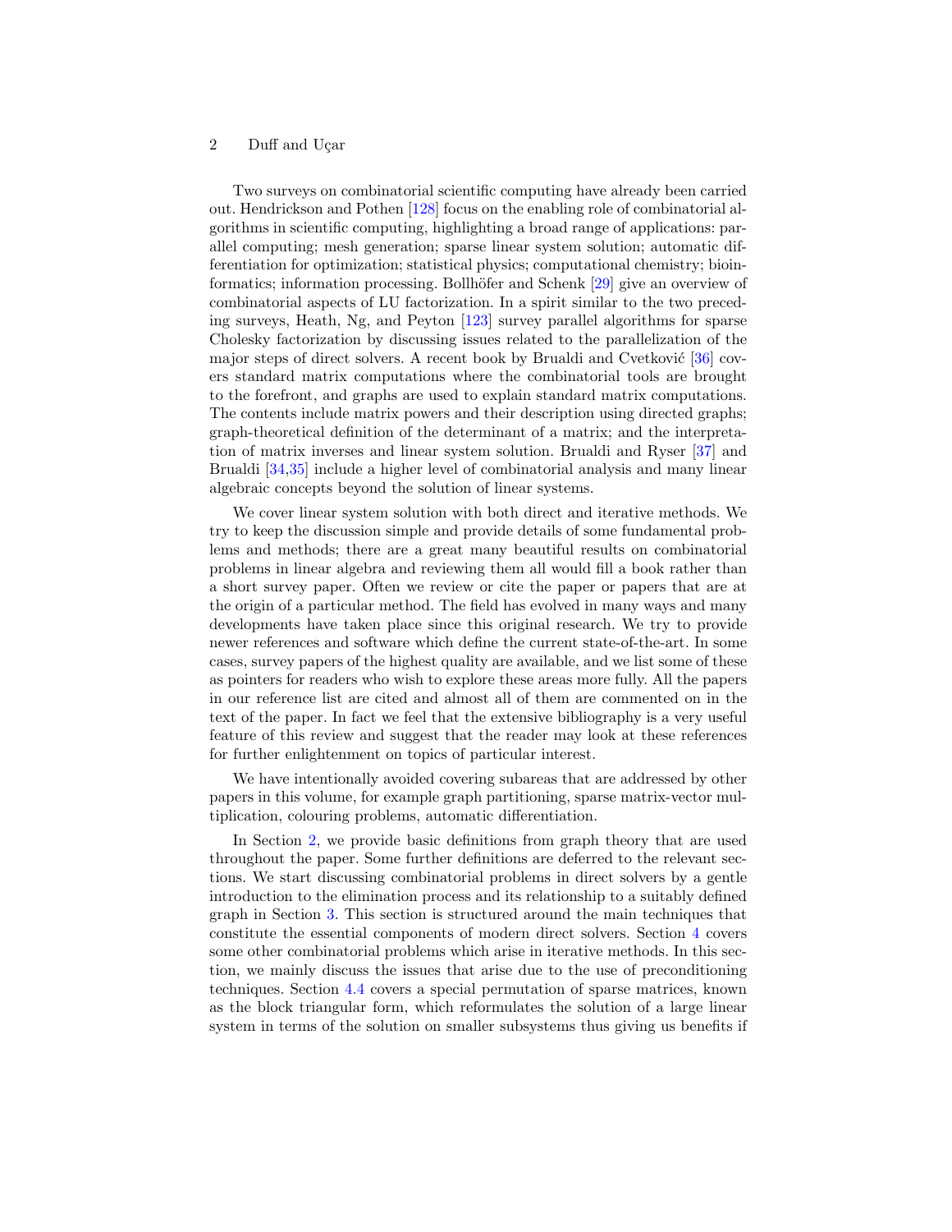Two surveys on combinatorial scientific computing have already been carried out. Hendrickson and Pothen [128] focus on the enabling role of combinatorial algorithms in scientific computing, highlighting a broad range of applications: parallel computing; mesh generation; sparse linear system solution; automatic differentiation for optimization; statistical physics; computational chemistry; bioinformatics; information processing. Bollhöfer and Schenk [29] give an overview of combinatorial aspects of LU factorization. In a spirit similar to the two preceding surveys, Heath, Ng, and Peyton [123] survey parallel algorithms for sparse Cholesky factorization by discussing issues related to the parallelization of the major steps of direct solvers. A recent book by Brualdi and Cvetković [36] covers standard matrix computations where the combinatorial tools are brought to the forefront, and graphs are used to explain standard matrix computations. The contents include matrix powers and their description using directed graphs; graph-theoretical definition of the determinant of a matrix; and the interpretation of matrix inverses and linear system solution. Brualdi and Ryser [37] and Brualdi [34,35] include a higher level of combinatorial analysis and many linear algebraic concepts beyond the solution of linear systems.

We cover linear system solution with both direct and iterative methods. We try to keep the discussion simple and provide details of some fundamental problems and methods; there are a great many beautiful results on combinatorial problems in linear algebra and reviewing them all would fill a book rather than a short survey paper. Often we review or cite the paper or papers that are at the origin of a particular method. The field has evolved in many ways and many developments have taken place since this original research. We try to provide newer references and software which define the current state-of-the-art. In some cases, survey papers of the highest quality are available, and we list some of these as pointers for readers who wish to explore these areas more fully. All the papers in our reference list are cited and almost all of them are commented on in the text of the paper. In fact we feel that the extensive bibliography is a very useful feature of this review and suggest that the reader may look at these references for further enlightenment on topics of particular interest.

We have intentionally avoided covering subareas that are addressed by other papers in this volume, for example graph partitioning, sparse matrix-vector multiplication, colouring problems, automatic differentiation.

In Section 2, we provide basic definitions from graph theory that are used throughout the paper. Some further definitions are deferred to the relevant sections. We start discussing combinatorial problems in direct solvers by a gentle introduction to the elimination process and its relationship to a suitably defined graph in Section 3. This section is structured around the main techniques that constitute the essential components of modern direct solvers. Section 4 covers some other combinatorial problems which arise in iterative methods. In this section, we mainly discuss the issues that arise due to the use of preconditioning techniques. Section 4.4 covers a special permutation of sparse matrices, known as the block triangular form, which reformulates the solution of a large linear system in terms of the solution on smaller subsystems thus giving us benefits if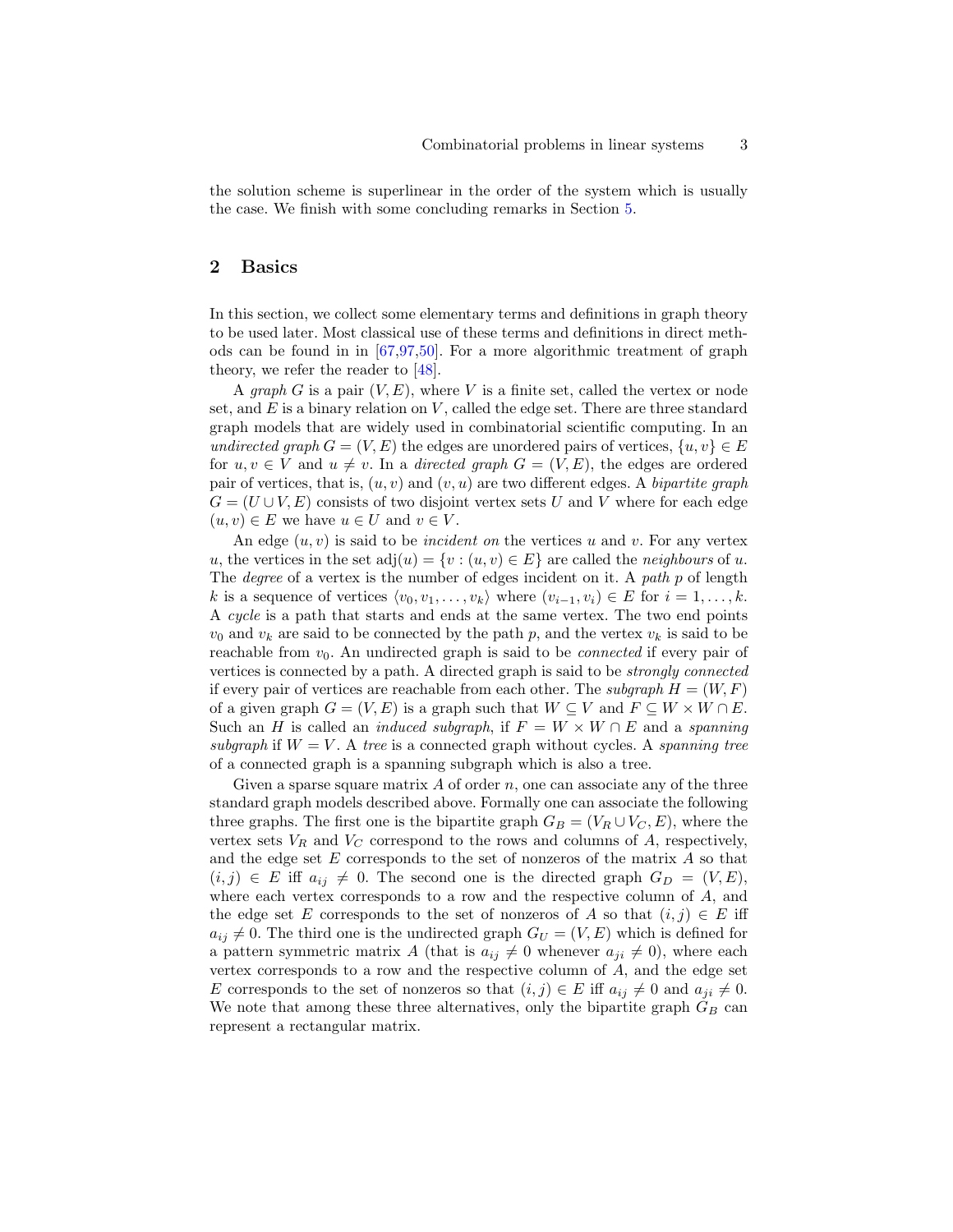the solution scheme is superlinear in the order of the system which is usually the case. We finish with some concluding remarks in Section 5.

## 2 Basics

In this section, we collect some elementary terms and definitions in graph theory to be used later. Most classical use of these terms and definitions in direct methods can be found in in [67,97,50]. For a more algorithmic treatment of graph theory, we refer the reader to [48].

A *graph* $G$ is a pair $(V, E)$, where $V$ is a finite set, called the vertex or node set, and $E$ is a binary relation on $V$, called the edge set. There are three standard graph models that are widely used in combinatorial scientific computing. In an *undirected graph* $G = (V, E)$ the edges are unordered pairs of vertices, $\{u, v\} \in E$ for $u, v \in V$ and $u \neq v$. In a *directed graph* $G = (V, E)$, the edges are ordered pair of vertices, that is, $(u, v)$ and $(v, u)$ are two different edges. A *bipartite graph* $G = (U \cup V, E)$ consists of two disjoint vertex sets $U$ and $V$ where for each edge $(u, v) \in E$ we have $u \in U$ and $v \in V$.

An edge $(u, v)$ is said to be *incident on* the vertices $u$ and $v$. For any vertex $u$, the vertices in the set $\text{adj}(u) = \{v : (u, v) \in E\}$ are called the *neighbours* of $u$. The *degree* of a vertex is the number of edges incident on it. A *path* $p$ of length $k$ is a sequence of vertices $\langle v_0, v_1, \ldots, v_k \rangle$ where $(v_{i-1}, v_i) \in E$ for $i = 1, \ldots, k$. A *cycle* is a path that starts and ends at the same vertex. The two end points $v_0$ and $v_k$ are said to be connected by the path $p$, and the vertex $v_k$ is said to be reachable from $v_0$. An undirected graph is said to be *connected* if every pair of vertices is connected by a path. A directed graph is said to be *strongly connected* if every pair of vertices are reachable from each other. The *subgraph* $H = (W, F)$ of a given graph $G = (V, E)$ is a graph such that $W \subseteq V$ and $F \subseteq W \times W \cap E$. Such an $H$ is called an *induced subgraph*, if $F = W \times W \cap E$ and a *spanning subgraph* if $W = V$. A *tree* is a connected graph without cycles. A *spanning tree* of a connected graph is a spanning subgraph which is also a tree.

Given a sparse square matrix $A$ of order $n$, one can associate any of the three standard graph models described above. Formally one can associate the following three graphs. The first one is the bipartite graph $G_B = (V_R \cup V_C, E)$, where the vertex sets $V_R$ and $V_C$ correspond to the rows and columns of $A$, respectively, and the edge set $E$ corresponds to the set of nonzeros of the matrix $A$ so that $(i, j) \in E$ iff $a_{ij} \neq 0$. The second one is the directed graph $G_D = (V, E)$, where each vertex corresponds to a row and the respective column of $A$, and the edge set $E$ corresponds to the set of nonzeros of $A$ so that $(i, j) \in E$ iff $a_{ij} \neq 0$. The third one is the undirected graph $G_U = (V, E)$ which is defined for a pattern symmetric matrix $A$ (that is $a_{ij} \neq 0$ whenever $a_{ji} \neq 0$), where each vertex corresponds to a row and the respective column of $A$, and the edge set $E$ corresponds to the set of nonzeros so that $(i, j) \in E$ iff $a_{ij} \neq 0$ and $a_{ji} \neq 0$. We note that among these three alternatives, only the bipartite graph $G_B$ can represent a rectangular matrix.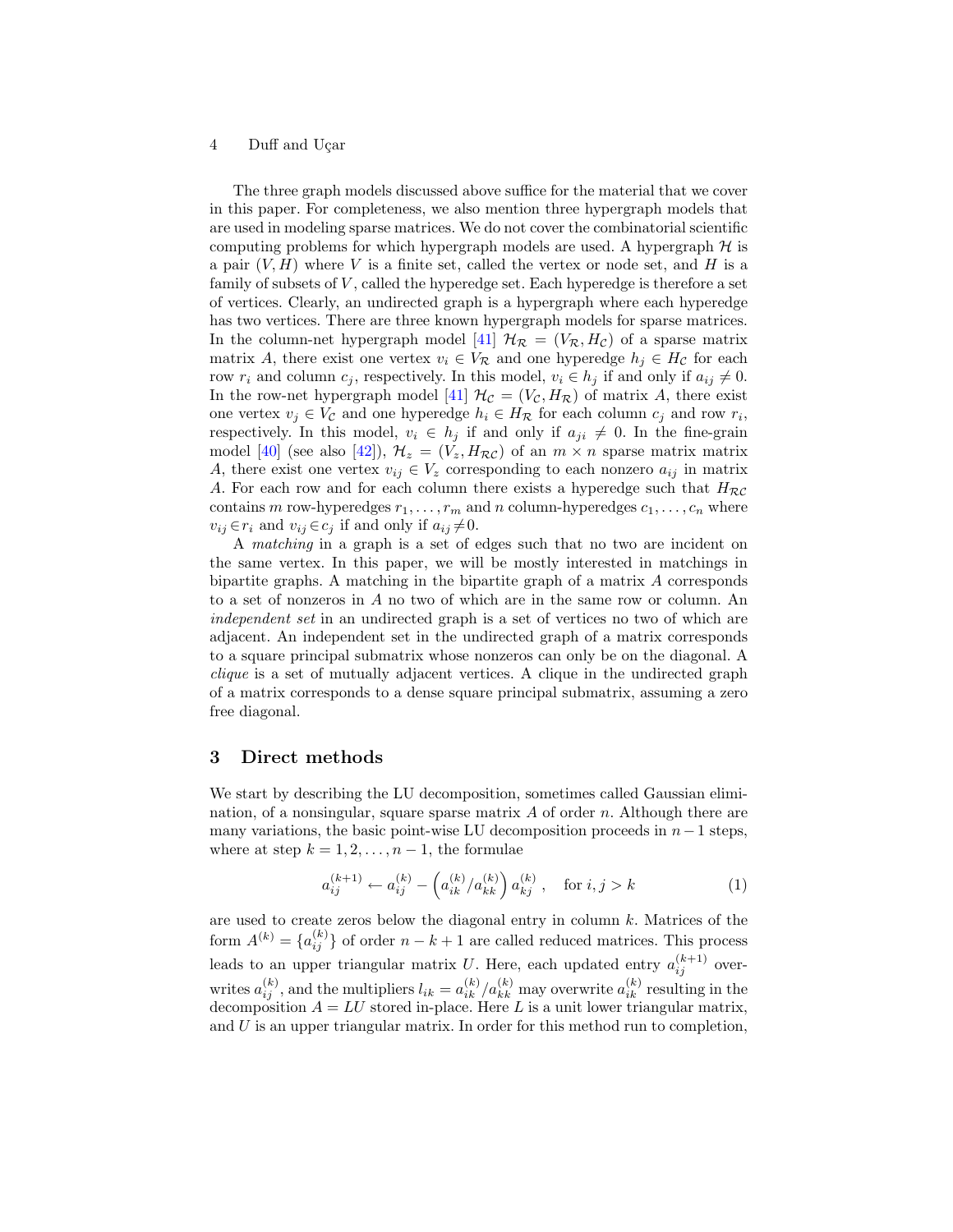The three graph models discussed above suffice for the material that we cover in this paper. For completeness, we also mention three hypergraph models that are used in modeling sparse matrices. We do not cover the combinatorial scientific computing problems for which hypergraph models are used. A hypergraph $\mathcal{H}$ is a pair $(V, H)$ where $V$ is a finite set, called the vertex or node set, and $H$ is a family of subsets of $V$, called the hyperedge set. Each hyperedge is therefore a set of vertices. Clearly, an undirected graph is a hypergraph where each hyperedge has two vertices. There are three known hypergraph models for sparse matrices. In the column-net hypergraph model [41] $\mathcal{H}_{\mathcal{R}} = (V_{\mathcal{R}}, H_{\mathcal{C}})$ of a sparse matrix matrix $A$, there exist one vertex $v_i \in V_{\mathcal{R}}$ and one hyperedge $h_j \in H_{\mathcal{C}}$ for each row $r_i$ and column $c_j$, respectively. In this model, $v_i \in h_j$ if and only if $a_{ij} \neq 0$. In the row-net hypergraph model [41] $\mathcal{H}_{\mathcal{C}} = (V_{\mathcal{C}}, H_{\mathcal{R}})$ of matrix $A$, there exist one vertex $v_j \in V_{\mathcal{C}}$ and one hyperedge $h_i \in H_{\mathcal{R}}$ for each column $c_j$ and row $r_i$, respectively. In this model, $v_i \in h_j$ if and only if $a_{ji} \neq 0$. In the fine-grain model [40] (see also [42]), $\mathcal{H}_z = (V_z, H_{\mathcal{RC}})$ of an $m \times n$ sparse matrix matrix $A$, there exist one vertex $v_{ij} \in V_z$ corresponding to each nonzero $a_{ij}$ in matrix $A$. For each row and for each column there exists a hyperedge such that $H_{\mathcal{RC}}$ contains $m$ row-hyperedges $r_1, \ldots, r_m$ and $n$ column-hyperedges $c_1, \ldots, c_n$ where $v_{ij} \in r_i$ and $v_{ij} \in c_j$ if and only if $a_{ij} \neq 0$.

A *matching* in a graph is a set of edges such that no two are incident on the same vertex. In this paper, we will be mostly interested in matchings in bipartite graphs. A matching in the bipartite graph of a matrix $A$ corresponds to a set of nonzeros in $A$ no two of which are in the same row or column. An *independent set* in an undirected graph is a set of vertices no two of which are adjacent. An independent set in the undirected graph of a matrix corresponds to a square principal submatrix whose nonzeros can only be on the diagonal. A *clique* is a set of mutually adjacent vertices. A clique in the undirected graph of a matrix corresponds to a dense square principal submatrix, assuming a zero free diagonal.

## 3 Direct methods

We start by describing the LU decomposition, sometimes called Gaussian elimination, of a nonsingular, square sparse matrix $A$ of order $n$. Although there are many variations, the basic point-wise LU decomposition proceeds in $n-1$ steps, where at step $k = 1, 2, \ldots, n-1$, the formulae

$$a_{ij}^{(k+1)} \leftarrow a_{ij}^{(k)} - \left(a_{ik}^{(k)}/a_{kk}^{(k)}\right) a_{kj}^{(k)}, \quad \text{for } i, j > k \tag{1}$$

are used to create zeros below the diagonal entry in column $k$. Matrices of the form $A^{(k)} = \{a_{ij}^{(k)}\}$ of order $n-k+1$ are called reduced matrices. This process leads to an upper triangular matrix $U$. Here, each updated entry $a_{ij}^{(k+1)}$ overwrites $a_{ij}^{(k)}$, and the multipliers $l_{ik} = a_{ik}^{(k)}/a_{kk}^{(k)}$ may overwrite $a_{ik}^{(k)}$ resulting in the decomposition $A = LU$ stored in-place. Here $L$ is a unit lower triangular matrix, and $U$ is an upper triangular matrix. In order for this method run to completion,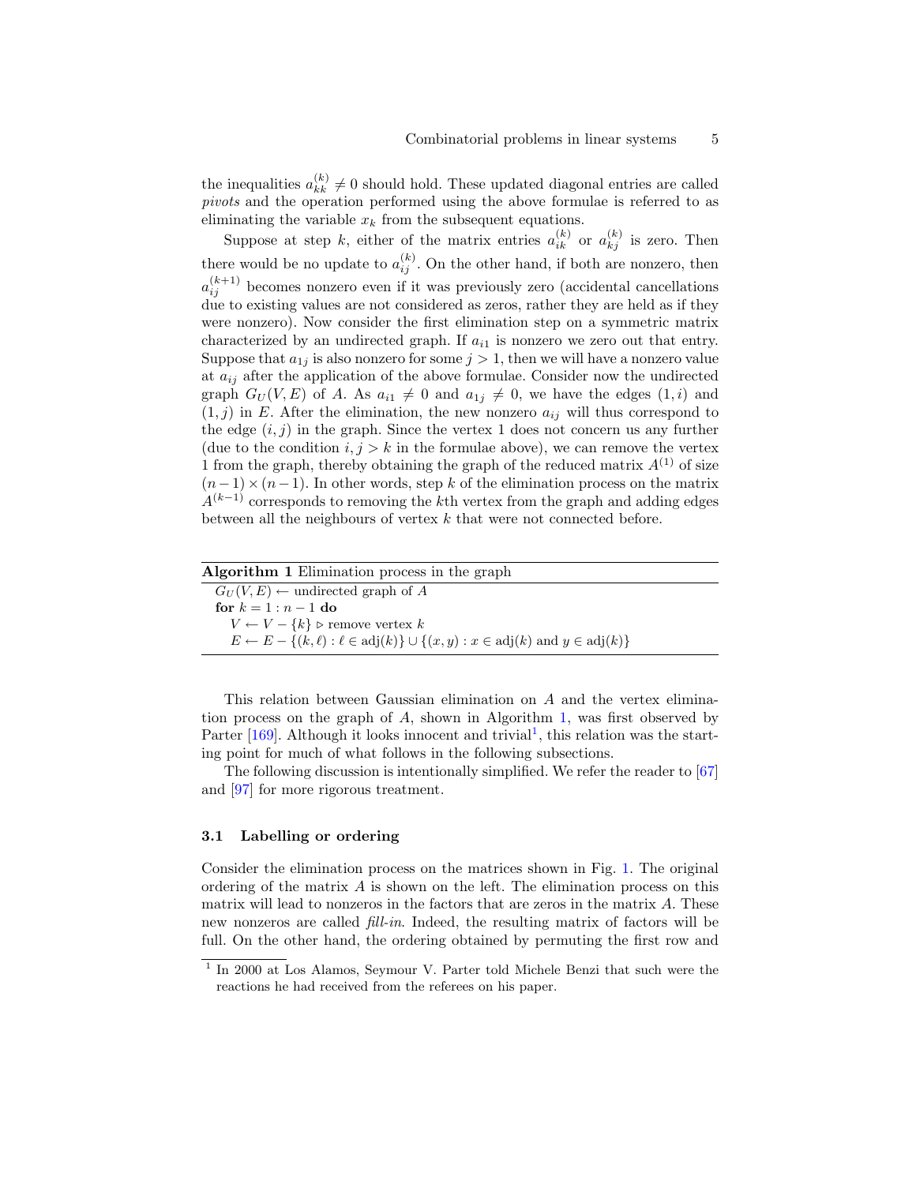the inequalities $a_{kk}^{(k)} \neq 0$ should hold. These updated diagonal entries are called *pivots* and the operation performed using the above formulae is referred to as eliminating the variable $x_k$ from the subsequent equations.

Suppose at step $k$, either of the matrix entries $a_{ik}^{(k)}$ or $a_{kj}^{(k)}$ is zero. Then there would be no update to $a_{ij}^{(k)}$. On the other hand, if both are nonzero, then $a_{ij}^{(k+1)}$ becomes nonzero even if it was previously zero (accidental cancellations due to existing values are not considered as zeros, rather they are held as if they were nonzero). Now consider the first elimination step on a symmetric matrix characterized by an undirected graph. If $a_{i1}$ is nonzero we zero out that entry. Suppose that $a_{1j}$ is also nonzero for some $j > 1$, then we will have a nonzero value at $a_{ij}$ after the application of the above formulae. Consider now the undirected graph $G_U(V, E)$ of $A$. As $a_{i1} \neq 0$ and $a_{1j} \neq 0$, we have the edges $(1, i)$ and $(1, j)$ in $E$. After the elimination, the new nonzero $a_{ij}$ will thus correspond to the edge $(i, j)$ in the graph. Since the vertex 1 does not concern us any further (due to the condition $i, j > k$ in the formulae above), we can remove the vertex 1 from the graph, thereby obtaining the graph of the reduced matrix $A^{(1)}$ of size $(n-1) \times (n-1)$. In other words, step $k$ of the elimination process on the matrix $A^{(k-1)}$ corresponds to removing the $k$th vertex from the graph and adding edges between all the neighbours of vertex $k$ that were not connected before.

**Algorithm 1** Elimination process in the graph

$G_U(V, E) \leftarrow$ undirected graph of $A$
**for** $k = 1 : n - 1$ **do**
  $V \leftarrow V - \{k\}$ ▷ remove vertex $k$
  $E \leftarrow E - \{(k, \ell) : \ell \in \text{adj}(k)\} \cup \{(x, y) : x \in \text{adj}(k) \text{ and } y \in \text{adj}(k)\}$

This relation between Gaussian elimination on $A$ and the vertex elimination process on the graph of $A$, shown in Algorithm 1, was first observed by Parter [169]. Although it looks innocent and trivial[1], this relation was the starting point for much of what follows in the following subsections.

The following discussion is intentionally simplified. We refer the reader to [67] and [97] for more rigorous treatment.

### 3.1 Labelling or ordering

Consider the elimination process on the matrices shown in Fig. 1. The original ordering of the matrix $A$ is shown on the left. The elimination process on this matrix will lead to nonzeros in the factors that are zeros in the matrix $A$. These new nonzeros are called *fill-in*. Indeed, the resulting matrix of factors will be full. On the other hand, the ordering obtained by permuting the first row and

[1] In 2000 at Los Alamos, Seymour V. Parter told Michele Benzi that such were the reactions he had received from the referees on his paper.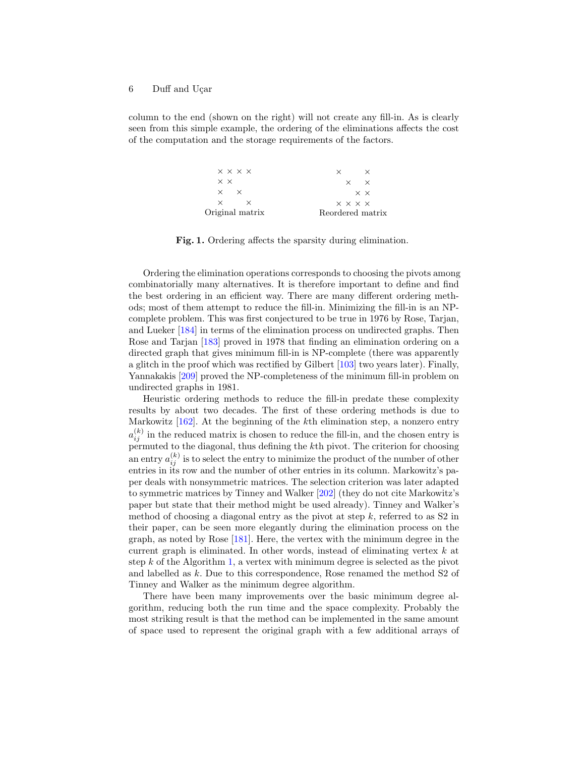column to the end (shown on the right) will not create any fill-in. As is clearly seen from this simple example, the ordering of the eliminations affects the cost of the computation and the storage requirements of the factors.

```
× × × ×            ×       ×
× ×                   ×    ×
×    ×                   × ×
×       ×          × × × ×
Original matrix    Reordered matrix
```

**Fig. 1.** Ordering affects the sparsity during elimination.

Ordering the elimination operations corresponds to choosing the pivots among combinatorially many alternatives. It is therefore important to define and find the best ordering in an efficient way. There are many different ordering methods; most of them attempt to reduce the fill-in. Minimizing the fill-in is an NP-complete problem. This was first conjectured to be true in 1976 by Rose, Tarjan, and Lueker [184] in terms of the elimination process on undirected graphs. Then Rose and Tarjan [183] proved in 1978 that finding an elimination ordering on a directed graph that gives minimum fill-in is NP-complete (there was apparently a glitch in the proof which was rectified by Gilbert [103] two years later). Finally, Yannakakis [209] proved the NP-completeness of the minimum fill-in problem on undirected graphs in 1981.

Heuristic ordering methods to reduce the fill-in predate these complexity results by about two decades. The first of these ordering methods is due to Markowitz [162]. At the beginning of the $k$th elimination step, a nonzero entry $a_{ij}^{(k)}$ in the reduced matrix is chosen to reduce the fill-in, and the chosen entry is permuted to the diagonal, thus defining the $k$th pivot. The criterion for choosing an entry $a_{ij}^{(k)}$ is to select the entry to minimize the product of the number of other entries in its row and the number of other entries in its column. Markowitz's paper deals with nonsymmetric matrices. The selection criterion was later adapted to symmetric matrices by Tinney and Walker [202] (they do not cite Markowitz's paper but state that their method might be used already). Tinney and Walker's method of choosing a diagonal entry as the pivot at step $k$, referred to as S2 in their paper, can be seen more elegantly during the elimination process on the graph, as noted by Rose [181]. Here, the vertex with the minimum degree in the current graph is eliminated. In other words, instead of eliminating vertex $k$ at step $k$ of the Algorithm 1, a vertex with minimum degree is selected as the pivot and labelled as $k$. Due to this correspondence, Rose renamed the method S2 of Tinney and Walker as the minimum degree algorithm.

There have been many improvements over the basic minimum degree algorithm, reducing both the run time and the space complexity. Probably the most striking result is that the method can be implemented in the same amount of space used to represent the original graph with a few additional arrays of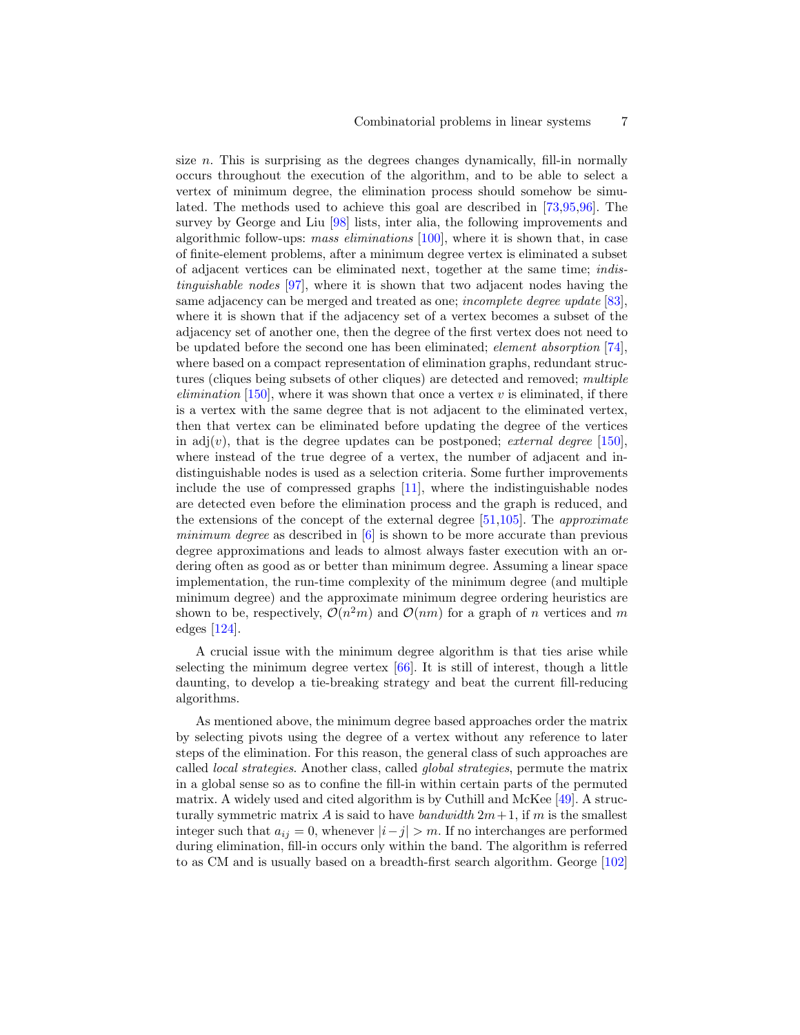size $n$. This is surprising as the degrees changes dynamically, fill-in normally occurs throughout the execution of the algorithm, and to be able to select a vertex of minimum degree, the elimination process should somehow be simulated. The methods used to achieve this goal are described in [73,95,96]. The survey by George and Liu [98] lists, inter alia, the following improvements and algorithmic follow-ups: *mass eliminations* [100], where it is shown that, in case of finite-element problems, after a minimum degree vertex is eliminated a subset of adjacent vertices can be eliminated next, together at the same time; *indistinguishable nodes* [97], where it is shown that two adjacent nodes having the same adjacency can be merged and treated as one; *incomplete degree update* [83], where it is shown that if the adjacency set of a vertex becomes a subset of the adjacency set of another one, then the degree of the first vertex does not need to be updated before the second one has been eliminated; *element absorption* [74], where based on a compact representation of elimination graphs, redundant structures (cliques being subsets of other cliques) are detected and removed; *multiple elimination* [150], where it was shown that once a vertex $v$ is eliminated, if there is a vertex with the same degree that is not adjacent to the eliminated vertex, then that vertex can be eliminated before updating the degree of the vertices in $\text{adj}(v)$, that is the degree updates can be postponed; *external degree* [150], where instead of the true degree of a vertex, the number of adjacent and indistinguishable nodes is used as a selection criteria. Some further improvements include the use of compressed graphs [11], where the indistinguishable nodes are detected even before the elimination process and the graph is reduced, and the extensions of the concept of the external degree [51,105]. The *approximate minimum degree* as described in [6] is shown to be more accurate than previous degree approximations and leads to almost always faster execution with an ordering often as good as or better than minimum degree. Assuming a linear space implementation, the run-time complexity of the minimum degree (and multiple minimum degree) and the approximate minimum degree ordering heuristics are shown to be, respectively, $\mathcal{O}(n^2m)$ and $\mathcal{O}(nm)$ for a graph of $n$ vertices and $m$ edges [124].

A crucial issue with the minimum degree algorithm is that ties arise while selecting the minimum degree vertex [66]. It is still of interest, though a little daunting, to develop a tie-breaking strategy and beat the current fill-reducing algorithms.

As mentioned above, the minimum degree based approaches order the matrix by selecting pivots using the degree of a vertex without any reference to later steps of the elimination. For this reason, the general class of such approaches are called *local strategies*. Another class, called *global strategies*, permute the matrix in a global sense so as to confine the fill-in within certain parts of the permuted matrix. A widely used and cited algorithm is by Cuthill and McKee [49]. A structurally symmetric matrix $A$ is said to have *bandwidth* $2m+1$, if $m$ is the smallest integer such that $a_{ij} = 0$, whenever $|i-j| > m$. If no interchanges are performed during elimination, fill-in occurs only within the band. The algorithm is referred to as CM and is usually based on a breadth-first search algorithm. George [102]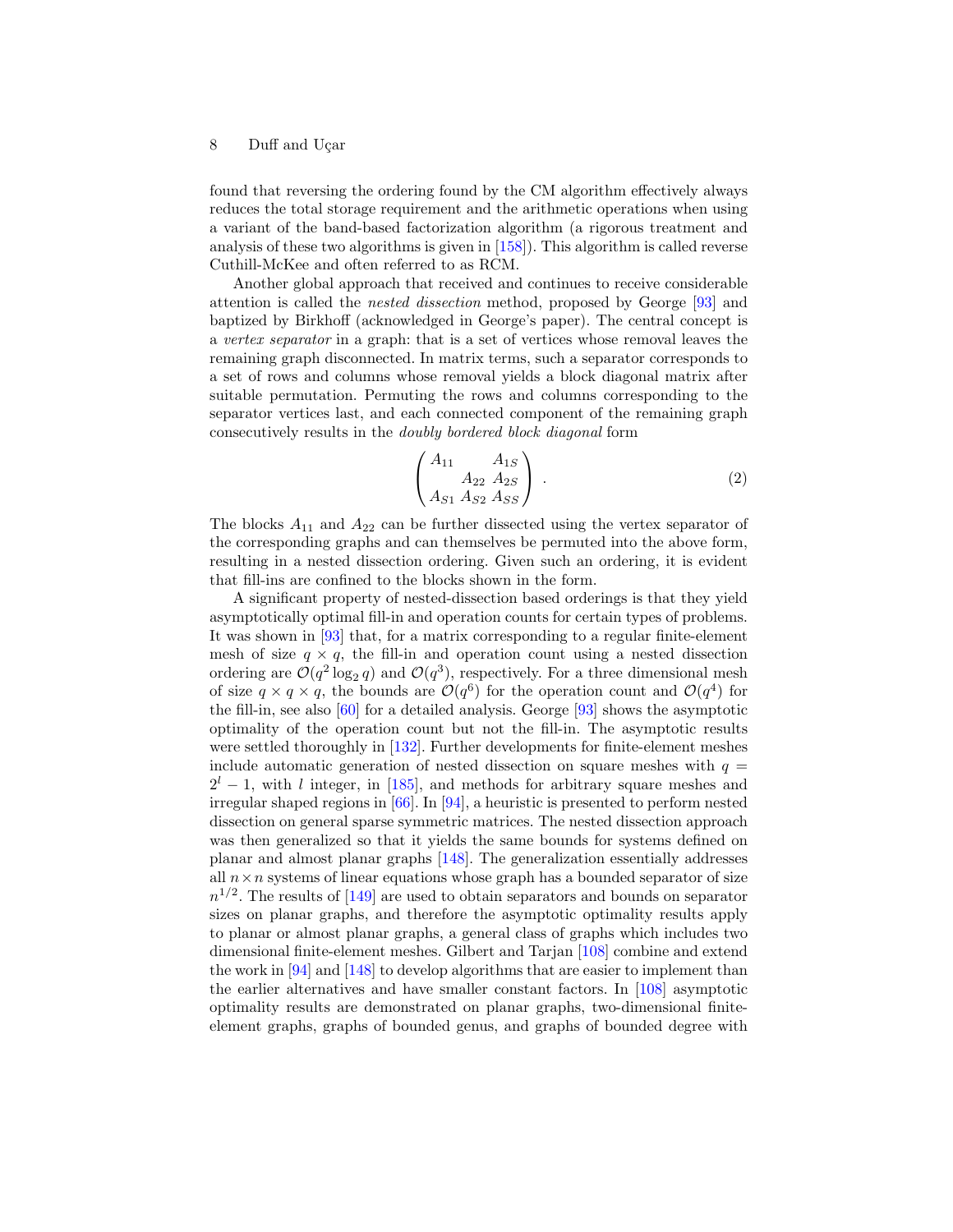found that reversing the ordering found by the CM algorithm effectively always reduces the total storage requirement and the arithmetic operations when using a variant of the band-based factorization algorithm (a rigorous treatment and analysis of these two algorithms is given in [158]). This algorithm is called reverse Cuthill-McKee and often referred to as RCM.

Another global approach that received and continues to receive considerable attention is called the *nested dissection* method, proposed by George [93] and baptized by Birkhoff (acknowledged in George's paper). The central concept is a *vertex separator* in a graph: that is a set of vertices whose removal leaves the remaining graph disconnected. In matrix terms, such a separator corresponds to a set of rows and columns whose removal yields a block diagonal matrix after suitable permutation. Permuting the rows and columns corresponding to the separator vertices last, and each connected component of the remaining graph consecutively results in the *doubly bordered block diagonal* form

$$\begin{pmatrix} A_{11} & & A_{1S} \\ & A_{22} & A_{2S} \\ A_{S1} & A_{S2} & A_{SS} \end{pmatrix} . \tag{2}$$

The blocks $A_{11}$ and $A_{22}$ can be further dissected using the vertex separator of the corresponding graphs and can themselves be permuted into the above form, resulting in a nested dissection ordering. Given such an ordering, it is evident that fill-ins are confined to the blocks shown in the form.

A significant property of nested-dissection based orderings is that they yield asymptotically optimal fill-in and operation counts for certain types of problems. It was shown in [93] that, for a matrix corresponding to a regular finite-element mesh of size $q \times q$, the fill-in and operation count using a nested dissection ordering are $\mathcal{O}(q^2 \log_2 q)$ and $\mathcal{O}(q^3)$, respectively. For a three dimensional mesh of size $q \times q \times q$, the bounds are $\mathcal{O}(q^6)$ for the operation count and $\mathcal{O}(q^4)$ for the fill-in, see also [60] for a detailed analysis. George [93] shows the asymptotic optimality of the operation count but not the fill-in. The asymptotic results were settled thoroughly in [132]. Further developments for finite-element meshes include automatic generation of nested dissection on square meshes with $q = 2^l - 1$, with $l$ integer, in [185], and methods for arbitrary square meshes and irregular shaped regions in [66]. In [94], a heuristic is presented to perform nested dissection on general sparse symmetric matrices. The nested dissection approach was then generalized so that it yields the same bounds for systems defined on planar and almost planar graphs [148]. The generalization essentially addresses all $n \times n$ systems of linear equations whose graph has a bounded separator of size $n^{1/2}$. The results of [149] are used to obtain separators and bounds on separator sizes on planar graphs, and therefore the asymptotic optimality results apply to planar or almost planar graphs, a general class of graphs which includes two dimensional finite-element meshes. Gilbert and Tarjan [108] combine and extend the work in [94] and [148] to develop algorithms that are easier to implement than the earlier alternatives and have smaller constant factors. In [108] asymptotic optimality results are demonstrated on planar graphs, two-dimensional finite-element graphs, graphs of bounded genus, and graphs of bounded degree with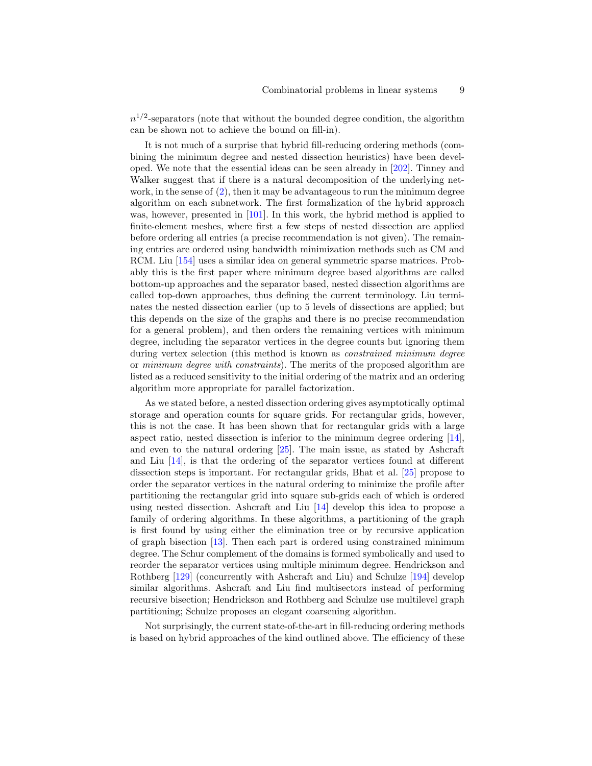$n^{1/2}$-separators (note that without the bounded degree condition, the algorithm can be shown not to achieve the bound on fill-in).

It is not much of a surprise that hybrid fill-reducing ordering methods (combining the minimum degree and nested dissection heuristics) have been developed. We note that the essential ideas can be seen already in [202]. Tinney and Walker suggest that if there is a natural decomposition of the underlying network, in the sense of (2), then it may be advantageous to run the minimum degree algorithm on each subnetwork. The first formalization of the hybrid approach was, however, presented in [101]. In this work, the hybrid method is applied to finite-element meshes, where first a few steps of nested dissection are applied before ordering all entries (a precise recommendation is not given). The remaining entries are ordered using bandwidth minimization methods such as CM and RCM. Liu [154] uses a similar idea on general symmetric sparse matrices. Probably this is the first paper where minimum degree based algorithms are called bottom-up approaches and the separator based, nested dissection algorithms are called top-down approaches, thus defining the current terminology. Liu terminates the nested dissection earlier (up to 5 levels of dissections are applied; but this depends on the size of the graphs and there is no precise recommendation for a general problem), and then orders the remaining vertices with minimum degree, including the separator vertices in the degree counts but ignoring them during vertex selection (this method is known as *constrained minimum degree* or *minimum degree with constraints*). The merits of the proposed algorithm are listed as a reduced sensitivity to the initial ordering of the matrix and an ordering algorithm more appropriate for parallel factorization.

As we stated before, a nested dissection ordering gives asymptotically optimal storage and operation counts for square grids. For rectangular grids, however, this is not the case. It has been shown that for rectangular grids with a large aspect ratio, nested dissection is inferior to the minimum degree ordering [14], and even to the natural ordering [25]. The main issue, as stated by Ashcraft and Liu [14], is that the ordering of the separator vertices found at different dissection steps is important. For rectangular grids, Bhat et al. [25] propose to order the separator vertices in the natural ordering to minimize the profile after partitioning the rectangular grid into square sub-grids each of which is ordered using nested dissection. Ashcraft and Liu [14] develop this idea to propose a family of ordering algorithms. In these algorithms, a partitioning of the graph is first found by using either the elimination tree or by recursive application of graph bisection [13]. Then each part is ordered using constrained minimum degree. The Schur complement of the domains is formed symbolically and used to reorder the separator vertices using multiple minimum degree. Hendrickson and Rothberg [129] (concurrently with Ashcraft and Liu) and Schulze [194] develop similar algorithms. Ashcraft and Liu find multisectors instead of performing recursive bisection; Hendrickson and Rothberg and Schulze use multilevel graph partitioning; Schulze proposes an elegant coarsening algorithm.

Not surprisingly, the current state-of-the-art in fill-reducing ordering methods is based on hybrid approaches of the kind outlined above. The efficiency of these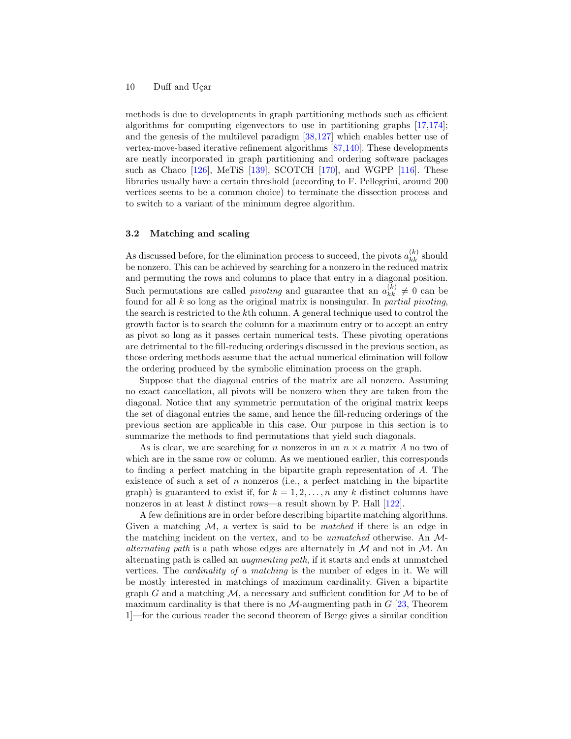methods is due to developments in graph partitioning methods such as efficient algorithms for computing eigenvectors to use in partitioning graphs [17,174]; and the genesis of the multilevel paradigm [38,127] which enables better use of vertex-move-based iterative refinement algorithms [87,140]. These developments are neatly incorporated in graph partitioning and ordering software packages such as Chaco [126], MeTiS [139], SCOTCH [170], and WGPP [116]. These libraries usually have a certain threshold (according to F. Pellegrini, around 200 vertices seems to be a common choice) to terminate the dissection process and to switch to a variant of the minimum degree algorithm.

### 3.2 Matching and scaling

As discussed before, for the elimination process to succeed, the pivots $a_{kk}^{(k)}$ should be nonzero. This can be achieved by searching for a nonzero in the reduced matrix and permuting the rows and columns to place that entry in a diagonal position. Such permutations are called *pivoting* and guarantee that an $a_{kk}^{(k)} \neq 0$ can be found for all $k$ so long as the original matrix is nonsingular. In *partial pivoting*, the search is restricted to the $k$th column. A general technique used to control the growth factor is to search the column for a maximum entry or to accept an entry as pivot so long as it passes certain numerical tests. These pivoting operations are detrimental to the fill-reducing orderings discussed in the previous section, as those ordering methods assume that the actual numerical elimination will follow the ordering produced by the symbolic elimination process on the graph.

Suppose that the diagonal entries of the matrix are all nonzero. Assuming no exact cancellation, all pivots will be nonzero when they are taken from the diagonal. Notice that any symmetric permutation of the original matrix keeps the set of diagonal entries the same, and hence the fill-reducing orderings of the previous section are applicable in this case. Our purpose in this section is to summarize the methods to find permutations that yield such diagonals.

As is clear, we are searching for $n$ nonzeros in an $n \times n$ matrix $A$ no two of which are in the same row or column. As we mentioned earlier, this corresponds to finding a perfect matching in the bipartite graph representation of $A$. The existence of such a set of $n$ nonzeros (i.e., a perfect matching in the bipartite graph) is guaranteed to exist if, for $k = 1, 2, \ldots, n$ any $k$ distinct columns have nonzeros in at least $k$ distinct rows—a result shown by P. Hall [122].

A few definitions are in order before describing bipartite matching algorithms. Given a matching $\mathcal{M}$, a vertex is said to be *matched* if there is an edge in the matching incident on the vertex, and to be *unmatched* otherwise. An $\mathcal{M}$-*alternating path* is a path whose edges are alternately in $\mathcal{M}$ and not in $\mathcal{M}$. An alternating path is called an *augmenting path*, if it starts and ends at unmatched vertices. The *cardinality of a matching* is the number of edges in it. We will be mostly interested in matchings of maximum cardinality. Given a bipartite graph $G$ and a matching $\mathcal{M}$, a necessary and sufficient condition for $\mathcal{M}$ to be of maximum cardinality is that there is no $\mathcal{M}$-augmenting path in $G$ [23, Theorem 1]—for the curious reader the second theorem of Berge gives a similar condition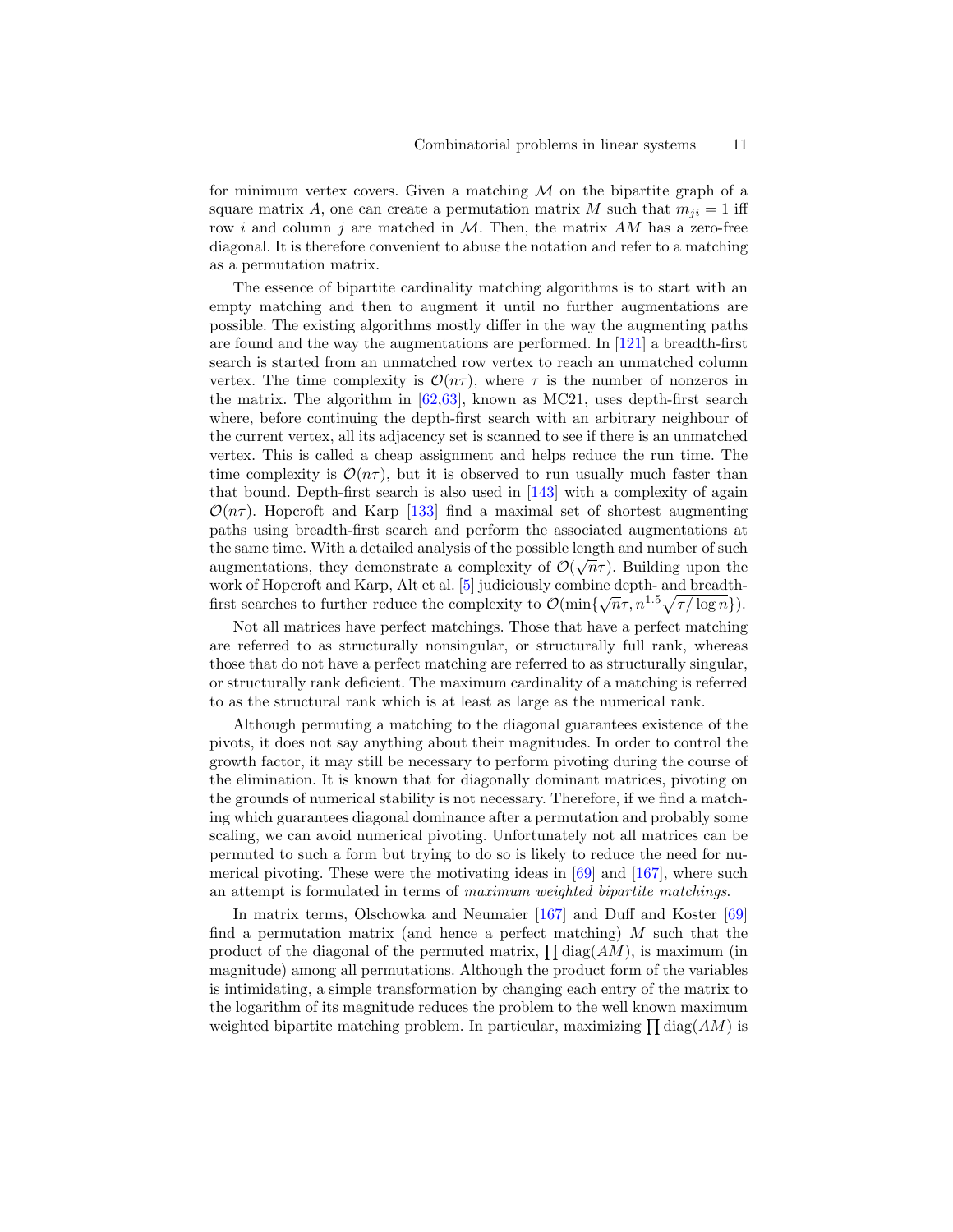for minimum vertex covers. Given a matching $\mathcal{M}$ on the bipartite graph of a square matrix $A$, one can create a permutation matrix $M$ such that $m_{ji} = 1$ iff row $i$ and column $j$ are matched in $\mathcal{M}$. Then, the matrix $AM$ has a zero-free diagonal. It is therefore convenient to abuse the notation and refer to a matching as a permutation matrix.

The essence of bipartite cardinality matching algorithms is to start with an empty matching and then to augment it until no further augmentations are possible. The existing algorithms mostly differ in the way the augmenting paths are found and the way the augmentations are performed. In [121] a breadth-first search is started from an unmatched row vertex to reach an unmatched column vertex. The time complexity is $\mathcal{O}(n\tau)$, where $\tau$ is the number of nonzeros in the matrix. The algorithm in [62,63], known as MC21, uses depth-first search where, before continuing the depth-first search with an arbitrary neighbour of the current vertex, all its adjacency set is scanned to see if there is an unmatched vertex. This is called a cheap assignment and helps reduce the run time. The time complexity is $\mathcal{O}(n\tau)$, but it is observed to run usually much faster than that bound. Depth-first search is also used in [143] with a complexity of again $\mathcal{O}(n\tau)$. Hopcroft and Karp [133] find a maximal set of shortest augmenting paths using breadth-first search and perform the associated augmentations at the same time. With a detailed analysis of the possible length and number of such augmentations, they demonstrate a complexity of $\mathcal{O}(\sqrt{n}\tau)$. Building upon the work of Hopcroft and Karp, Alt et al. [5] judiciously combine depth- and breadth-first searches to further reduce the complexity to $\mathcal{O}(\min\{\sqrt{n}\tau, n^{1.5}\sqrt{\tau/\log n}\})$.

Not all matrices have perfect matchings. Those that have a perfect matching are referred to as structurally nonsingular, or structurally full rank, whereas those that do not have a perfect matching are referred to as structurally singular, or structurally rank deficient. The maximum cardinality of a matching is referred to as the structural rank which is at least as large as the numerical rank.

Although permuting a matching to the diagonal guarantees existence of the pivots, it does not say anything about their magnitudes. In order to control the growth factor, it may still be necessary to perform pivoting during the course of the elimination. It is known that for diagonally dominant matrices, pivoting on the grounds of numerical stability is not necessary. Therefore, if we find a matching which guarantees diagonal dominance after a permutation and probably some scaling, we can avoid numerical pivoting. Unfortunately not all matrices can be permuted to such a form but trying to do so is likely to reduce the need for numerical pivoting. These were the motivating ideas in [69] and [167], where such an attempt is formulated in terms of *maximum weighted bipartite matchings*.

In matrix terms, Olschowka and Neumaier [167] and Duff and Koster [69] find a permutation matrix (and hence a perfect matching) $M$ such that the product of the diagonal of the permuted matrix, $\prod \operatorname{diag}(AM)$, is maximum (in magnitude) among all permutations. Although the product form of the variables is intimidating, a simple transformation by changing each entry of the matrix to the logarithm of its magnitude reduces the problem to the well known maximum weighted bipartite matching problem. In particular, maximizing $\prod \operatorname{diag}(AM)$ is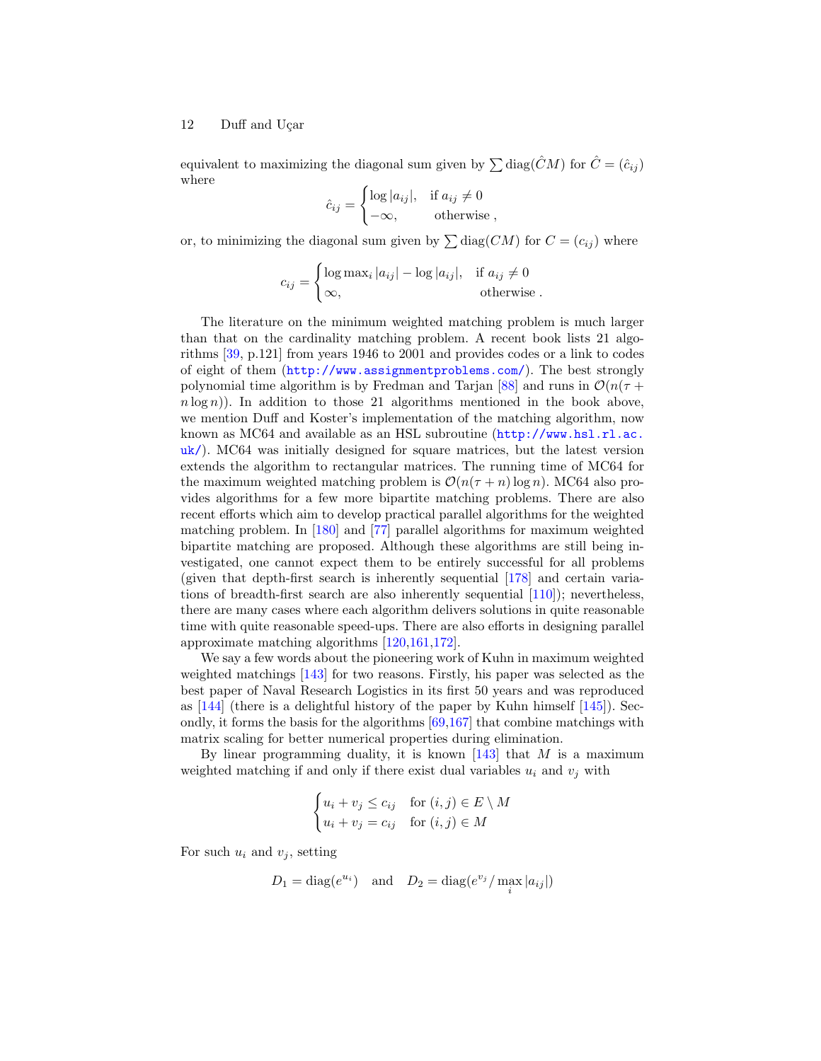equivalent to maximizing the diagonal sum given by $\sum \mathrm{diag}(\hat{C}M)$ for $\hat{C} = (\hat{c}_{ij})$ where

$$\hat{c}_{ij} = \begin{cases} \log |a_{ij}|, & \text{if } a_{ij} \neq 0 \\ -\infty, & \text{otherwise}, \end{cases}$$

or, to minimizing the diagonal sum given by $\sum \mathrm{diag}(CM)$ for $C = (c_{ij})$ where

$$c_{ij} = \begin{cases} \log \max_i |a_{ij}| - \log |a_{ij}|, & \text{if } a_{ij} \neq 0 \\ \infty, & \text{otherwise}. \end{cases}$$

The literature on the minimum weighted matching problem is much larger than that on the cardinality matching problem. A recent book lists 21 algorithms [39, p.121] from years 1946 to 2001 and provides codes or a link to codes of eight of them (http://www.assignmentproblems.com/). The best strongly polynomial time algorithm is by Fredman and Tarjan [88] and runs in $\mathcal{O}(n(\tau + n \log n))$. In addition to those 21 algorithms mentioned in the book above, we mention Duff and Koster's implementation of the matching algorithm, now known as MC64 and available as an HSL subroutine (http://www.hsl.rl.ac.uk/). MC64 was initially designed for square matrices, but the latest version extends the algorithm to rectangular matrices. The running time of MC64 for the maximum weighted matching problem is $\mathcal{O}(n(\tau + n) \log n)$. MC64 also provides algorithms for a few more bipartite matching problems. There are also recent efforts which aim to develop practical parallel algorithms for the weighted matching problem. In [180] and [77] parallel algorithms for maximum weighted bipartite matching are proposed. Although these algorithms are still being investigated, one cannot expect them to be entirely successful for all problems (given that depth-first search is inherently sequential [178] and certain variations of breadth-first search are also inherently sequential [110]); nevertheless, there are many cases where each algorithm delivers solutions in quite reasonable time with quite reasonable speed-ups. There are also efforts in designing parallel approximate matching algorithms [120,161,172].

We say a few words about the pioneering work of Kuhn in maximum weighted weighted matchings [143] for two reasons. Firstly, his paper was selected as the best paper of Naval Research Logistics in its first 50 years and was reproduced as [144] (there is a delightful history of the paper by Kuhn himself [145]). Secondly, it forms the basis for the algorithms [69,167] that combine matchings with matrix scaling for better numerical properties during elimination.

By linear programming duality, it is known [143] that $M$ is a maximum weighted matching if and only if there exist dual variables $u_i$ and $v_j$ with

$$\begin{cases} u_i + v_j \leq c_{ij} & \text{for } (i,j) \in E \setminus M \\ u_i + v_j = c_{ij} & \text{for } (i,j) \in M \end{cases}$$

For such $u_i$ and $v_j$, setting

$$D_1 = \mathrm{diag}(e^{u_i}) \quad \text{and} \quad D_2 = \mathrm{diag}(e^{v_j} / \max_i |a_{ij}|)$$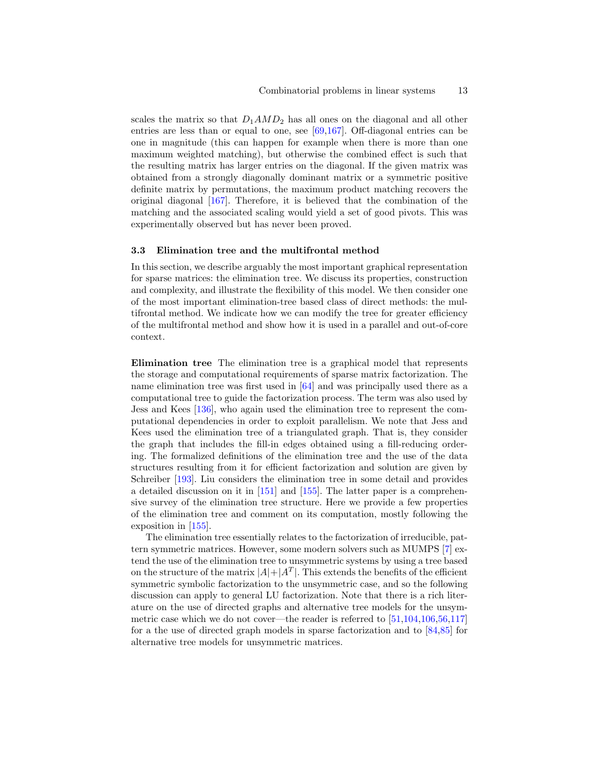scales the matrix so that $D_1AMD_2$ has all ones on the diagonal and all other entries are less than or equal to one, see [69,167]. Off-diagonal entries can be one in magnitude (this can happen for example when there is more than one maximum weighted matching), but otherwise the combined effect is such that the resulting matrix has larger entries on the diagonal. If the given matrix was obtained from a strongly diagonally dominant matrix or a symmetric positive definite matrix by permutations, the maximum product matching recovers the original diagonal [167]. Therefore, it is believed that the combination of the matching and the associated scaling would yield a set of good pivots. This was experimentally observed but has never been proved.

### 3.3 Elimination tree and the multifrontal method

In this section, we describe arguably the most important graphical representation for sparse matrices: the elimination tree. We discuss its properties, construction and complexity, and illustrate the flexibility of this model. We then consider one of the most important elimination-tree based class of direct methods: the multifrontal method. We indicate how we can modify the tree for greater efficiency of the multifrontal method and show how it is used in a parallel and out-of-core context.

**Elimination tree** The elimination tree is a graphical model that represents the storage and computational requirements of sparse matrix factorization. The name elimination tree was first used in [64] and was principally used there as a computational tree to guide the factorization process. The term was also used by Jess and Kees [136], who again used the elimination tree to represent the computational dependencies in order to exploit parallelism. We note that Jess and Kees used the elimination tree of a triangulated graph. That is, they consider the graph that includes the fill-in edges obtained using a fill-reducing ordering. The formalized definitions of the elimination tree and the use of the data structures resulting from it for efficient factorization and solution are given by Schreiber [193]. Liu considers the elimination tree in some detail and provides a detailed discussion on it in [151] and [155]. The latter paper is a comprehensive survey of the elimination tree structure. Here we provide a few properties of the elimination tree and comment on its computation, mostly following the exposition in [155].

The elimination tree essentially relates to the factorization of irreducible, pattern symmetric matrices. However, some modern solvers such as MUMPS [7] extend the use of the elimination tree to unsymmetric systems by using a tree based on the structure of the matrix $|A|+|A^T|$. This extends the benefits of the efficient symmetric symbolic factorization to the unsymmetric case, and so the following discussion can apply to general LU factorization. Note that there is a rich literature on the use of directed graphs and alternative tree models for the unsymmetric case which we do not cover—the reader is referred to [51,104,106,56,117] for a the use of directed graph models in sparse factorization and to [84,85] for alternative tree models for unsymmetric matrices.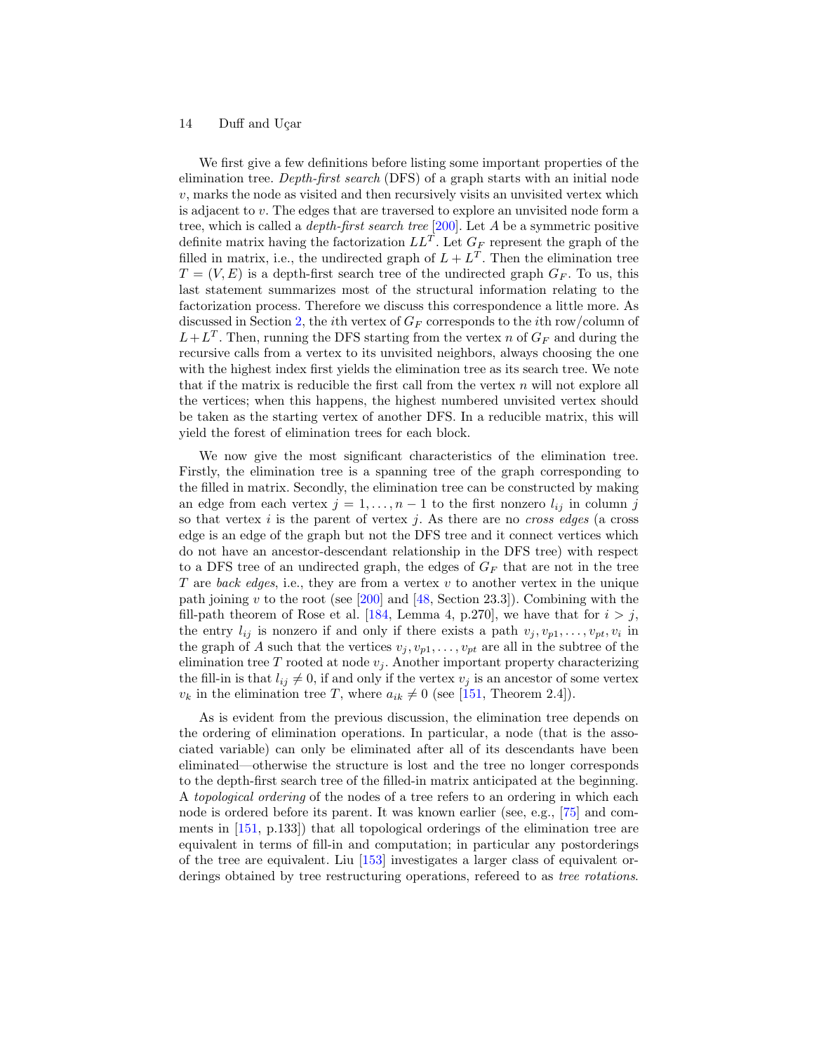We first give a few definitions before listing some important properties of the elimination tree. *Depth-first search* (DFS) of a graph starts with an initial node $v$, marks the node as visited and then recursively visits an unvisited vertex which is adjacent to $v$. The edges that are traversed to explore an unvisited node form a tree, which is called a *depth-first search tree* [200]. Let $A$ be a symmetric positive definite matrix having the factorization $LL^T$. Let $G_F$ represent the graph of the filled in matrix, i.e., the undirected graph of $L + L^T$. Then the elimination tree $T = (V, E)$ is a depth-first search tree of the undirected graph $G_F$. To us, this last statement summarizes most of the structural information relating to the factorization process. Therefore we discuss this correspondence a little more. As discussed in Section 2, the $i$th vertex of $G_F$ corresponds to the $i$th row/column of $L+L^T$. Then, running the DFS starting from the vertex $n$ of $G_F$ and during the recursive calls from a vertex to its unvisited neighbors, always choosing the one with the highest index first yields the elimination tree as its search tree. We note that if the matrix is reducible the first call from the vertex $n$ will not explore all the vertices; when this happens, the highest numbered unvisited vertex should be taken as the starting vertex of another DFS. In a reducible matrix, this will yield the forest of elimination trees for each block.

We now give the most significant characteristics of the elimination tree. Firstly, the elimination tree is a spanning tree of the graph corresponding to the filled in matrix. Secondly, the elimination tree can be constructed by making an edge from each vertex $j = 1, \ldots, n-1$ to the first nonzero $l_{ij}$ in column $j$ so that vertex $i$ is the parent of vertex $j$. As there are no *cross edges* (a cross edge is an edge of the graph but not the DFS tree and it connect vertices which do not have an ancestor-descendant relationship in the DFS tree) with respect to a DFS tree of an undirected graph, the edges of $G_F$ that are not in the tree $T$ are *back edges*, i.e., they are from a vertex $v$ to another vertex in the unique path joining $v$ to the root (see [200] and [48, Section 23.3]). Combining with the fill-path theorem of Rose et al. [184, Lemma 4, p.270], we have that for $i > j$, the entry $l_{ij}$ is nonzero if and only if there exists a path $v_j, v_{p1}, \ldots, v_{pt}, v_i$ in the graph of $A$ such that the vertices $v_j, v_{p1}, \ldots, v_{pt}$ are all in the subtree of the elimination tree $T$ rooted at node $v_j$. Another important property characterizing the fill-in is that $l_{ij} \neq 0$, if and only if the vertex $v_j$ is an ancestor of some vertex $v_k$ in the elimination tree $T$, where $a_{ik} \neq 0$ (see [151, Theorem 2.4]).

As is evident from the previous discussion, the elimination tree depends on the ordering of elimination operations. In particular, a node (that is the associated variable) can only be eliminated after all of its descendants have been eliminated—otherwise the structure is lost and the tree no longer corresponds to the depth-first search tree of the filled-in matrix anticipated at the beginning. A *topological ordering* of the nodes of a tree refers to an ordering in which each node is ordered before its parent. It was known earlier (see, e.g., [75] and comments in [151, p.133]) that all topological orderings of the elimination tree are equivalent in terms of fill-in and computation; in particular any postorderings of the tree are equivalent. Liu [153] investigates a larger class of equivalent orderings obtained by tree restructuring operations, refereed to as *tree rotations*.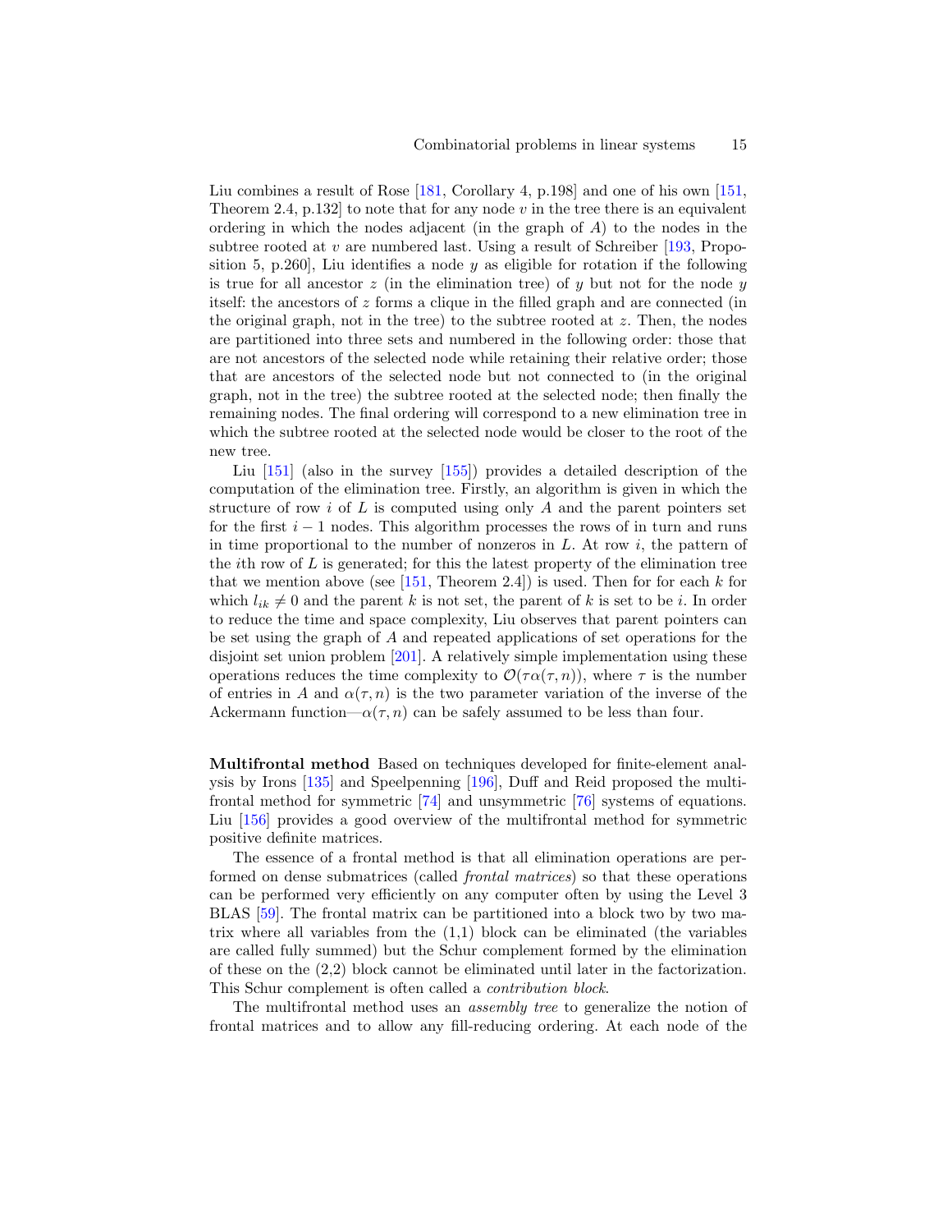Liu combines a result of Rose [181, Corollary 4, p.198] and one of his own [151, Theorem 2.4, p.132] to note that for any node $v$ in the tree there is an equivalent ordering in which the nodes adjacent (in the graph of $A$) to the nodes in the subtree rooted at $v$ are numbered last. Using a result of Schreiber [193, Proposition 5, p.260], Liu identifies a node $y$ as eligible for rotation if the following is true for all ancestor $z$ (in the elimination tree) of $y$ but not for the node $y$ itself: the ancestors of $z$ forms a clique in the filled graph and are connected (in the original graph, not in the tree) to the subtree rooted at $z$. Then, the nodes are partitioned into three sets and numbered in the following order: those that are not ancestors of the selected node while retaining their relative order; those that are ancestors of the selected node but not connected to (in the original graph, not in the tree) the subtree rooted at the selected node; then finally the remaining nodes. The final ordering will correspond to a new elimination tree in which the subtree rooted at the selected node would be closer to the root of the new tree.

Liu [151] (also in the survey [155]) provides a detailed description of the computation of the elimination tree. Firstly, an algorithm is given in which the structure of row $i$ of $L$ is computed using only $A$ and the parent pointers set for the first $i-1$ nodes. This algorithm processes the rows of in turn and runs in time proportional to the number of nonzeros in $L$. At row $i$, the pattern of the $i$th row of $L$ is generated; for this the latest property of the elimination tree that we mention above (see [151, Theorem 2.4]) is used. Then for for each $k$ for which $l_{ik} \neq 0$ and the parent $k$ is not set, the parent of $k$ is set to be $i$. In order to reduce the time and space complexity, Liu observes that parent pointers can be set using the graph of $A$ and repeated applications of set operations for the disjoint set union problem [201]. A relatively simple implementation using these operations reduces the time complexity to $\mathcal{O}(\tau\alpha(\tau, n))$, where $\tau$ is the number of entries in $A$ and $\alpha(\tau, n)$ is the two parameter variation of the inverse of the Ackermann function—$\alpha(\tau, n)$ can be safely assumed to be less than four.

**Multifrontal method** Based on techniques developed for finite-element analysis by Irons [135] and Speelpenning [196], Duff and Reid proposed the multifrontal method for symmetric [74] and unsymmetric [76] systems of equations. Liu [156] provides a good overview of the multifrontal method for symmetric positive definite matrices.

The essence of a frontal method is that all elimination operations are performed on dense submatrices (called *frontal matrices*) so that these operations can be performed very efficiently on any computer often by using the Level 3 BLAS [59]. The frontal matrix can be partitioned into a block two by two matrix where all variables from the (1,1) block can be eliminated (the variables are called fully summed) but the Schur complement formed by the elimination of these on the (2,2) block cannot be eliminated until later in the factorization. This Schur complement is often called a *contribution block*.

The multifrontal method uses an *assembly tree* to generalize the notion of frontal matrices and to allow any fill-reducing ordering. At each node of the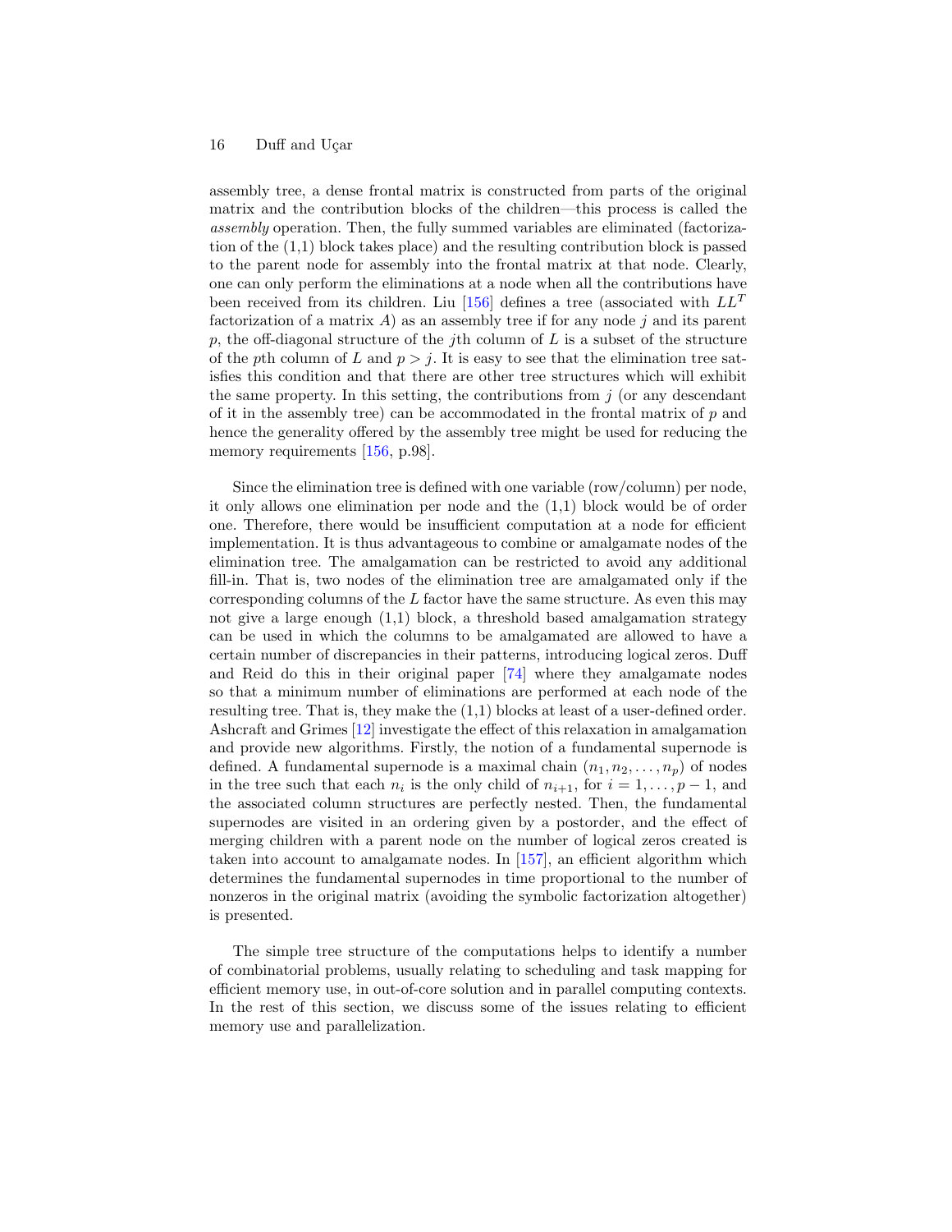assembly tree, a dense frontal matrix is constructed from parts of the original matrix and the contribution blocks of the children—this process is called the *assembly* operation. Then, the fully summed variables are eliminated (factorization of the (1,1) block takes place) and the resulting contribution block is passed to the parent node for assembly into the frontal matrix at that node. Clearly, one can only perform the eliminations at a node when all the contributions have been received from its children. Liu [156] defines a tree (associated with $LL^T$ factorization of a matrix $A$) as an assembly tree if for any node $j$ and its parent $p$, the off-diagonal structure of the $j$th column of $L$ is a subset of the structure of the $p$th column of $L$ and $p > j$. It is easy to see that the elimination tree satisfies this condition and that there are other tree structures which will exhibit the same property. In this setting, the contributions from $j$ (or any descendant of it in the assembly tree) can be accommodated in the frontal matrix of $p$ and hence the generality offered by the assembly tree might be used for reducing the memory requirements [156, p.98].

Since the elimination tree is defined with one variable (row/column) per node, it only allows one elimination per node and the (1,1) block would be of order one. Therefore, there would be insufficient computation at a node for efficient implementation. It is thus advantageous to combine or amalgamate nodes of the elimination tree. The amalgamation can be restricted to avoid any additional fill-in. That is, two nodes of the elimination tree are amalgamated only if the corresponding columns of the $L$ factor have the same structure. As even this may not give a large enough (1,1) block, a threshold based amalgamation strategy can be used in which the columns to be amalgamated are allowed to have a certain number of discrepancies in their patterns, introducing logical zeros. Duff and Reid do this in their original paper [74] where they amalgamate nodes so that a minimum number of eliminations are performed at each node of the resulting tree. That is, they make the (1,1) blocks at least of a user-defined order. Ashcraft and Grimes [12] investigate the effect of this relaxation in amalgamation and provide new algorithms. Firstly, the notion of a fundamental supernode is defined. A fundamental supernode is a maximal chain $(n_1, n_2, \ldots, n_p)$ of nodes in the tree such that each $n_i$ is the only child of $n_{i+1}$, for $i = 1, \ldots, p-1$, and the associated column structures are perfectly nested. Then, the fundamental supernodes are visited in an ordering given by a postorder, and the effect of merging children with a parent node on the number of logical zeros created is taken into account to amalgamate nodes. In [157], an efficient algorithm which determines the fundamental supernodes in time proportional to the number of nonzeros in the original matrix (avoiding the symbolic factorization altogether) is presented.

The simple tree structure of the computations helps to identify a number of combinatorial problems, usually relating to scheduling and task mapping for efficient memory use, in out-of-core solution and in parallel computing contexts. In the rest of this section, we discuss some of the issues relating to efficient memory use and parallelization.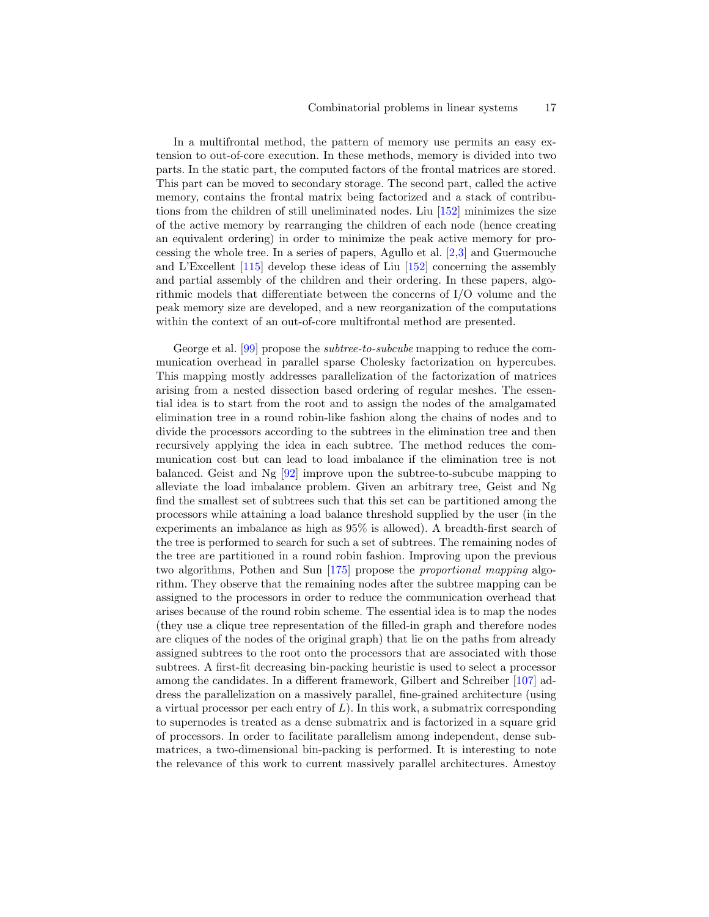In a multifrontal method, the pattern of memory use permits an easy extension to out-of-core execution. In these methods, memory is divided into two parts. In the static part, the computed factors of the frontal matrices are stored. This part can be moved to secondary storage. The second part, called the active memory, contains the frontal matrix being factorized and a stack of contributions from the children of still uneliminated nodes. Liu [152] minimizes the size of the active memory by rearranging the children of each node (hence creating an equivalent ordering) in order to minimize the peak active memory for processing the whole tree. In a series of papers, Agullo et al. [2,3] and Guermouche and L'Excellent [115] develop these ideas of Liu [152] concerning the assembly and partial assembly of the children and their ordering. In these papers, algorithmic models that differentiate between the concerns of I/O volume and the peak memory size are developed, and a new reorganization of the computations within the context of an out-of-core multifrontal method are presented.

George et al. [99] propose the *subtree-to-subcube* mapping to reduce the communication overhead in parallel sparse Cholesky factorization on hypercubes. This mapping mostly addresses parallelization of the factorization of matrices arising from a nested dissection based ordering of regular meshes. The essential idea is to start from the root and to assign the nodes of the amalgamated elimination tree in a round robin-like fashion along the chains of nodes and to divide the processors according to the subtrees in the elimination tree and then recursively applying the idea in each subtree. The method reduces the communication cost but can lead to load imbalance if the elimination tree is not balanced. Geist and Ng [92] improve upon the subtree-to-subcube mapping to alleviate the load imbalance problem. Given an arbitrary tree, Geist and Ng find the smallest set of subtrees such that this set can be partitioned among the processors while attaining a load balance threshold supplied by the user (in the experiments an imbalance as high as 95% is allowed). A breadth-first search of the tree is performed to search for such a set of subtrees. The remaining nodes of the tree are partitioned in a round robin fashion. Improving upon the previous two algorithms, Pothen and Sun [175] propose the *proportional mapping* algorithm. They observe that the remaining nodes after the subtree mapping can be assigned to the processors in order to reduce the communication overhead that arises because of the round robin scheme. The essential idea is to map the nodes (they use a clique tree representation of the filled-in graph and therefore nodes are cliques of the nodes of the original graph) that lie on the paths from already assigned subtrees to the root onto the processors that are associated with those subtrees. A first-fit decreasing bin-packing heuristic is used to select a processor among the candidates. In a different framework, Gilbert and Schreiber [107] address the parallelization on a massively parallel, fine-grained architecture (using a virtual processor per each entry of $L$). In this work, a submatrix corresponding to supernodes is treated as a dense submatrix and is factorized in a square grid of processors. In order to facilitate parallelism among independent, dense submatrices, a two-dimensional bin-packing is performed. It is interesting to note the relevance of this work to current massively parallel architectures. Amestoy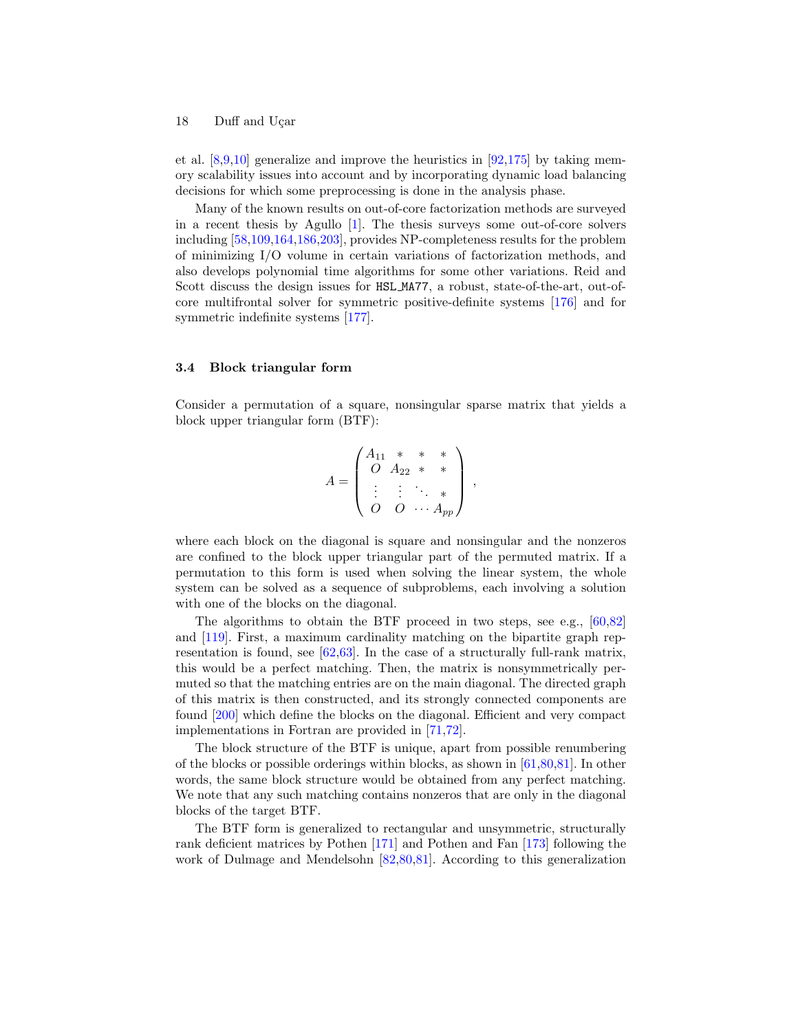et al. [8,9,10] generalize and improve the heuristics in [92,175] by taking memory scalability issues into account and by incorporating dynamic load balancing decisions for which some preprocessing is done in the analysis phase.

Many of the known results on out-of-core factorization methods are surveyed in a recent thesis by Agullo [1]. The thesis surveys some out-of-core solvers including [58,109,164,186,203], provides NP-completeness results for the problem of minimizing I/O volume in certain variations of factorization methods, and also develops polynomial time algorithms for some other variations. Reid and Scott discuss the design issues for `HSL_MA77`, a robust, state-of-the-art, out-of-core multifrontal solver for symmetric positive-definite systems [176] and for symmetric indefinite systems [177].

### 3.4 Block triangular form

Consider a permutation of a square, nonsingular sparse matrix that yields a block upper triangular form (BTF):

$$A = \begin{pmatrix} A_{11} & * & * & * \\ O & A_{22} & * & * \\ \vdots & \vdots & \ddots & * \\ O & O & \cdots & A_{pp} \end{pmatrix} ,$$

where each block on the diagonal is square and nonsingular and the nonzeros are confined to the block upper triangular part of the permuted matrix. If a permutation to this form is used when solving the linear system, the whole system can be solved as a sequence of subproblems, each involving a solution with one of the blocks on the diagonal.

The algorithms to obtain the BTF proceed in two steps, see e.g., [60,82] and [119]. First, a maximum cardinality matching on the bipartite graph representation is found, see [62,63]. In the case of a structurally full-rank matrix, this would be a perfect matching. Then, the matrix is nonsymmetrically permuted so that the matching entries are on the main diagonal. The directed graph of this matrix is then constructed, and its strongly connected components are found [200] which define the blocks on the diagonal. Efficient and very compact implementations in Fortran are provided in [71,72].

The block structure of the BTF is unique, apart from possible renumbering of the blocks or possible orderings within blocks, as shown in [61,80,81]. In other words, the same block structure would be obtained from any perfect matching. We note that any such matching contains nonzeros that are only in the diagonal blocks of the target BTF.

The BTF form is generalized to rectangular and unsymmetric, structurally rank deficient matrices by Pothen [171] and Pothen and Fan [173] following the work of Dulmage and Mendelsohn [82,80,81]. According to this generalization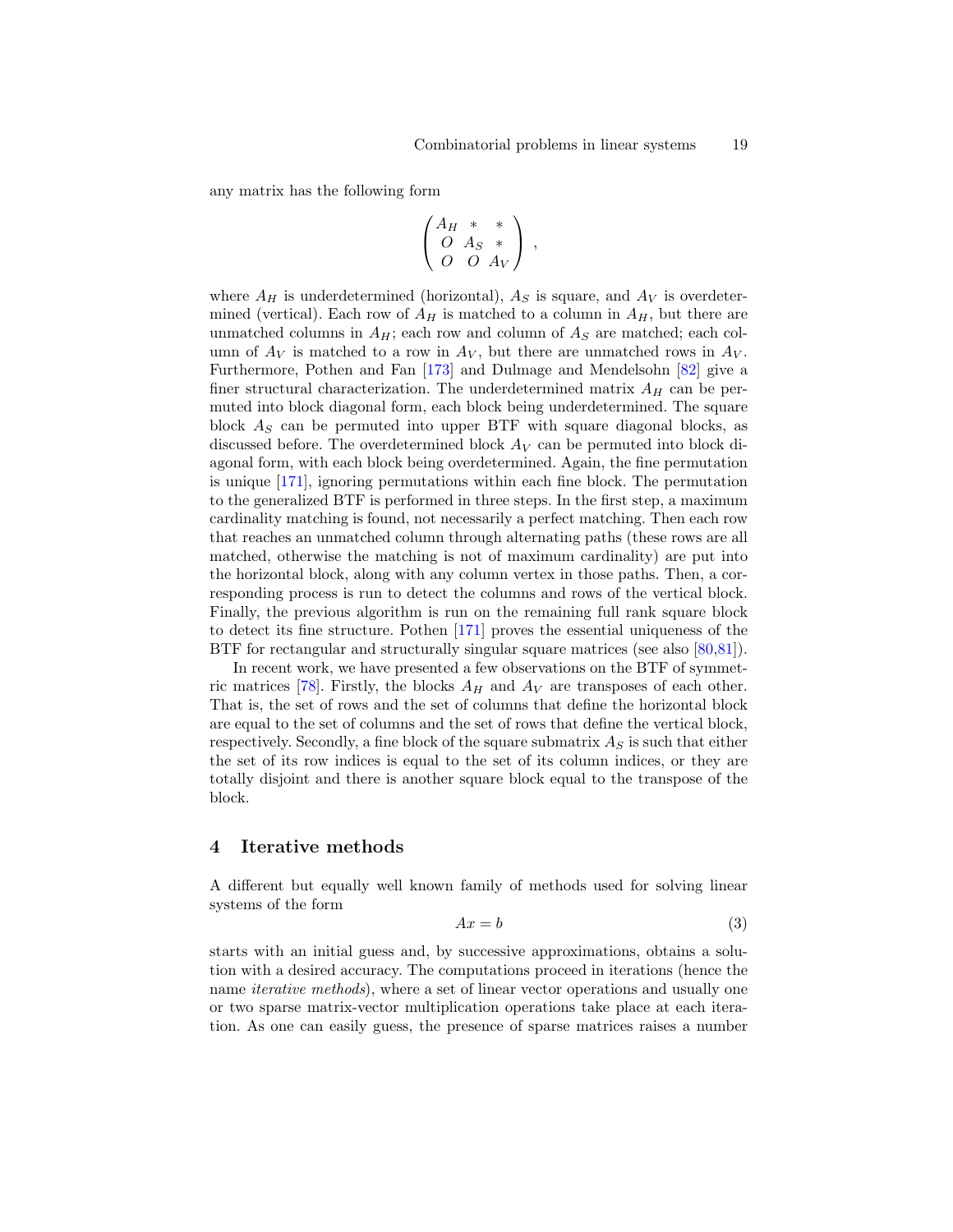any matrix has the following form

$$\begin{pmatrix} A_H & * & * \\ O & A_S & * \\ O & O & A_V \end{pmatrix} ,$$

where $A_H$ is underdetermined (horizontal), $A_S$ is square, and $A_V$ is overdetermined (vertical). Each row of $A_H$ is matched to a column in $A_H$, but there are unmatched columns in $A_H$; each row and column of $A_S$ are matched; each column of $A_V$ is matched to a row in $A_V$, but there are unmatched rows in $A_V$. Furthermore, Pothen and Fan [173] and Dulmage and Mendelsohn [82] give a finer structural characterization. The underdetermined matrix $A_H$ can be permuted into block diagonal form, each block being underdetermined. The square block $A_S$ can be permuted into upper BTF with square diagonal blocks, as discussed before. The overdetermined block $A_V$ can be permuted into block diagonal form, with each block being overdetermined. Again, the fine permutation is unique [171], ignoring permutations within each fine block. The permutation to the generalized BTF is performed in three steps. In the first step, a maximum cardinality matching is found, not necessarily a perfect matching. Then each row that reaches an unmatched column through alternating paths (these rows are all matched, otherwise the matching is not of maximum cardinality) are put into the horizontal block, along with any column vertex in those paths. Then, a corresponding process is run to detect the columns and rows of the vertical block. Finally, the previous algorithm is run on the remaining full rank square block to detect its fine structure. Pothen [171] proves the essential uniqueness of the BTF for rectangular and structurally singular square matrices (see also [80,81]).

In recent work, we have presented a few observations on the BTF of symmetric matrices [78]. Firstly, the blocks $A_H$ and $A_V$ are transposes of each other. That is, the set of rows and the set of columns that define the horizontal block are equal to the set of columns and the set of rows that define the vertical block, respectively. Secondly, a fine block of the square submatrix $A_S$ is such that either the set of its row indices is equal to the set of its column indices, or they are totally disjoint and there is another square block equal to the transpose of the block.

## 4 Iterative methods

A different but equally well known family of methods used for solving linear systems of the form

$$Ax = b \tag{3}$$

starts with an initial guess and, by successive approximations, obtains a solution with a desired accuracy. The computations proceed in iterations (hence the name *iterative methods*), where a set of linear vector operations and usually one or two sparse matrix-vector multiplication operations take place at each iteration. As one can easily guess, the presence of sparse matrices raises a number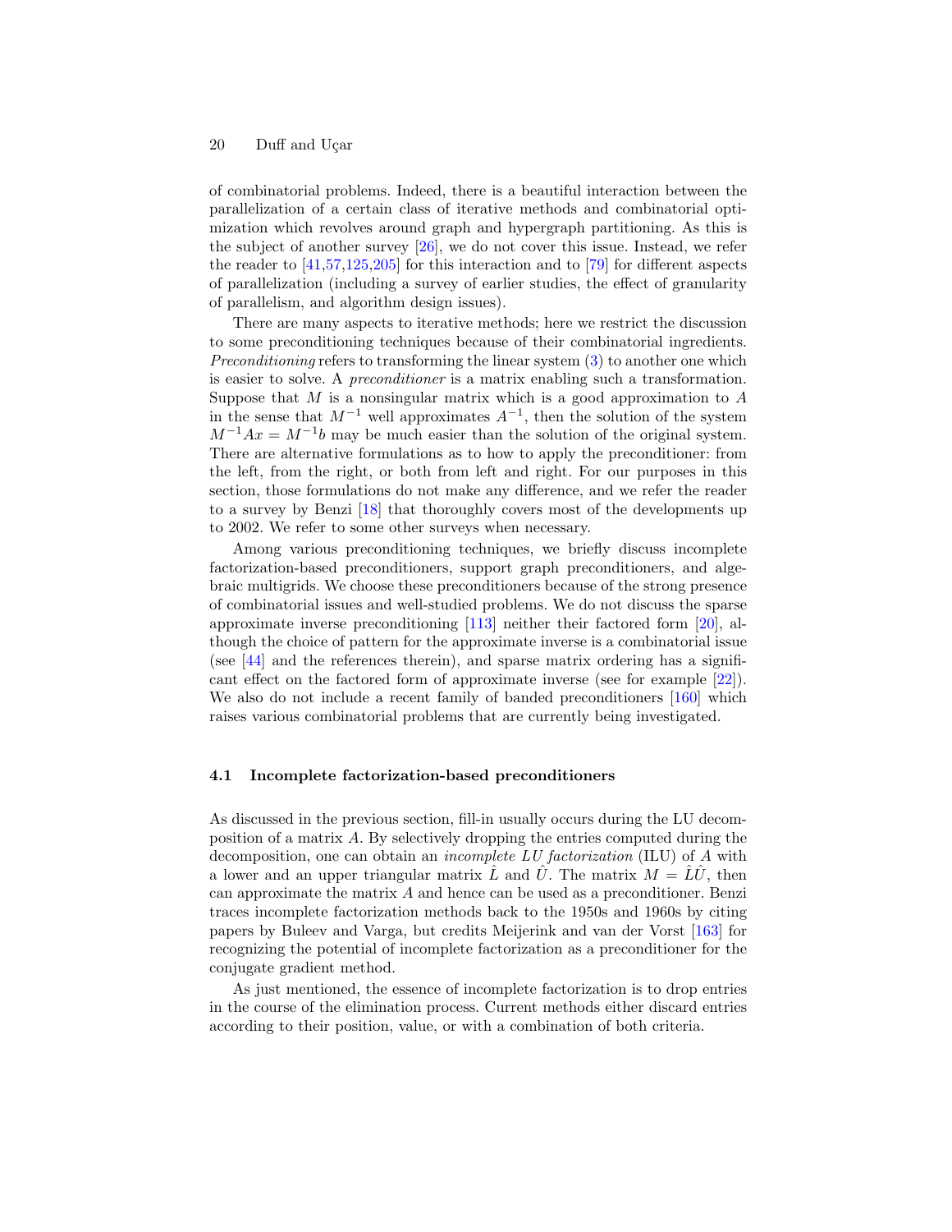of combinatorial problems. Indeed, there is a beautiful interaction between the parallelization of a certain class of iterative methods and combinatorial optimization which revolves around graph and hypergraph partitioning. As this is the subject of another survey [26], we do not cover this issue. Instead, we refer the reader to [41,57,125,205] for this interaction and to [79] for different aspects of parallelization (including a survey of earlier studies, the effect of granularity of parallelism, and algorithm design issues).

There are many aspects to iterative methods; here we restrict the discussion to some preconditioning techniques because of their combinatorial ingredients. *Preconditioning* refers to transforming the linear system (3) to another one which is easier to solve. A *preconditioner* is a matrix enabling such a transformation. Suppose that $M$ is a nonsingular matrix which is a good approximation to $A$ in the sense that $M^{-1}$ well approximates $A^{-1}$, then the solution of the system $M^{-1}Ax = M^{-1}b$ may be much easier than the solution of the original system. There are alternative formulations as to how to apply the preconditioner: from the left, from the right, or both from left and right. For our purposes in this section, those formulations do not make any difference, and we refer the reader to a survey by Benzi [18] that thoroughly covers most of the developments up to 2002. We refer to some other surveys when necessary.

Among various preconditioning techniques, we briefly discuss incomplete factorization-based preconditioners, support graph preconditioners, and algebraic multigrids. We choose these preconditioners because of the strong presence of combinatorial issues and well-studied problems. We do not discuss the sparse approximate inverse preconditioning [113] neither their factored form [20], although the choice of pattern for the approximate inverse is a combinatorial issue (see [44] and the references therein), and sparse matrix ordering has a significant effect on the factored form of approximate inverse (see for example [22]). We also do not include a recent family of banded preconditioners [160] which raises various combinatorial problems that are currently being investigated.

### 4.1 Incomplete factorization-based preconditioners

As discussed in the previous section, fill-in usually occurs during the LU decomposition of a matrix $A$. By selectively dropping the entries computed during the decomposition, one can obtain an *incomplete LU factorization* (ILU) of $A$ with a lower and an upper triangular matrix $\hat{L}$ and $\hat{U}$. The matrix $M = \hat{L}\hat{U}$, then can approximate the matrix $A$ and hence can be used as a preconditioner. Benzi traces incomplete factorization methods back to the 1950s and 1960s by citing papers by Buleev and Varga, but credits Meijerink and van der Vorst [163] for recognizing the potential of incomplete factorization as a preconditioner for the conjugate gradient method.

As just mentioned, the essence of incomplete factorization is to drop entries in the course of the elimination process. Current methods either discard entries according to their position, value, or with a combination of both criteria.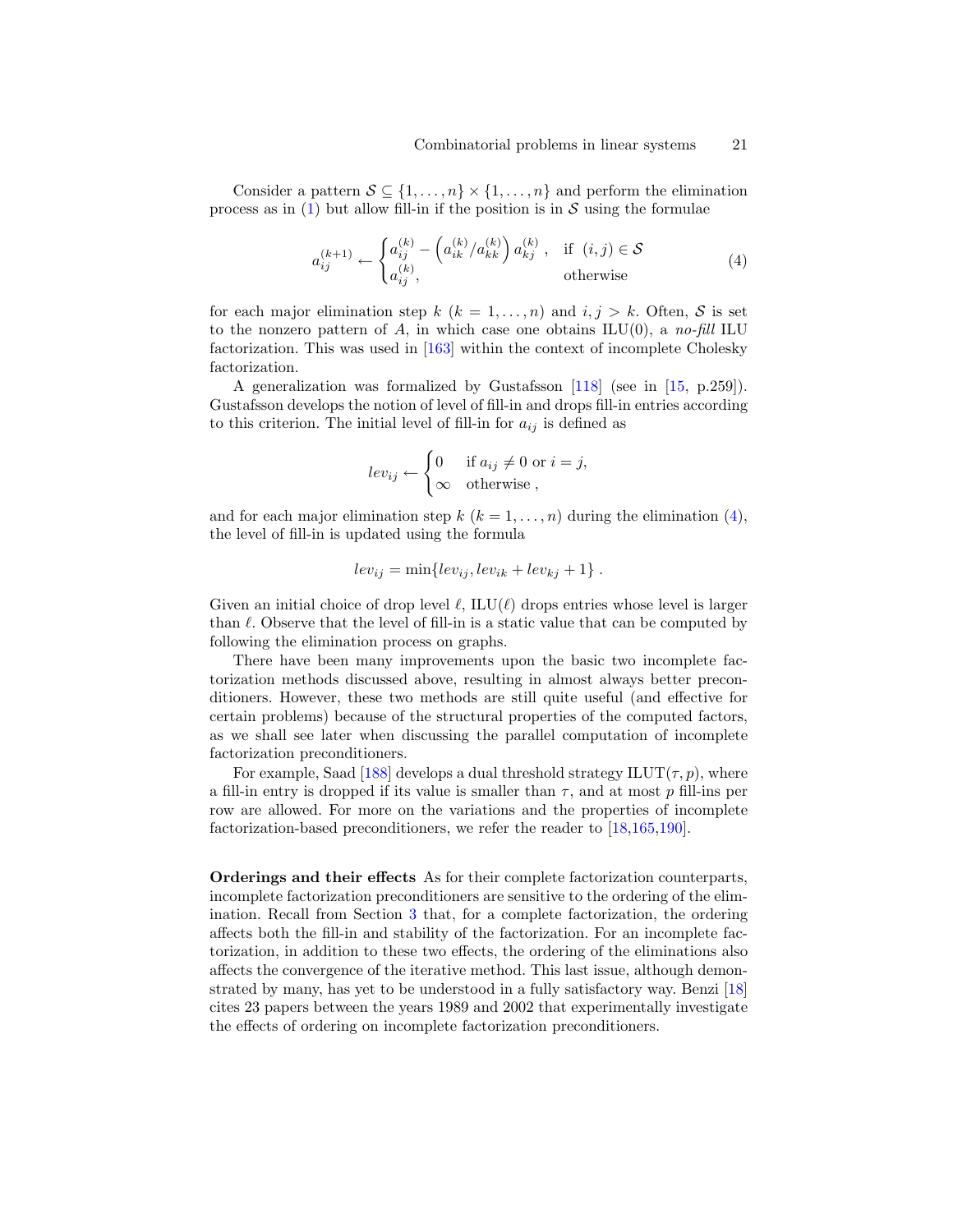Consider a pattern $\mathcal{S} \subseteq \{1, \ldots, n\} \times \{1, \ldots, n\}$ and perform the elimination process as in (1) but allow fill-in if the position is in $\mathcal{S}$ using the formulae

$$a_{ij}^{(k+1)} \leftarrow \begin{cases} a_{ij}^{(k)} - \left(a_{ik}^{(k)}/a_{kk}^{(k)}\right) a_{kj}^{(k)}\ , & \text{if } (i,j) \in \mathcal{S} \\ a_{ij}^{(k)}, & \text{otherwise} \end{cases} \tag{4}$$

for each major elimination step $k$ ($k = 1, \ldots, n$) and $i, j > k$. Often, $\mathcal{S}$ is set to the nonzero pattern of $A$, in which case one obtains ILU(0), a *no-fill* ILU factorization. This was used in [163] within the context of incomplete Cholesky factorization.

A generalization was formalized by Gustafsson [118] (see in [15, p.259]). Gustafsson develops the notion of level of fill-in and drops fill-in entries according to this criterion. The initial level of fill-in for $a_{ij}$ is defined as

$$lev_{ij} \leftarrow \begin{cases} 0 & \text{if } a_{ij} \neq 0 \text{ or } i = j, \\ \infty & \text{otherwise}\ , \end{cases}$$

and for each major elimination step $k$ ($k = 1, \ldots, n$) during the elimination (4), the level of fill-in is updated using the formula

$$lev_{ij} = \min\{lev_{ij}, lev_{ik} + lev_{kj} + 1\}\ .$$

Given an initial choice of drop level $\ell$, ILU($\ell$) drops entries whose level is larger than $\ell$. Observe that the level of fill-in is a static value that can be computed by following the elimination process on graphs.

There have been many improvements upon the basic two incomplete factorization methods discussed above, resulting in almost always better preconditioners. However, these two methods are still quite useful (and effective for certain problems) because of the structural properties of the computed factors, as we shall see later when discussing the parallel computation of incomplete factorization preconditioners.

For example, Saad [188] develops a dual threshold strategy ILUT($\tau, p$), where a fill-in entry is dropped if its value is smaller than $\tau$, and at most $p$ fill-ins per row are allowed. For more on the variations and the properties of incomplete factorization-based preconditioners, we refer the reader to [18,165,190].

**Orderings and their effects** As for their complete factorization counterparts, incomplete factorization preconditioners are sensitive to the ordering of the elimination. Recall from Section 3 that, for a complete factorization, the ordering affects both the fill-in and stability of the factorization. For an incomplete factorization, in addition to these two effects, the ordering of the eliminations also affects the convergence of the iterative method. This last issue, although demonstrated by many, has yet to be understood in a fully satisfactory way. Benzi [18] cites 23 papers between the years 1989 and 2002 that experimentally investigate the effects of ordering on incomplete factorization preconditioners.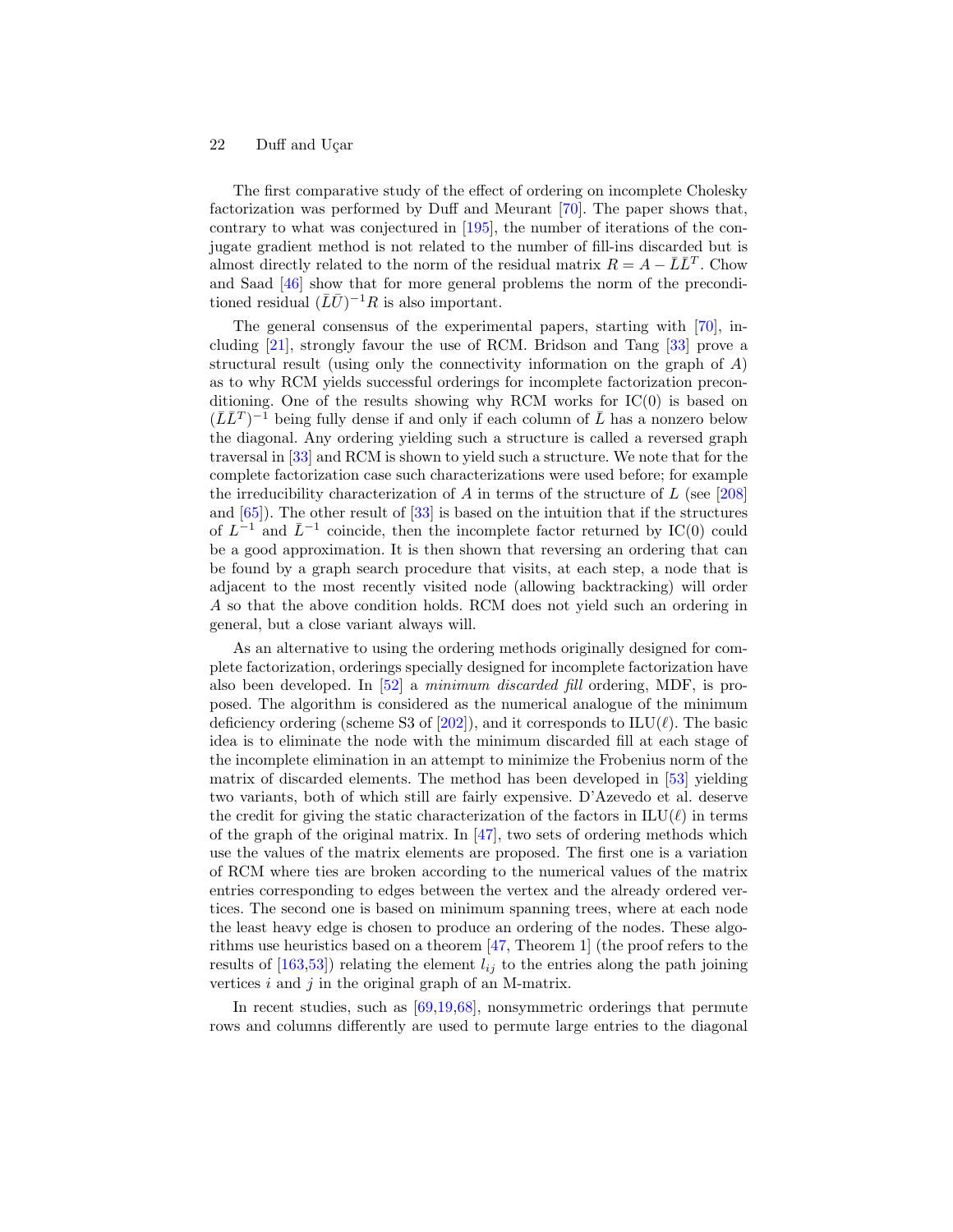The first comparative study of the effect of ordering on incomplete Cholesky factorization was performed by Duff and Meurant [70]. The paper shows that, contrary to what was conjectured in [195], the number of iterations of the conjugate gradient method is not related to the number of fill-ins discarded but is almost directly related to the norm of the residual matrix $R = A - \bar{L}\bar{L}^T$. Chow and Saad [46] show that for more general problems the norm of the preconditioned residual $(\bar{L}\bar{U})^{-1}R$ is also important.

The general consensus of the experimental papers, starting with [70], including [21], strongly favour the use of RCM. Bridson and Tang [33] prove a structural result (using only the connectivity information on the graph of $A$) as to why RCM yields successful orderings for incomplete factorization preconditioning. One of the results showing why RCM works for IC(0) is based on $(\bar{L}\bar{L}^T)^{-1}$ being fully dense if and only if each column of $\bar{L}$ has a nonzero below the diagonal. Any ordering yielding such a structure is called a reversed graph traversal in [33] and RCM is shown to yield such a structure. We note that for the complete factorization case such characterizations were used before; for example the irreducibility characterization of $A$ in terms of the structure of $L$ (see [208] and [65]). The other result of [33] is based on the intuition that if the structures of $L^{-1}$ and $\bar{L}^{-1}$ coincide, then the incomplete factor returned by IC(0) could be a good approximation. It is then shown that reversing an ordering that can be found by a graph search procedure that visits, at each step, a node that is adjacent to the most recently visited node (allowing backtracking) will order $A$ so that the above condition holds. RCM does not yield such an ordering in general, but a close variant always will.

As an alternative to using the ordering methods originally designed for complete factorization, orderings specially designed for incomplete factorization have also been developed. In [52] a *minimum discarded fill* ordering, MDF, is proposed. The algorithm is considered as the numerical analogue of the minimum deficiency ordering (scheme S3 of [202]), and it corresponds to ILU($\ell$). The basic idea is to eliminate the node with the minimum discarded fill at each stage of the incomplete elimination in an attempt to minimize the Frobenius norm of the matrix of discarded elements. The method has been developed in [53] yielding two variants, both of which still are fairly expensive. D'Azevedo et al. deserve the credit for giving the static characterization of the factors in ILU($\ell$) in terms of the graph of the original matrix. In [47], two sets of ordering methods which use the values of the matrix elements are proposed. The first one is a variation of RCM where ties are broken according to the numerical values of the matrix entries corresponding to edges between the vertex and the already ordered vertices. The second one is based on minimum spanning trees, where at each node the least heavy edge is chosen to produce an ordering of the nodes. These algorithms use heuristics based on a theorem [47, Theorem 1] (the proof refers to the results of [163,53]) relating the element $l_{ij}$ to the entries along the path joining vertices $i$ and $j$ in the original graph of an M-matrix.

In recent studies, such as [69,19,68], nonsymmetric orderings that permute rows and columns differently are used to permute large entries to the diagonal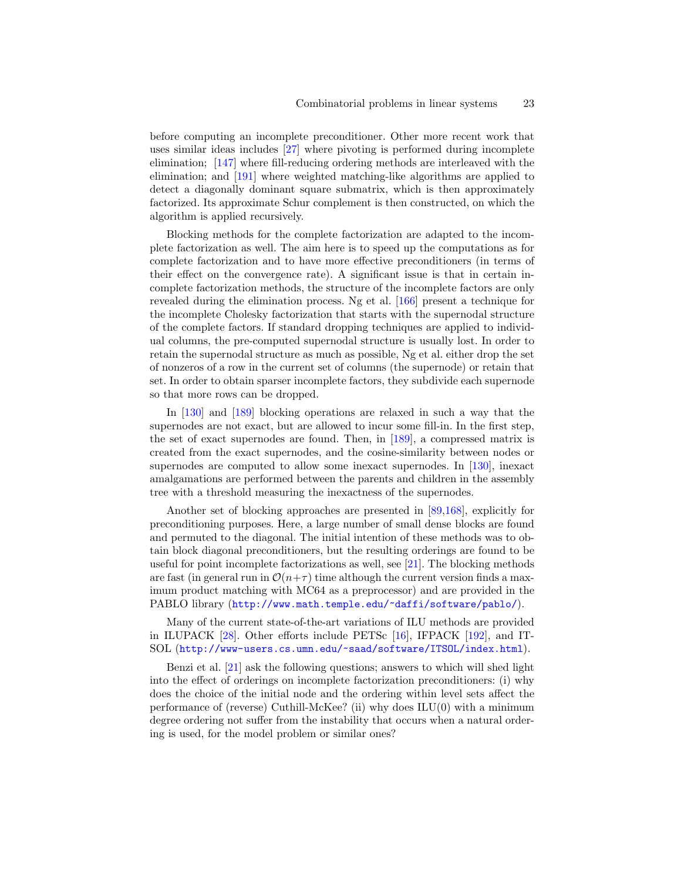before computing an incomplete preconditioner. Other more recent work that uses similar ideas includes [27] where pivoting is performed during incomplete elimination; [147] where fill-reducing ordering methods are interleaved with the elimination; and [191] where weighted matching-like algorithms are applied to detect a diagonally dominant square submatrix, which is then approximately factorized. Its approximate Schur complement is then constructed, on which the algorithm is applied recursively.

Blocking methods for the complete factorization are adapted to the incomplete factorization as well. The aim here is to speed up the computations as for complete factorization and to have more effective preconditioners (in terms of their effect on the convergence rate). A significant issue is that in certain incomplete factorization methods, the structure of the incomplete factors are only revealed during the elimination process. Ng et al. [166] present a technique for the incomplete Cholesky factorization that starts with the supernodal structure of the complete factors. If standard dropping techniques are applied to individual columns, the pre-computed supernodal structure is usually lost. In order to retain the supernodal structure as much as possible, Ng et al. either drop the set of nonzeros of a row in the current set of columns (the supernode) or retain that set. In order to obtain sparser incomplete factors, they subdivide each supernode so that more rows can be dropped.

In [130] and [189] blocking operations are relaxed in such a way that the supernodes are not exact, but are allowed to incur some fill-in. In the first step, the set of exact supernodes are found. Then, in [189], a compressed matrix is created from the exact supernodes, and the cosine-similarity between nodes or supernodes are computed to allow some inexact supernodes. In [130], inexact amalgamations are performed between the parents and children in the assembly tree with a threshold measuring the inexactness of the supernodes.

Another set of blocking approaches are presented in [89,168], explicitly for preconditioning purposes. Here, a large number of small dense blocks are found and permuted to the diagonal. The initial intention of these methods was to obtain block diagonal preconditioners, but the resulting orderings are found to be useful for point incomplete factorizations as well, see [21]. The blocking methods are fast (in general run in $\mathcal{O}(n+\tau)$ time although the current version finds a maximum product matching with MC64 as a preprocessor) and are provided in the PABLO library (http://www.math.temple.edu/~daffi/software/pablo/).

Many of the current state-of-the-art variations of ILU methods are provided in ILUPACK [28]. Other efforts include PETSc [16], IFPACK [192], and ITSOL (http://www-users.cs.umn.edu/~saad/software/ITSOL/index.html).

Benzi et al. [21] ask the following questions; answers to which will shed light into the effect of orderings on incomplete factorization preconditioners: (i) why does the choice of the initial node and the ordering within level sets affect the performance of (reverse) Cuthill-McKee? (ii) why does ILU(0) with a minimum degree ordering not suffer from the instability that occurs when a natural ordering is used, for the model problem or similar ones?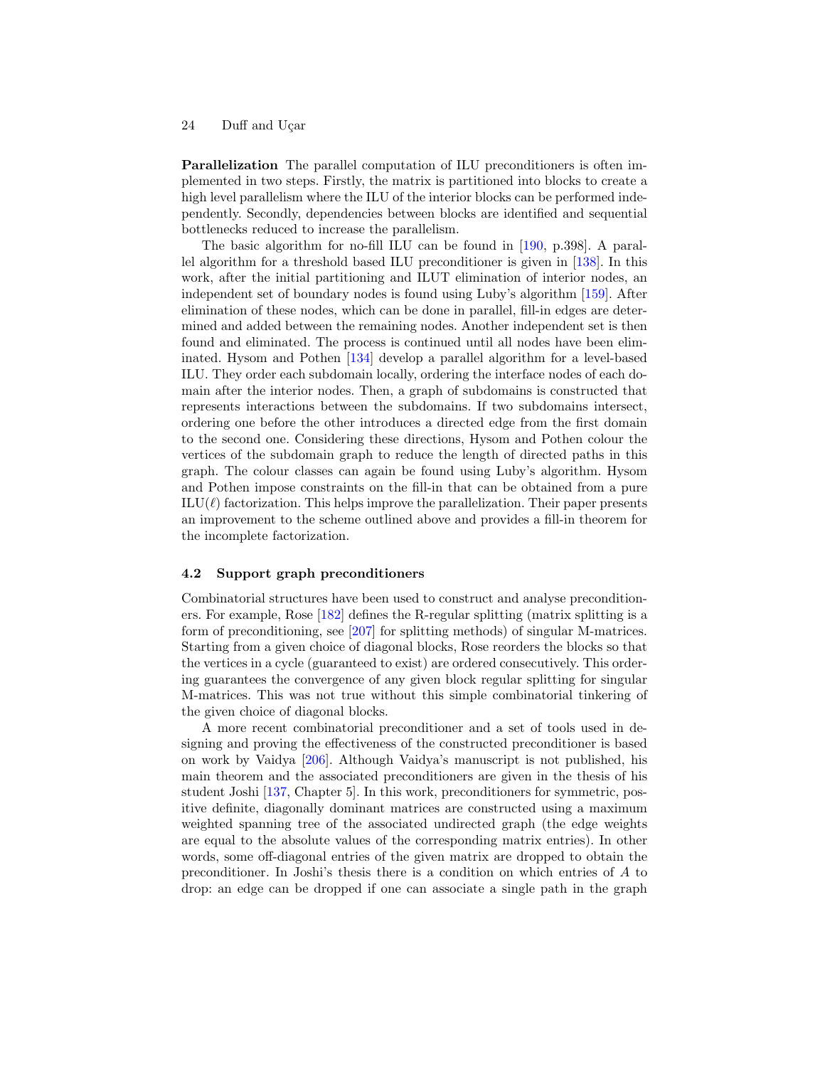**Parallelization** The parallel computation of ILU preconditioners is often implemented in two steps. Firstly, the matrix is partitioned into blocks to create a high level parallelism where the ILU of the interior blocks can be performed independently. Secondly, dependencies between blocks are identified and sequential bottlenecks reduced to increase the parallelism.

The basic algorithm for no-fill ILU can be found in [190, p.398]. A parallel algorithm for a threshold based ILU preconditioner is given in [138]. In this work, after the initial partitioning and ILUT elimination of interior nodes, an independent set of boundary nodes is found using Luby's algorithm [159]. After elimination of these nodes, which can be done in parallel, fill-in edges are determined and added between the remaining nodes. Another independent set is then found and eliminated. The process is continued until all nodes have been eliminated. Hysom and Pothen [134] develop a parallel algorithm for a level-based ILU. They order each subdomain locally, ordering the interface nodes of each domain after the interior nodes. Then, a graph of subdomains is constructed that represents interactions between the subdomains. If two subdomains intersect, ordering one before the other introduces a directed edge from the first domain to the second one. Considering these directions, Hysom and Pothen colour the vertices of the subdomain graph to reduce the length of directed paths in this graph. The colour classes can again be found using Luby's algorithm. Hysom and Pothen impose constraints on the fill-in that can be obtained from a pure ILU($\ell$) factorization. This helps improve the parallelization. Their paper presents an improvement to the scheme outlined above and provides a fill-in theorem for the incomplete factorization.

### 4.2 Support graph preconditioners

Combinatorial structures have been used to construct and analyse preconditioners. For example, Rose [182] defines the R-regular splitting (matrix splitting is a form of preconditioning, see [207] for splitting methods) of singular M-matrices. Starting from a given choice of diagonal blocks, Rose reorders the blocks so that the vertices in a cycle (guaranteed to exist) are ordered consecutively. This ordering guarantees the convergence of any given block regular splitting for singular M-matrices. This was not true without this simple combinatorial tinkering of the given choice of diagonal blocks.

A more recent combinatorial preconditioner and a set of tools used in designing and proving the effectiveness of the constructed preconditioner is based on work by Vaidya [206]. Although Vaidya's manuscript is not published, his main theorem and the associated preconditioners are given in the thesis of his student Joshi [137, Chapter 5]. In this work, preconditioners for symmetric, positive definite, diagonally dominant matrices are constructed using a maximum weighted spanning tree of the associated undirected graph (the edge weights are equal to the absolute values of the corresponding matrix entries). In other words, some off-diagonal entries of the given matrix are dropped to obtain the preconditioner. In Joshi's thesis there is a condition on which entries of $A$ to drop: an edge can be dropped if one can associate a single path in the graph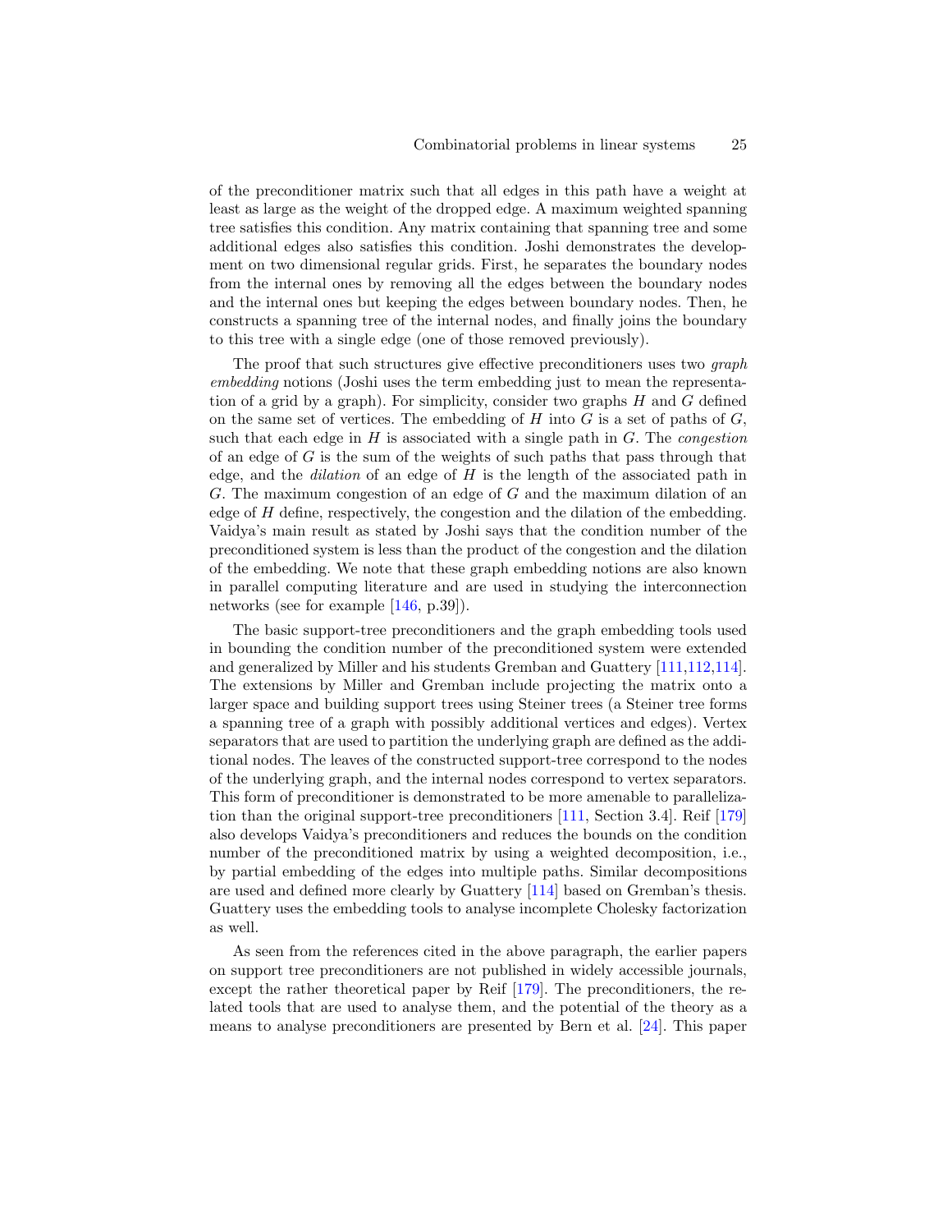of the preconditioner matrix such that all edges in this path have a weight at least as large as the weight of the dropped edge. A maximum weighted spanning tree satisfies this condition. Any matrix containing that spanning tree and some additional edges also satisfies this condition. Joshi demonstrates the development on two dimensional regular grids. First, he separates the boundary nodes from the internal ones by removing all the edges between the boundary nodes and the internal ones but keeping the edges between boundary nodes. Then, he constructs a spanning tree of the internal nodes, and finally joins the boundary to this tree with a single edge (one of those removed previously).

The proof that such structures give effective preconditioners uses two *graph embedding* notions (Joshi uses the term embedding just to mean the representation of a grid by a graph). For simplicity, consider two graphs $H$ and $G$ defined on the same set of vertices. The embedding of $H$ into $G$ is a set of paths of $G$, such that each edge in $H$ is associated with a single path in $G$. The *congestion* of an edge of $G$ is the sum of the weights of such paths that pass through that edge, and the *dilation* of an edge of $H$ is the length of the associated path in $G$. The maximum congestion of an edge of $G$ and the maximum dilation of an edge of $H$ define, respectively, the congestion and the dilation of the embedding. Vaidya's main result as stated by Joshi says that the condition number of the preconditioned system is less than the product of the congestion and the dilation of the embedding. We note that these graph embedding notions are also known in parallel computing literature and are used in studying the interconnection networks (see for example [146, p.39]).

The basic support-tree preconditioners and the graph embedding tools used in bounding the condition number of the preconditioned system were extended and generalized by Miller and his students Gremban and Guattery [111,112,114]. The extensions by Miller and Gremban include projecting the matrix onto a larger space and building support trees using Steiner trees (a Steiner tree forms a spanning tree of a graph with possibly additional vertices and edges). Vertex separators that are used to partition the underlying graph are defined as the additional nodes. The leaves of the constructed support-tree correspond to the nodes of the underlying graph, and the internal nodes correspond to vertex separators. This form of preconditioner is demonstrated to be more amenable to parallelization than the original support-tree preconditioners [111, Section 3.4]. Reif [179] also develops Vaidya's preconditioners and reduces the bounds on the condition number of the preconditioned matrix by using a weighted decomposition, i.e., by partial embedding of the edges into multiple paths. Similar decompositions are used and defined more clearly by Guattery [114] based on Gremban's thesis. Guattery uses the embedding tools to analyse incomplete Cholesky factorization as well.

As seen from the references cited in the above paragraph, the earlier papers on support tree preconditioners are not published in widely accessible journals, except the rather theoretical paper by Reif [179]. The preconditioners, the related tools that are used to analyse them, and the potential of the theory as a means to analyse preconditioners are presented by Bern et al. [24]. This paper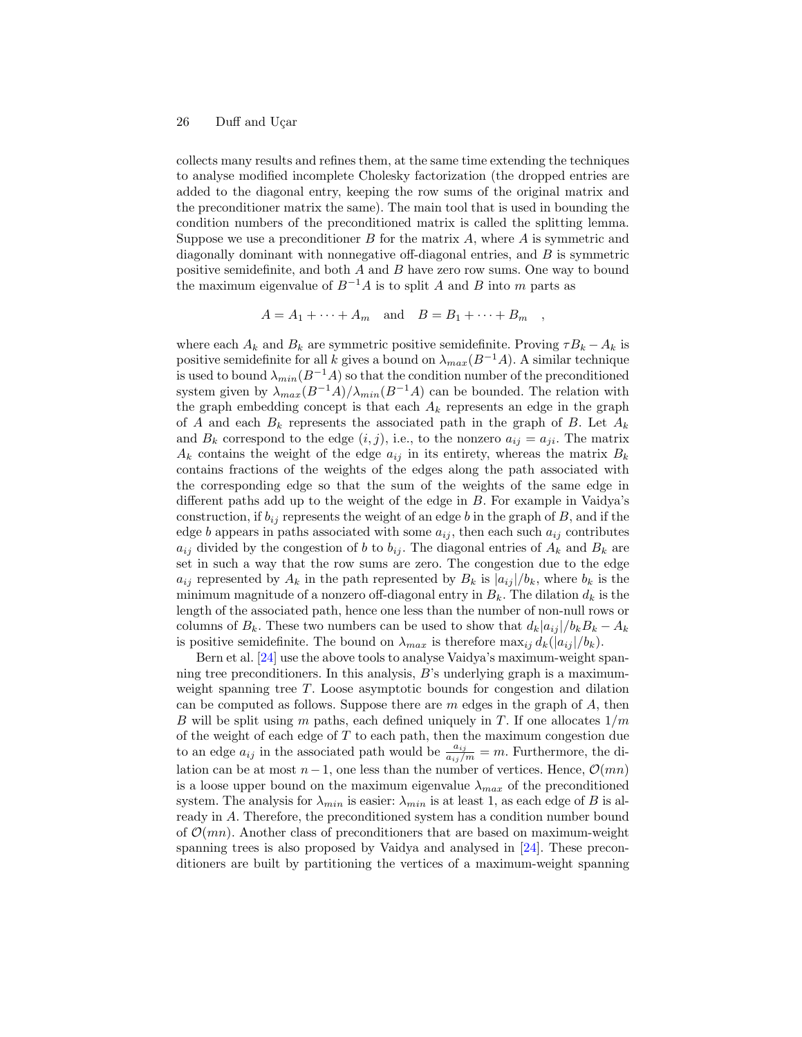collects many results and refines them, at the same time extending the techniques to analyse modified incomplete Cholesky factorization (the dropped entries are added to the diagonal entry, keeping the row sums of the original matrix and the preconditioner matrix the same). The main tool that is used in bounding the condition numbers of the preconditioned matrix is called the splitting lemma. Suppose we use a preconditioner $B$ for the matrix $A$, where $A$ is symmetric and diagonally dominant with nonnegative off-diagonal entries, and $B$ is symmetric positive semidefinite, and both $A$ and $B$ have zero row sums. One way to bound the maximum eigenvalue of $B^{-1}A$ is to split $A$ and $B$ into $m$ parts as

$$A = A_1 + \cdots + A_m \quad \text{and} \quad B = B_1 + \cdots + B_m \quad ,$$

where each $A_k$ and $B_k$ are symmetric positive semidefinite. Proving $\tau B_k - A_k$ is positive semidefinite for all $k$ gives a bound on $\lambda_{max}(B^{-1}A)$. A similar technique is used to bound $\lambda_{min}(B^{-1}A)$ so that the condition number of the preconditioned system given by $\lambda_{max}(B^{-1}A)/\lambda_{min}(B^{-1}A)$ can be bounded. The relation with the graph embedding concept is that each $A_k$ represents an edge in the graph of $A$ and each $B_k$ represents the associated path in the graph of $B$. Let $A_k$ and $B_k$ correspond to the edge $(i, j)$, i.e., to the nonzero $a_{ij} = a_{ji}$. The matrix $A_k$ contains the weight of the edge $a_{ij}$ in its entirety, whereas the matrix $B_k$ contains fractions of the weights of the edges along the path associated with the corresponding edge so that the sum of the weights of the same edge in different paths add up to the weight of the edge in $B$. For example in Vaidya's construction, if $b_{ij}$ represents the weight of an edge $b$ in the graph of $B$, and if the edge $b$ appears in paths associated with some $a_{ij}$, then each such $a_{ij}$ contributes $a_{ij}$ divided by the congestion of $b$ to $b_{ij}$. The diagonal entries of $A_k$ and $B_k$ are set in such a way that the row sums are zero. The congestion due to the edge $a_{ij}$ represented by $A_k$ in the path represented by $B_k$ is $|a_{ij}|/b_k$, where $b_k$ is the minimum magnitude of a nonzero off-diagonal entry in $B_k$. The dilation $d_k$ is the length of the associated path, hence one less than the number of non-null rows or columns of $B_k$. These two numbers can be used to show that $d_k|a_{ij}|/b_k B_k - A_k$ is positive semidefinite. The bound on $\lambda_{max}$ is therefore $\max_{ij} d_k(|a_{ij}|/b_k)$.

Bern et al. [24] use the above tools to analyse Vaidya's maximum-weight spanning tree preconditioners. In this analysis, $B$'s underlying graph is a maximum-weight spanning tree $T$. Loose asymptotic bounds for congestion and dilation can be computed as follows. Suppose there are $m$ edges in the graph of $A$, then $B$ will be split using $m$ paths, each defined uniquely in $T$. If one allocates $1/m$ of the weight of each edge of $T$ to each path, then the maximum congestion due to an edge $a_{ij}$ in the associated path would be $\frac{a_{ij}}{a_{ij}/m} = m$. Furthermore, the dilation can be at most $n-1$, one less than the number of vertices. Hence, $\mathcal{O}(mn)$ is a loose upper bound on the maximum eigenvalue $\lambda_{max}$ of the preconditioned system. The analysis for $\lambda_{min}$ is easier: $\lambda_{min}$ is at least 1, as each edge of $B$ is already in $A$. Therefore, the preconditioned system has a condition number bound of $\mathcal{O}(mn)$. Another class of preconditioners that are based on maximum-weight spanning trees is also proposed by Vaidya and analysed in [24]. These preconditioners are built by partitioning the vertices of a maximum-weight spanning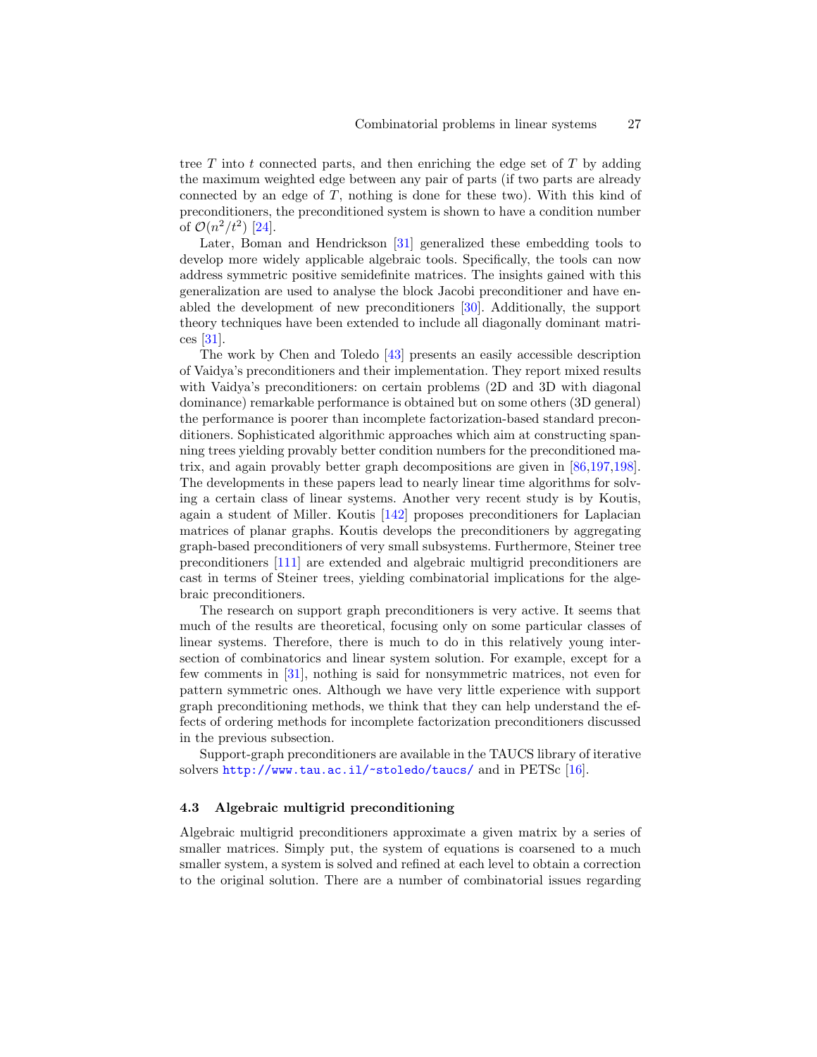tree $T$ into $t$ connected parts, and then enriching the edge set of $T$ by adding the maximum weighted edge between any pair of parts (if two parts are already connected by an edge of $T$, nothing is done for these two). With this kind of preconditioners, the preconditioned system is shown to have a condition number of $\mathcal{O}(n^2/t^2)$ [24].

Later, Boman and Hendrickson [31] generalized these embedding tools to develop more widely applicable algebraic tools. Specifically, the tools can now address symmetric positive semidefinite matrices. The insights gained with this generalization are used to analyse the block Jacobi preconditioner and have enabled the development of new preconditioners [30]. Additionally, the support theory techniques have been extended to include all diagonally dominant matrices [31].

The work by Chen and Toledo [43] presents an easily accessible description of Vaidya's preconditioners and their implementation. They report mixed results with Vaidya's preconditioners: on certain problems (2D and 3D with diagonal dominance) remarkable performance is obtained but on some others (3D general) the performance is poorer than incomplete factorization-based standard preconditioners. Sophisticated algorithmic approaches which aim at constructing spanning trees yielding provably better condition numbers for the preconditioned matrix, and again provably better graph decompositions are given in [86,197,198]. The developments in these papers lead to nearly linear time algorithms for solving a certain class of linear systems. Another very recent study is by Koutis, again a student of Miller. Koutis [142] proposes preconditioners for Laplacian matrices of planar graphs. Koutis develops the preconditioners by aggregating graph-based preconditioners of very small subsystems. Furthermore, Steiner tree preconditioners [111] are extended and algebraic multigrid preconditioners are cast in terms of Steiner trees, yielding combinatorial implications for the algebraic preconditioners.

The research on support graph preconditioners is very active. It seems that much of the results are theoretical, focusing only on some particular classes of linear systems. Therefore, there is much to do in this relatively young intersection of combinatorics and linear system solution. For example, except for a few comments in [31], nothing is said for nonsymmetric matrices, not even for pattern symmetric ones. Although we have very little experience with support graph preconditioning methods, we think that they can help understand the effects of ordering methods for incomplete factorization preconditioners discussed in the previous subsection.

Support-graph preconditioners are available in the TAUCS library of iterative solvers http://www.tau.ac.il/~stoledo/taucs/ and in PETSc [16].

### 4.3 Algebraic multigrid preconditioning

Algebraic multigrid preconditioners approximate a given matrix by a series of smaller matrices. Simply put, the system of equations is coarsened to a much smaller system, a system is solved and refined at each level to obtain a correction to the original solution. There are a number of combinatorial issues regarding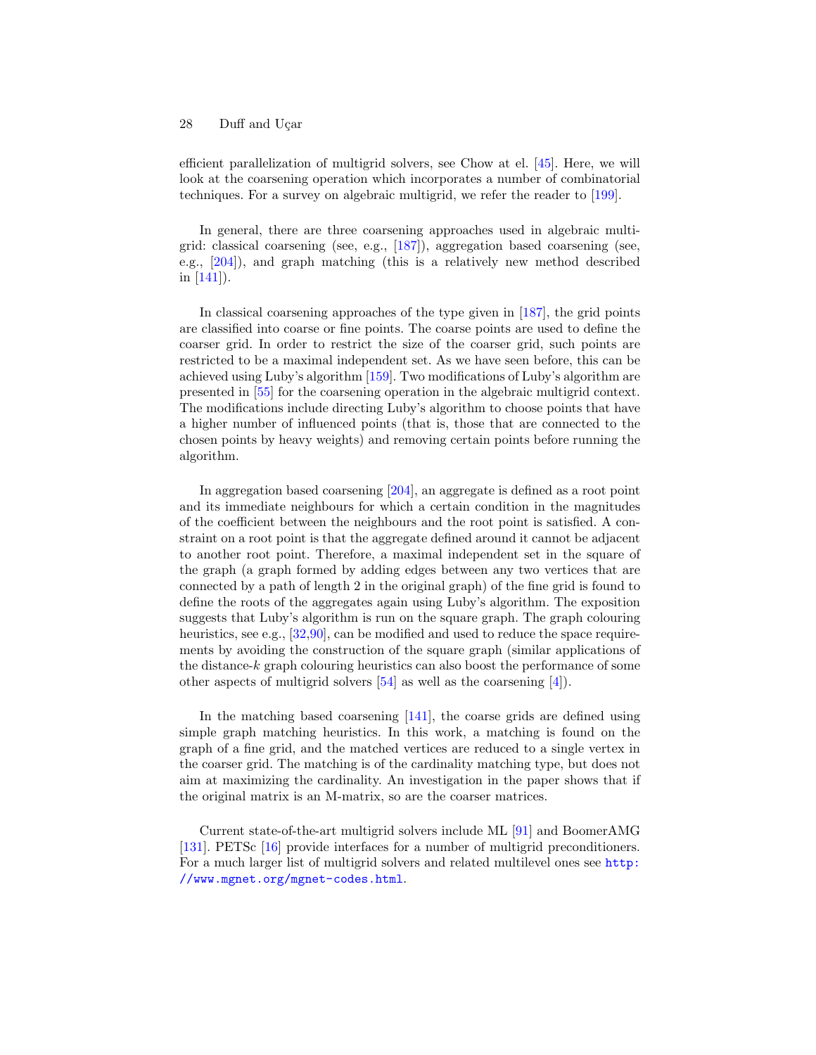efficient parallelization of multigrid solvers, see Chow at el. [45]. Here, we will look at the coarsening operation which incorporates a number of combinatorial techniques. For a survey on algebraic multigrid, we refer the reader to [199].

In general, there are three coarsening approaches used in algebraic multigrid: classical coarsening (see, e.g., [187]), aggregation based coarsening (see, e.g., [204]), and graph matching (this is a relatively new method described in [141]).

In classical coarsening approaches of the type given in [187], the grid points are classified into coarse or fine points. The coarse points are used to define the coarser grid. In order to restrict the size of the coarser grid, such points are restricted to be a maximal independent set. As we have seen before, this can be achieved using Luby's algorithm [159]. Two modifications of Luby's algorithm are presented in [55] for the coarsening operation in the algebraic multigrid context. The modifications include directing Luby's algorithm to choose points that have a higher number of influenced points (that is, those that are connected to the chosen points by heavy weights) and removing certain points before running the algorithm.

In aggregation based coarsening [204], an aggregate is defined as a root point and its immediate neighbours for which a certain condition in the magnitudes of the coefficient between the neighbours and the root point is satisfied. A constraint on a root point is that the aggregate defined around it cannot be adjacent to another root point. Therefore, a maximal independent set in the square of the graph (a graph formed by adding edges between any two vertices that are connected by a path of length 2 in the original graph) of the fine grid is found to define the roots of the aggregates again using Luby's algorithm. The exposition suggests that Luby's algorithm is run on the square graph. The graph colouring heuristics, see e.g., [32,90], can be modified and used to reduce the space requirements by avoiding the construction of the square graph (similar applications of the distance-$k$ graph colouring heuristics can also boost the performance of some other aspects of multigrid solvers [54] as well as the coarsening [4]).

In the matching based coarsening [141], the coarse grids are defined using simple graph matching heuristics. In this work, a matching is found on the graph of a fine grid, and the matched vertices are reduced to a single vertex in the coarser grid. The matching is of the cardinality matching type, but does not aim at maximizing the cardinality. An investigation in the paper shows that if the original matrix is an M-matrix, so are the coarser matrices.

Current state-of-the-art multigrid solvers include ML [91] and BoomerAMG [131]. PETSc [16] provide interfaces for a number of multigrid preconditioners. For a much larger list of multigrid solvers and related multilevel ones see http://www.mgnet.org/mgnet-codes.html.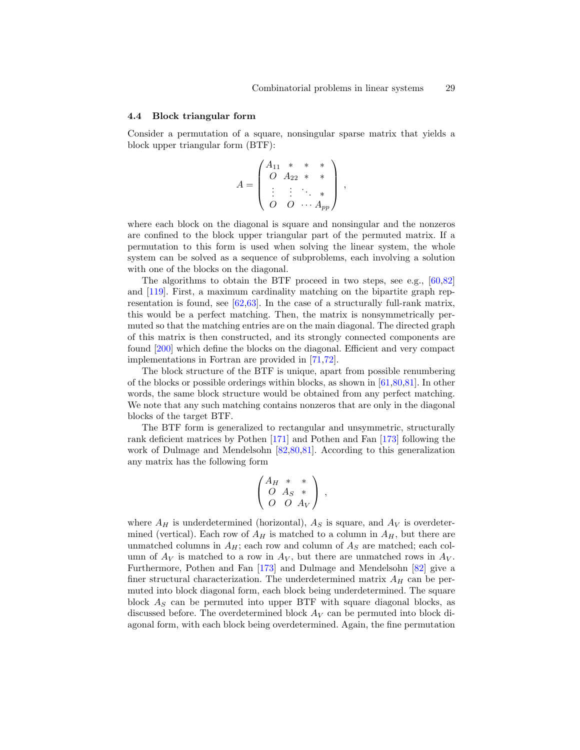### 4.4 Block triangular form

Consider a permutation of a square, nonsingular sparse matrix that yields a block upper triangular form (BTF):

$$
A = \begin{pmatrix} A_{11} & * & * & * \\ O & A_{22} & * & * \\ \vdots & \vdots & \ddots & * \\ O & O & \cdots & A_{pp} \end{pmatrix} ,
$$

where each block on the diagonal is square and nonsingular and the nonzeros are confined to the block upper triangular part of the permuted matrix. If a permutation to this form is used when solving the linear system, the whole system can be solved as a sequence of subproblems, each involving a solution with one of the blocks on the diagonal.

The algorithms to obtain the BTF proceed in two steps, see e.g., [60,82] and [119]. First, a maximum cardinality matching on the bipartite graph representation is found, see [62,63]. In the case of a structurally full-rank matrix, this would be a perfect matching. Then, the matrix is nonsymmetrically permuted so that the matching entries are on the main diagonal. The directed graph of this matrix is then constructed, and its strongly connected components are found [200] which define the blocks on the diagonal. Efficient and very compact implementations in Fortran are provided in [71,72].

The block structure of the BTF is unique, apart from possible renumbering of the blocks or possible orderings within blocks, as shown in [61,80,81]. In other words, the same block structure would be obtained from any perfect matching. We note that any such matching contains nonzeros that are only in the diagonal blocks of the target BTF.

The BTF form is generalized to rectangular and unsymmetric, structurally rank deficient matrices by Pothen [171] and Pothen and Fan [173] following the work of Dulmage and Mendelsohn [82,80,81]. According to this generalization any matrix has the following form

$$
\begin{pmatrix} A_H & * & * \\ O & A_S & * \\ O & O & A_V \end{pmatrix} ,
$$

where $A_H$ is underdetermined (horizontal), $A_S$ is square, and $A_V$ is overdetermined (vertical). Each row of $A_H$ is matched to a column in $A_H$, but there are unmatched columns in $A_H$; each row and column of $A_S$ are matched; each column of $A_V$ is matched to a row in $A_V$, but there are unmatched rows in $A_V$. Furthermore, Pothen and Fan [173] and Dulmage and Mendelsohn [82] give a finer structural characterization. The underdetermined matrix $A_H$ can be permuted into block diagonal form, each block being underdetermined. The square block $A_S$ can be permuted into upper BTF with square diagonal blocks, as discussed before. The overdetermined block $A_V$ can be permuted into block diagonal form, with each block being overdetermined. Again, the fine permutation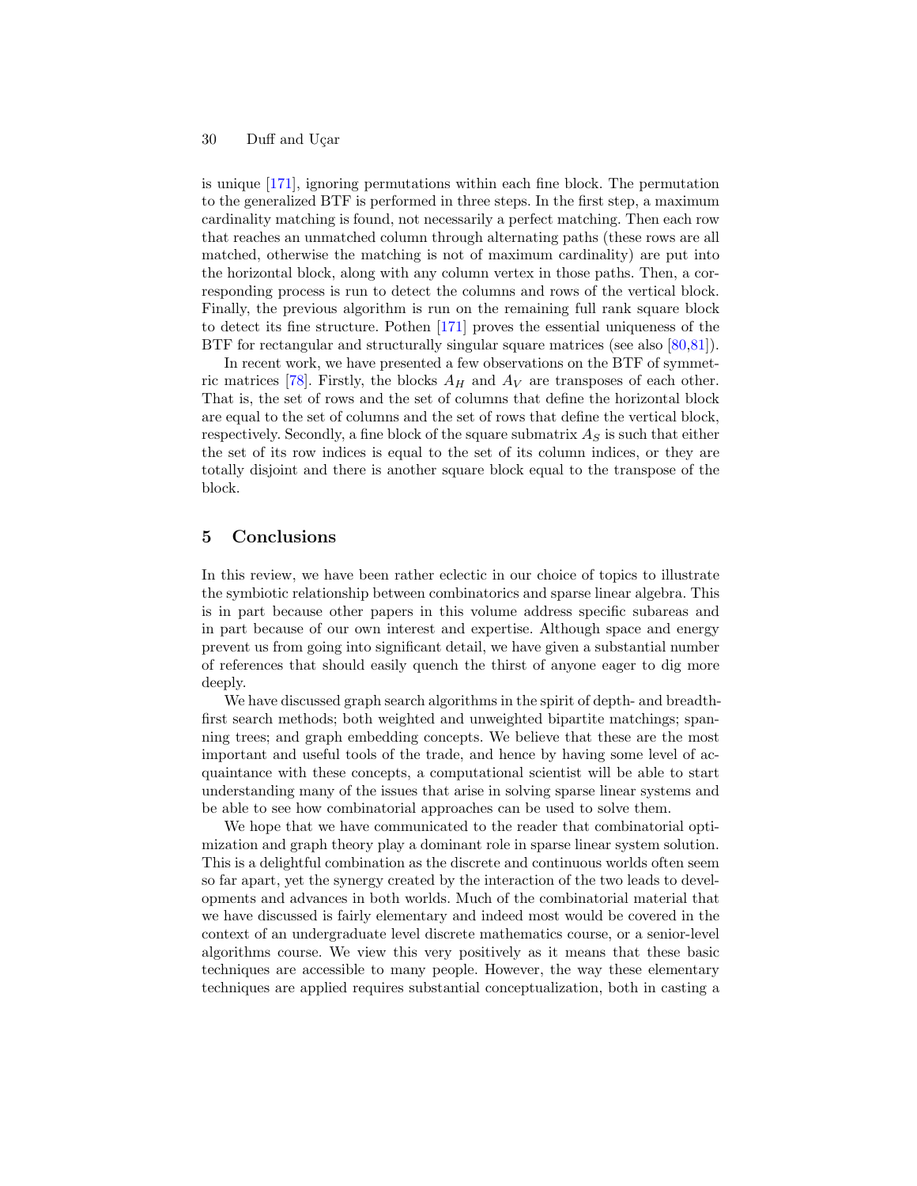is unique [171], ignoring permutations within each fine block. The permutation to the generalized BTF is performed in three steps. In the first step, a maximum cardinality matching is found, not necessarily a perfect matching. Then each row that reaches an unmatched column through alternating paths (these rows are all matched, otherwise the matching is not of maximum cardinality) are put into the horizontal block, along with any column vertex in those paths. Then, a corresponding process is run to detect the columns and rows of the vertical block. Finally, the previous algorithm is run on the remaining full rank square block to detect its fine structure. Pothen [171] proves the essential uniqueness of the BTF for rectangular and structurally singular square matrices (see also [80,81]).

In recent work, we have presented a few observations on the BTF of symmetric matrices [78]. Firstly, the blocks $A_H$ and $A_V$ are transposes of each other. That is, the set of rows and the set of columns that define the horizontal block are equal to the set of columns and the set of rows that define the vertical block, respectively. Secondly, a fine block of the square submatrix $A_S$ is such that either the set of its row indices is equal to the set of its column indices, or they are totally disjoint and there is another square block equal to the transpose of the block.

## 5 Conclusions

In this review, we have been rather eclectic in our choice of topics to illustrate the symbiotic relationship between combinatorics and sparse linear algebra. This is in part because other papers in this volume address specific subareas and in part because of our own interest and expertise. Although space and energy prevent us from going into significant detail, we have given a substantial number of references that should easily quench the thirst of anyone eager to dig more deeply.

We have discussed graph search algorithms in the spirit of depth- and breadth-first search methods; both weighted and unweighted bipartite matchings; spanning trees; and graph embedding concepts. We believe that these are the most important and useful tools of the trade, and hence by having some level of acquaintance with these concepts, a computational scientist will be able to start understanding many of the issues that arise in solving sparse linear systems and be able to see how combinatorial approaches can be used to solve them.

We hope that we have communicated to the reader that combinatorial optimization and graph theory play a dominant role in sparse linear system solution. This is a delightful combination as the discrete and continuous worlds often seem so far apart, yet the synergy created by the interaction of the two leads to developments and advances in both worlds. Much of the combinatorial material that we have discussed is fairly elementary and indeed most would be covered in the context of an undergraduate level discrete mathematics course, or a senior-level algorithms course. We view this very positively as it means that these basic techniques are accessible to many people. However, the way these elementary techniques are applied requires substantial conceptualization, both in casting a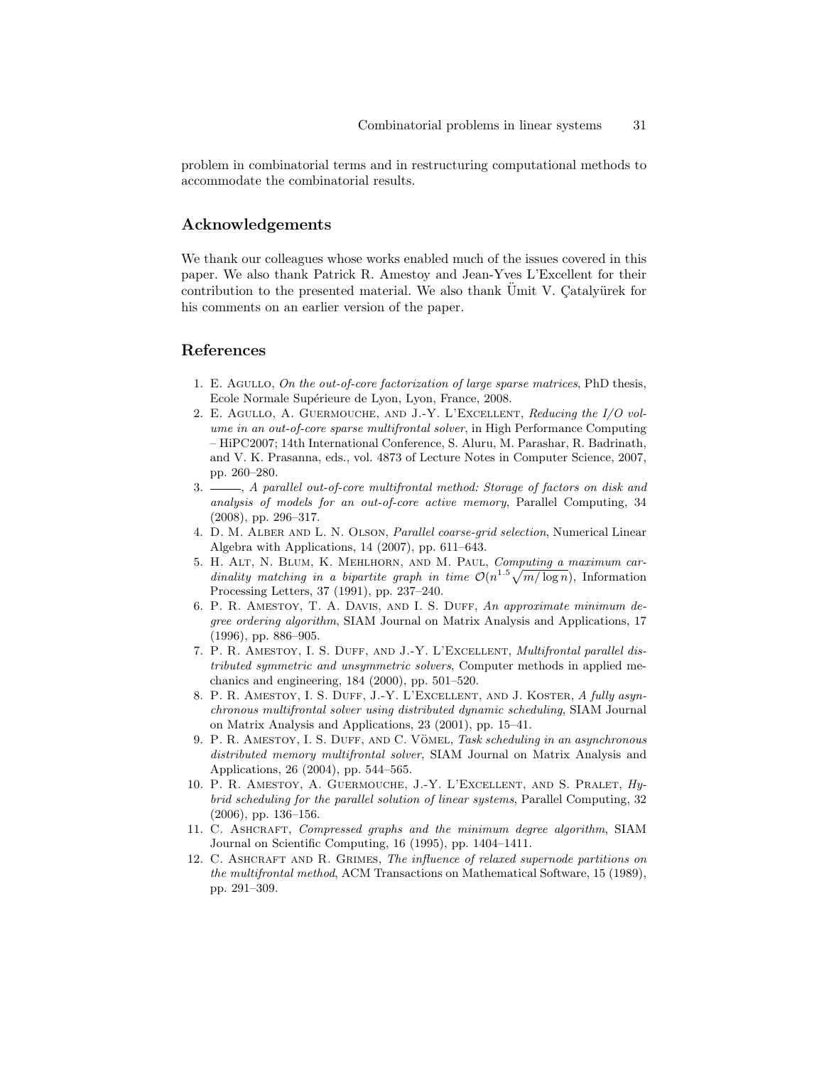problem in combinatorial terms and in restructuring computational methods to accommodate the combinatorial results.

## Acknowledgements

We thank our colleagues whose works enabled much of the issues covered in this paper. We also thank Patrick R. Amestoy and Jean-Yves L'Excellent for their contribution to the presented material. We also thank Ümit V. Çatalyürek for his comments on an earlier version of the paper.

## References

1. E. Agullo, *On the out-of-core factorization of large sparse matrices*, PhD thesis, Ecole Normale Supérieure de Lyon, Lyon, France, 2008.
2. E. Agullo, A. Guermouche, and J.-Y. L'Excellent, *Reducing the I/O volume in an out-of-core sparse multifrontal solver*, in High Performance Computing – HiPC2007; 14th International Conference, S. Aluru, M. Parashar, R. Badrinath, and V. K. Prasanna, eds., vol. 4873 of Lecture Notes in Computer Science, 2007, pp. 260–280.
3. ———, *A parallel out-of-core multifrontal method: Storage of factors on disk and analysis of models for an out-of-core active memory*, Parallel Computing, 34 (2008), pp. 296–317.
4. D. M. Alber and L. N. Olson, *Parallel coarse-grid selection*, Numerical Linear Algebra with Applications, 14 (2007), pp. 611–643.
5. H. Alt, N. Blum, K. Mehlhorn, and M. Paul, *Computing a maximum cardinality matching in a bipartite graph in time $\mathcal{O}(n^{1.5}\sqrt{m/\log n})$*, Information Processing Letters, 37 (1991), pp. 237–240.
6. P. R. Amestoy, T. A. Davis, and I. S. Duff, *An approximate minimum degree ordering algorithm*, SIAM Journal on Matrix Analysis and Applications, 17 (1996), pp. 886–905.
7. P. R. Amestoy, I. S. Duff, and J.-Y. L'Excellent, *Multifrontal parallel distributed symmetric and unsymmetric solvers*, Computer methods in applied mechanics and engineering, 184 (2000), pp. 501–520.
8. P. R. Amestoy, I. S. Duff, J.-Y. L'Excellent, and J. Koster, *A fully asynchronous multifrontal solver using distributed dynamic scheduling*, SIAM Journal on Matrix Analysis and Applications, 23 (2001), pp. 15–41.
9. P. R. Amestoy, I. S. Duff, and C. Vömel, *Task scheduling in an asynchronous distributed memory multifrontal solver*, SIAM Journal on Matrix Analysis and Applications, 26 (2004), pp. 544–565.
10. P. R. Amestoy, A. Guermouche, J.-Y. L'Excellent, and S. Pralet, *Hybrid scheduling for the parallel solution of linear systems*, Parallel Computing, 32 (2006), pp. 136–156.
11. C. Ashcraft, *Compressed graphs and the minimum degree algorithm*, SIAM Journal on Scientific Computing, 16 (1995), pp. 1404–1411.
12. C. Ashcraft and R. Grimes, *The influence of relaxed supernode partitions on the multifrontal method*, ACM Transactions on Mathematical Software, 15 (1989), pp. 291–309.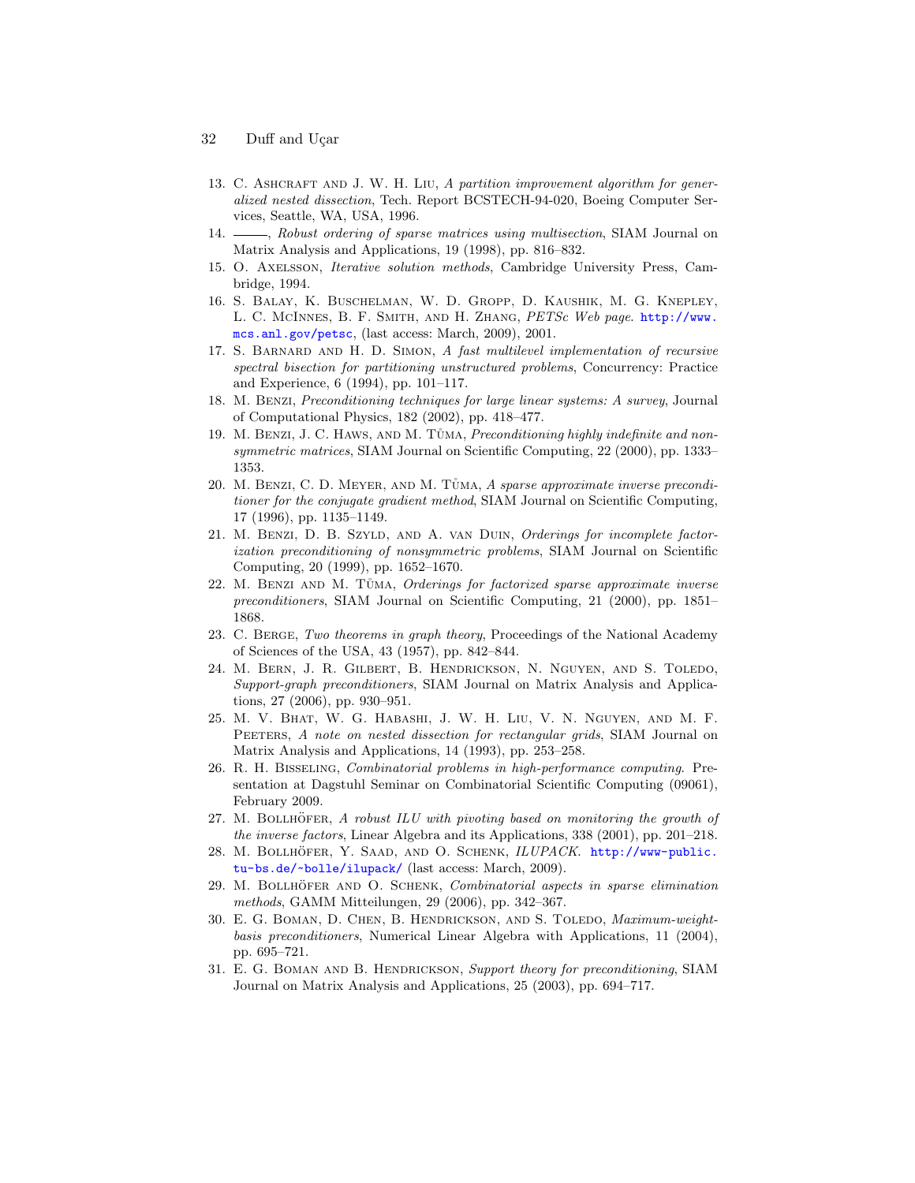13. C. Ashcraft and J. W. H. Liu, *A partition improvement algorithm for generalized nested dissection*, Tech. Report BCSTECH-94-020, Boeing Computer Services, Seattle, WA, USA, 1996.
14. ———, *Robust ordering of sparse matrices using multisection*, SIAM Journal on Matrix Analysis and Applications, 19 (1998), pp. 816–832.
15. O. Axelsson, *Iterative solution methods*, Cambridge University Press, Cambridge, 1994.
16. S. Balay, K. Buschelman, W. D. Gropp, D. Kaushik, M. G. Knepley, L. C. McInnes, B. F. Smith, and H. Zhang, *PETSc Web page*. http://www.mcs.anl.gov/petsc, (last access: March, 2009), 2001.
17. S. Barnard and H. D. Simon, *A fast multilevel implementation of recursive spectral bisection for partitioning unstructured problems*, Concurrency: Practice and Experience, 6 (1994), pp. 101–117.
18. M. Benzi, *Preconditioning techniques for large linear systems: A survey*, Journal of Computational Physics, 182 (2002), pp. 418–477.
19. M. Benzi, J. C. Haws, and M. Tůma, *Preconditioning highly indefinite and nonsymmetric matrices*, SIAM Journal on Scientific Computing, 22 (2000), pp. 1333–1353.
20. M. Benzi, C. D. Meyer, and M. Tůma, *A sparse approximate inverse preconditioner for the conjugate gradient method*, SIAM Journal on Scientific Computing, 17 (1996), pp. 1135–1149.
21. M. Benzi, D. B. Szyld, and A. van Duin, *Orderings for incomplete factorization preconditioning of nonsymmetric problems*, SIAM Journal on Scientific Computing, 20 (1999), pp. 1652–1670.
22. M. Benzi and M. Tůma, *Orderings for factorized sparse approximate inverse preconditioners*, SIAM Journal on Scientific Computing, 21 (2000), pp. 1851–1868.
23. C. Berge, *Two theorems in graph theory*, Proceedings of the National Academy of Sciences of the USA, 43 (1957), pp. 842–844.
24. M. Bern, J. R. Gilbert, B. Hendrickson, N. Nguyen, and S. Toledo, *Support-graph preconditioners*, SIAM Journal on Matrix Analysis and Applications, 27 (2006), pp. 930–951.
25. M. V. Bhat, W. G. Habashi, J. W. H. Liu, V. N. Nguyen, and M. F. Peeters, *A note on nested dissection for rectangular grids*, SIAM Journal on Matrix Analysis and Applications, 14 (1993), pp. 253–258.
26. R. H. Bisseling, *Combinatorial problems in high-performance computing*. Presentation at Dagstuhl Seminar on Combinatorial Scientific Computing (09061), February 2009.
27. M. Bollhöfer, *A robust ILU with pivoting based on monitoring the growth of the inverse factors*, Linear Algebra and its Applications, 338 (2001), pp. 201–218.
28. M. Bollhöfer, Y. Saad, and O. Schenk, *ILUPACK*. http://www-public.tu-bs.de/~bolle/ilupack/ (last access: March, 2009).
29. M. Bollhöfer and O. Schenk, *Combinatorial aspects in sparse elimination methods*, GAMM Mitteilungen, 29 (2006), pp. 342–367.
30. E. G. Boman, D. Chen, B. Hendrickson, and S. Toledo, *Maximum-weight-basis preconditioners*, Numerical Linear Algebra with Applications, 11 (2004), pp. 695–721.
31. E. G. Boman and B. Hendrickson, *Support theory for preconditioning*, SIAM Journal on Matrix Analysis and Applications, 25 (2003), pp. 694–717.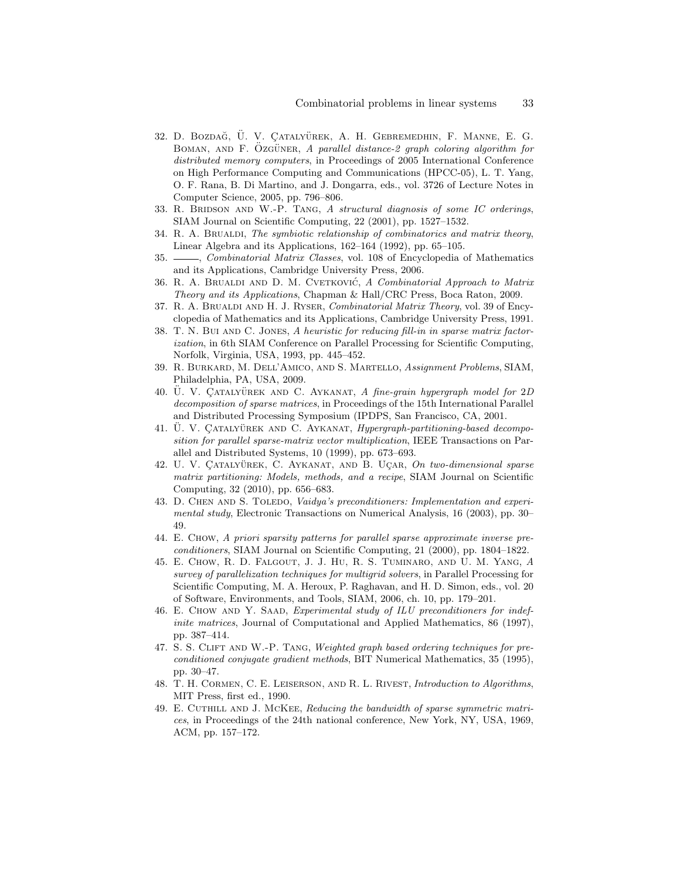32. D. Bozdağ, Ü. V. Çatalyürek, A. H. Gebremedhin, F. Manne, E. G. Boman, and F. Özgüner, *A parallel distance-2 graph coloring algorithm for distributed memory computers*, in Proceedings of 2005 International Conference on High Performance Computing and Communications (HPCC-05), L. T. Yang, O. F. Rana, B. Di Martino, and J. Dongarra, eds., vol. 3726 of Lecture Notes in Computer Science, 2005, pp. 796–806.
33. R. Bridson and W.-P. Tang, *A structural diagnosis of some IC orderings*, SIAM Journal on Scientific Computing, 22 (2001), pp. 1527–1532.
34. R. A. Brualdi, *The symbiotic relationship of combinatorics and matrix theory*, Linear Algebra and its Applications, 162–164 (1992), pp. 65–105.
35. ———, *Combinatorial Matrix Classes*, vol. 108 of Encyclopedia of Mathematics and its Applications, Cambridge University Press, 2006.
36. R. A. Brualdi and D. M. Cvetković, *A Combinatorial Approach to Matrix Theory and its Applications*, Chapman & Hall/CRC Press, Boca Raton, 2009.
37. R. A. Brualdi and H. J. Ryser, *Combinatorial Matrix Theory*, vol. 39 of Encyclopedia of Mathematics and its Applications, Cambridge University Press, 1991.
38. T. N. Bui and C. Jones, *A heuristic for reducing fill-in in sparse matrix factorization*, in 6th SIAM Conference on Parallel Processing for Scientific Computing, Norfolk, Virginia, USA, 1993, pp. 445–452.
39. R. Burkard, M. Dell'Amico, and S. Martello, *Assignment Problems*, SIAM, Philadelphia, PA, USA, 2009.
40. Ü. V. Çatalyürek and C. Aykanat, *A fine-grain hypergraph model for 2D decomposition of sparse matrices*, in Proceedings of the 15th International Parallel and Distributed Processing Symposium (IPDPS, San Francisco, CA, 2001.
41. Ü. V. Çatalyürek and C. Aykanat, *Hypergraph-partitioning-based decomposition for parallel sparse-matrix vector multiplication*, IEEE Transactions on Parallel and Distributed Systems, 10 (1999), pp. 673–693.
42. U. V. Çatalyürek, C. Aykanat, and B. Uçar, *On two-dimensional sparse matrix partitioning: Models, methods, and a recipe*, SIAM Journal on Scientific Computing, 32 (2010), pp. 656–683.
43. D. Chen and S. Toledo, *Vaidya's preconditioners: Implementation and experimental study*, Electronic Transactions on Numerical Analysis, 16 (2003), pp. 30–49.
44. E. Chow, *A priori sparsity patterns for parallel sparse approximate inverse preconditioners*, SIAM Journal on Scientific Computing, 21 (2000), pp. 1804–1822.
45. E. Chow, R. D. Falgout, J. J. Hu, R. S. Tuminaro, and U. M. Yang, *A survey of parallelization techniques for multigrid solvers*, in Parallel Processing for Scientific Computing, M. A. Heroux, P. Raghavan, and H. D. Simon, eds., vol. 20 of Software, Environments, and Tools, SIAM, 2006, ch. 10, pp. 179–201.
46. E. Chow and Y. Saad, *Experimental study of ILU preconditioners for indefinite matrices*, Journal of Computational and Applied Mathematics, 86 (1997), pp. 387–414.
47. S. S. Clift and W.-P. Tang, *Weighted graph based ordering techniques for preconditioned conjugate gradient methods*, BIT Numerical Mathematics, 35 (1995), pp. 30–47.
48. T. H. Cormen, C. E. Leiserson, and R. L. Rivest, *Introduction to Algorithms*, MIT Press, first ed., 1990.
49. E. Cuthill and J. McKee, *Reducing the bandwidth of sparse symmetric matrices*, in Proceedings of the 24th national conference, New York, NY, USA, 1969, ACM, pp. 157–172.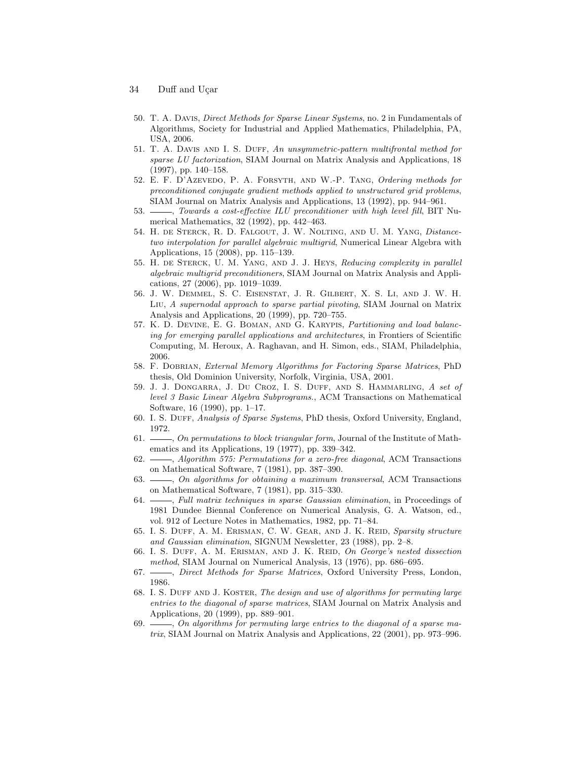50. T. A. Davis, *Direct Methods for Sparse Linear Systems*, no. 2 in Fundamentals of Algorithms, Society for Industrial and Applied Mathematics, Philadelphia, PA, USA, 2006.
51. T. A. Davis and I. S. Duff, *An unsymmetric-pattern multifrontal method for sparse LU factorization*, SIAM Journal on Matrix Analysis and Applications, 18 (1997), pp. 140–158.
52. E. F. D'Azevedo, P. A. Forsyth, and W.-P. Tang, *Ordering methods for preconditioned conjugate gradient methods applied to unstructured grid problems*, SIAM Journal on Matrix Analysis and Applications, 13 (1992), pp. 944–961.
53. ——, *Towards a cost-effective ILU preconditioner with high level fill*, BIT Numerical Mathematics, 32 (1992), pp. 442–463.
54. H. de Sterck, R. D. Falgout, J. W. Nolting, and U. M. Yang, *Distance-two interpolation for parallel algebraic multigrid*, Numerical Linear Algebra with Applications, 15 (2008), pp. 115–139.
55. H. de Sterck, U. M. Yang, and J. J. Heys, *Reducing complexity in parallel algebraic multigrid preconditioners*, SIAM Journal on Matrix Analysis and Applications, 27 (2006), pp. 1019–1039.
56. J. W. Demmel, S. C. Eisenstat, J. R. Gilbert, X. S. Li, and J. W. H. Liu, *A supernodal approach to sparse partial pivoting*, SIAM Journal on Matrix Analysis and Applications, 20 (1999), pp. 720–755.
57. K. D. Devine, E. G. Boman, and G. Karypis, *Partitioning and load balancing for emerging parallel applications and architectures*, in Frontiers of Scientific Computing, M. Heroux, A. Raghavan, and H. Simon, eds., SIAM, Philadelphia, 2006.
58. F. Dobrian, *External Memory Algorithms for Factoring Sparse Matrices*, PhD thesis, Old Dominion University, Norfolk, Virginia, USA, 2001.
59. J. J. Dongarra, J. Du Croz, I. S. Duff, and S. Hammarling, *A set of level 3 Basic Linear Algebra Subprograms.*, ACM Transactions on Mathematical Software, 16 (1990), pp. 1–17.
60. I. S. Duff, *Analysis of Sparse Systems*, PhD thesis, Oxford University, England, 1972.
61. ——, *On permutations to block triangular form*, Journal of the Institute of Mathematics and its Applications, 19 (1977), pp. 339–342.
62. ——, *Algorithm 575: Permutations for a zero-free diagonal*, ACM Transactions on Mathematical Software, 7 (1981), pp. 387–390.
63. ——, *On algorithms for obtaining a maximum transversal*, ACM Transactions on Mathematical Software, 7 (1981), pp. 315–330.
64. ——, *Full matrix techniques in sparse Gaussian elimination*, in Proceedings of 1981 Dundee Biennal Conference on Numerical Analysis, G. A. Watson, ed., vol. 912 of Lecture Notes in Mathematics, 1982, pp. 71–84.
65. I. S. Duff, A. M. Erisman, C. W. Gear, and J. K. Reid, *Sparsity structure and Gaussian elimination*, SIGNUM Newsletter, 23 (1988), pp. 2–8.
66. I. S. Duff, A. M. Erisman, and J. K. Reid, *On George's nested dissection method*, SIAM Journal on Numerical Analysis, 13 (1976), pp. 686–695.
67. ——, *Direct Methods for Sparse Matrices*, Oxford University Press, London, 1986.
68. I. S. Duff and J. Koster, *The design and use of algorithms for permuting large entries to the diagonal of sparse matrices*, SIAM Journal on Matrix Analysis and Applications, 20 (1999), pp. 889–901.
69. ——, *On algorithms for permuting large entries to the diagonal of a sparse matrix*, SIAM Journal on Matrix Analysis and Applications, 22 (2001), pp. 973–996.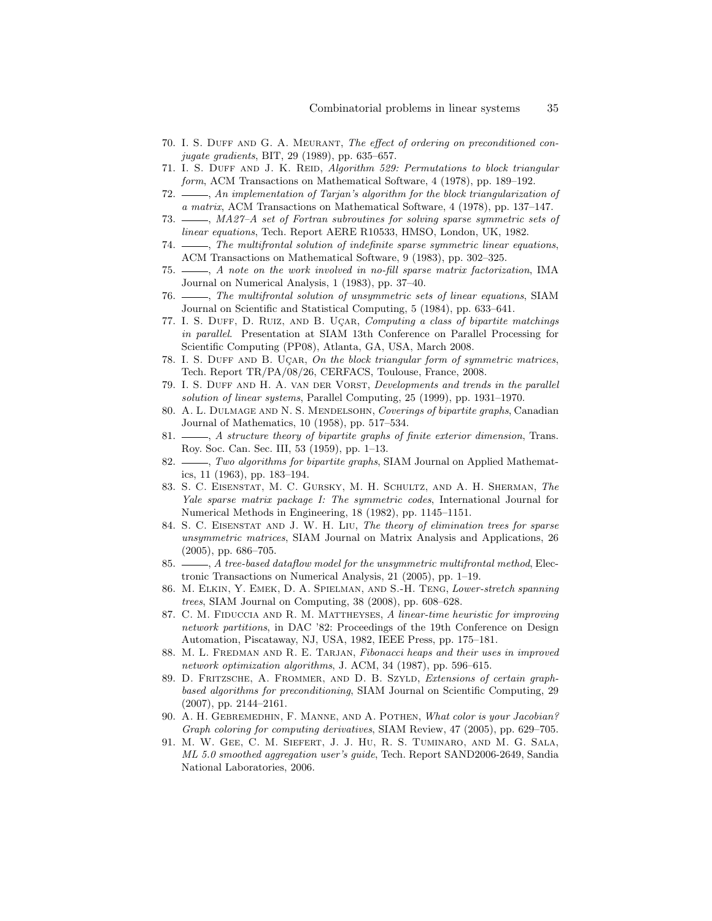70. I. S. Duff and G. A. Meurant, *The effect of ordering on preconditioned conjugate gradients*, BIT, 29 (1989), pp. 635–657.
71. I. S. Duff and J. K. Reid, *Algorithm 529: Permutations to block triangular form*, ACM Transactions on Mathematical Software, 4 (1978), pp. 189–192.
72. ———, *An implementation of Tarjan's algorithm for the block triangularization of a matrix*, ACM Transactions on Mathematical Software, 4 (1978), pp. 137–147.
73. ———, *MA27–A set of Fortran subroutines for solving sparse symmetric sets of linear equations*, Tech. Report AERE R10533, HMSO, London, UK, 1982.
74. ———, *The multifrontal solution of indefinite sparse symmetric linear equations*, ACM Transactions on Mathematical Software, 9 (1983), pp. 302–325.
75. ———, *A note on the work involved in no-fill sparse matrix factorization*, IMA Journal on Numerical Analysis, 1 (1983), pp. 37–40.
76. ———, *The multifrontal solution of unsymmetric sets of linear equations*, SIAM Journal on Scientific and Statistical Computing, 5 (1984), pp. 633–641.
77. I. S. Duff, D. Ruiz, and B. Uçar, *Computing a class of bipartite matchings in parallel*. Presentation at SIAM 13th Conference on Parallel Processing for Scientific Computing (PP08), Atlanta, GA, USA, March 2008.
78. I. S. Duff and B. Uçar, *On the block triangular form of symmetric matrices*, Tech. Report TR/PA/08/26, CERFACS, Toulouse, France, 2008.
79. I. S. Duff and H. A. van der Vorst, *Developments and trends in the parallel solution of linear systems*, Parallel Computing, 25 (1999), pp. 1931–1970.
80. A. L. Dulmage and N. S. Mendelsohn, *Coverings of bipartite graphs*, Canadian Journal of Mathematics, 10 (1958), pp. 517–534.
81. ———, *A structure theory of bipartite graphs of finite exterior dimension*, Trans. Roy. Soc. Can. Sec. III, 53 (1959), pp. 1–13.
82. ———, *Two algorithms for bipartite graphs*, SIAM Journal on Applied Mathematics, 11 (1963), pp. 183–194.
83. S. C. Eisenstat, M. C. Gursky, M. H. Schultz, and A. H. Sherman, *The Yale sparse matrix package I: The symmetric codes*, International Journal for Numerical Methods in Engineering, 18 (1982), pp. 1145–1151.
84. S. C. Eisenstat and J. W. H. Liu, *The theory of elimination trees for sparse unsymmetric matrices*, SIAM Journal on Matrix Analysis and Applications, 26 (2005), pp. 686–705.
85. ———, *A tree-based dataflow model for the unsymmetric multifrontal method*, Electronic Transactions on Numerical Analysis, 21 (2005), pp. 1–19.
86. M. Elkin, Y. Emek, D. A. Spielman, and S.-H. Teng, *Lower-stretch spanning trees*, SIAM Journal on Computing, 38 (2008), pp. 608–628.
87. C. M. Fiduccia and R. M. Mattheyses, *A linear-time heuristic for improving network partitions*, in DAC '82: Proceedings of the 19th Conference on Design Automation, Piscataway, NJ, USA, 1982, IEEE Press, pp. 175–181.
88. M. L. Fredman and R. E. Tarjan, *Fibonacci heaps and their uses in improved network optimization algorithms*, J. ACM, 34 (1987), pp. 596–615.
89. D. Fritzsche, A. Frommer, and D. B. Szyld, *Extensions of certain graph-based algorithms for preconditioning*, SIAM Journal on Scientific Computing, 29 (2007), pp. 2144–2161.
90. A. H. Gebremedhin, F. Manne, and A. Pothen, *What color is your Jacobian? Graph coloring for computing derivatives*, SIAM Review, 47 (2005), pp. 629–705.
91. M. W. Gee, C. M. Siefert, J. J. Hu, R. S. Tuminaro, and M. G. Sala, *ML 5.0 smoothed aggregation user's guide*, Tech. Report SAND2006-2649, Sandia National Laboratories, 2006.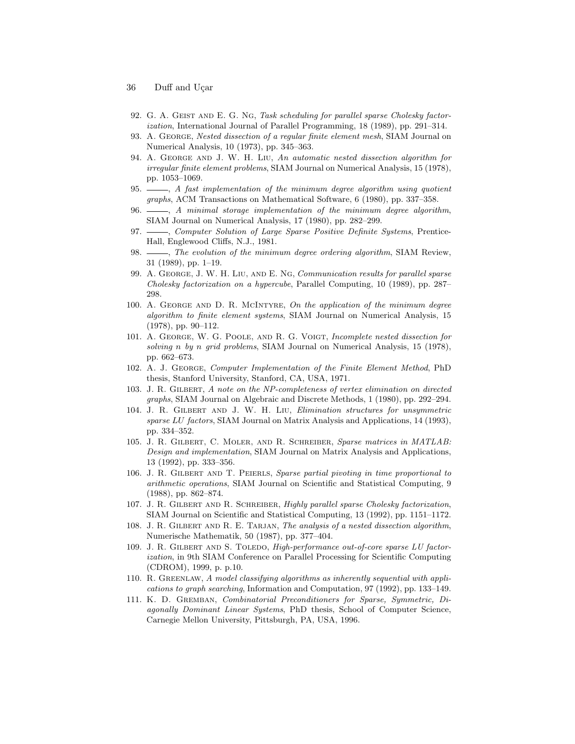92. G. A. Geist and E. G. Ng, *Task scheduling for parallel sparse Cholesky factorization*, International Journal of Parallel Programming, 18 (1989), pp. 291–314.
93. A. George, *Nested dissection of a regular finite element mesh*, SIAM Journal on Numerical Analysis, 10 (1973), pp. 345–363.
94. A. George and J. W. H. Liu, *An automatic nested dissection algorithm for irregular finite element problems*, SIAM Journal on Numerical Analysis, 15 (1978), pp. 1053–1069.
95. ———, *A fast implementation of the minimum degree algorithm using quotient graphs*, ACM Transactions on Mathematical Software, 6 (1980), pp. 337–358.
96. ———, *A minimal storage implementation of the minimum degree algorithm*, SIAM Journal on Numerical Analysis, 17 (1980), pp. 282–299.
97. ———, *Computer Solution of Large Sparse Positive Definite Systems*, Prentice-Hall, Englewood Cliffs, N.J., 1981.
98. ———, *The evolution of the minimum degree ordering algorithm*, SIAM Review, 31 (1989), pp. 1–19.
99. A. George, J. W. H. Liu, and E. Ng, *Communication results for parallel sparse Cholesky factorization on a hypercube*, Parallel Computing, 10 (1989), pp. 287–298.
100. A. George and D. R. McIntyre, *On the application of the minimum degree algorithm to finite element systems*, SIAM Journal on Numerical Analysis, 15 (1978), pp. 90–112.
101. A. George, W. G. Poole, and R. G. Voigt, *Incomplete nested dissection for solving n by n grid problems*, SIAM Journal on Numerical Analysis, 15 (1978), pp. 662–673.
102. A. J. George, *Computer Implementation of the Finite Element Method*, PhD thesis, Stanford University, Stanford, CA, USA, 1971.
103. J. R. Gilbert, *A note on the NP-completeness of vertex elimination on directed graphs*, SIAM Journal on Algebraic and Discrete Methods, 1 (1980), pp. 292–294.
104. J. R. Gilbert and J. W. H. Liu, *Elimination structures for unsymmetric sparse LU factors*, SIAM Journal on Matrix Analysis and Applications, 14 (1993), pp. 334–352.
105. J. R. Gilbert, C. Moler, and R. Schreiber, *Sparse matrices in MATLAB: Design and implementation*, SIAM Journal on Matrix Analysis and Applications, 13 (1992), pp. 333–356.
106. J. R. Gilbert and T. Peierls, *Sparse partial pivoting in time proportional to arithmetic operations*, SIAM Journal on Scientific and Statistical Computing, 9 (1988), pp. 862–874.
107. J. R. Gilbert and R. Schreiber, *Highly parallel sparse Cholesky factorization*, SIAM Journal on Scientific and Statistical Computing, 13 (1992), pp. 1151–1172.
108. J. R. Gilbert and R. E. Tarjan, *The analysis of a nested dissection algorithm*, Numerische Mathematik, 50 (1987), pp. 377–404.
109. J. R. Gilbert and S. Toledo, *High-performance out-of-core sparse LU factorization*, in 9th SIAM Conference on Parallel Processing for Scientific Computing (CDROM), 1999, p. p.10.
110. R. Greenlaw, *A model classifying algorithms as inherently sequential with applications to graph searching*, Information and Computation, 97 (1992), pp. 133–149.
111. K. D. Gremban, *Combinatorial Preconditioners for Sparse, Symmetric, Diagonally Dominant Linear Systems*, PhD thesis, School of Computer Science, Carnegie Mellon University, Pittsburgh, PA, USA, 1996.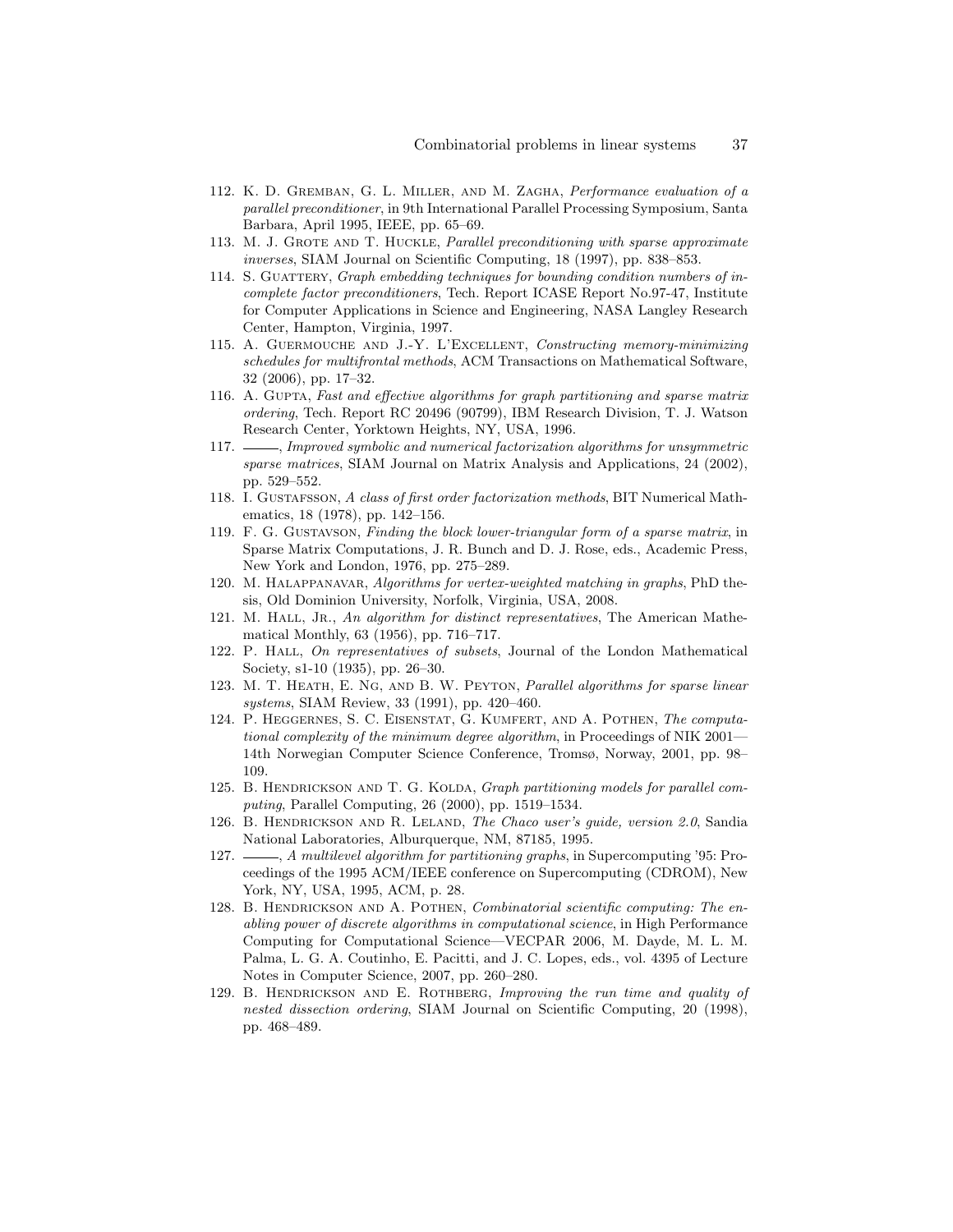112. K. D. Gremban, G. L. Miller, and M. Zagha, *Performance evaluation of a parallel preconditioner*, in 9th International Parallel Processing Symposium, Santa Barbara, April 1995, IEEE, pp. 65–69.
113. M. J. Grote and T. Huckle, *Parallel preconditioning with sparse approximate inverses*, SIAM Journal on Scientific Computing, 18 (1997), pp. 838–853.
114. S. Guattery, *Graph embedding techniques for bounding condition numbers of incomplete factor preconditioners*, Tech. Report ICASE Report No.97-47, Institute for Computer Applications in Science and Engineering, NASA Langley Research Center, Hampton, Virginia, 1997.
115. A. Guermouche and J.-Y. L'Excellent, *Constructing memory-minimizing schedules for multifrontal methods*, ACM Transactions on Mathematical Software, 32 (2006), pp. 17–32.
116. A. Gupta, *Fast and effective algorithms for graph partitioning and sparse matrix ordering*, Tech. Report RC 20496 (90799), IBM Research Division, T. J. Watson Research Center, Yorktown Heights, NY, USA, 1996.
117. ———, *Improved symbolic and numerical factorization algorithms for unsymmetric sparse matrices*, SIAM Journal on Matrix Analysis and Applications, 24 (2002), pp. 529–552.
118. I. Gustafsson, *A class of first order factorization methods*, BIT Numerical Mathematics, 18 (1978), pp. 142–156.
119. F. G. Gustavson, *Finding the block lower-triangular form of a sparse matrix*, in Sparse Matrix Computations, J. R. Bunch and D. J. Rose, eds., Academic Press, New York and London, 1976, pp. 275–289.
120. M. Halappanavar, *Algorithms for vertex-weighted matching in graphs*, PhD thesis, Old Dominion University, Norfolk, Virginia, USA, 2008.
121. M. Hall, Jr., *An algorithm for distinct representatives*, The American Mathematical Monthly, 63 (1956), pp. 716–717.
122. P. Hall, *On representatives of subsets*, Journal of the London Mathematical Society, s1-10 (1935), pp. 26–30.
123. M. T. Heath, E. Ng, and B. W. Peyton, *Parallel algorithms for sparse linear systems*, SIAM Review, 33 (1991), pp. 420–460.
124. P. Heggernes, S. C. Eisenstat, G. Kumfert, and A. Pothen, *The computational complexity of the minimum degree algorithm*, in Proceedings of NIK 2001—14th Norwegian Computer Science Conference, Tromsø, Norway, 2001, pp. 98–109.
125. B. Hendrickson and T. G. Kolda, *Graph partitioning models for parallel computing*, Parallel Computing, 26 (2000), pp. 1519–1534.
126. B. Hendrickson and R. Leland, *The Chaco user's guide, version 2.0*, Sandia National Laboratories, Alburquerque, NM, 87185, 1995.
127. ———, *A multilevel algorithm for partitioning graphs*, in Supercomputing '95: Proceedings of the 1995 ACM/IEEE conference on Supercomputing (CDROM), New York, NY, USA, 1995, ACM, p. 28.
128. B. Hendrickson and A. Pothen, *Combinatorial scientific computing: The enabling power of discrete algorithms in computational science*, in High Performance Computing for Computational Science—VECPAR 2006, M. Dayde, M. L. M. Palma, L. G. A. Coutinho, E. Pacitti, and J. C. Lopes, eds., vol. 4395 of Lecture Notes in Computer Science, 2007, pp. 260–280.
129. B. Hendrickson and E. Rothberg, *Improving the run time and quality of nested dissection ordering*, SIAM Journal on Scientific Computing, 20 (1998), pp. 468–489.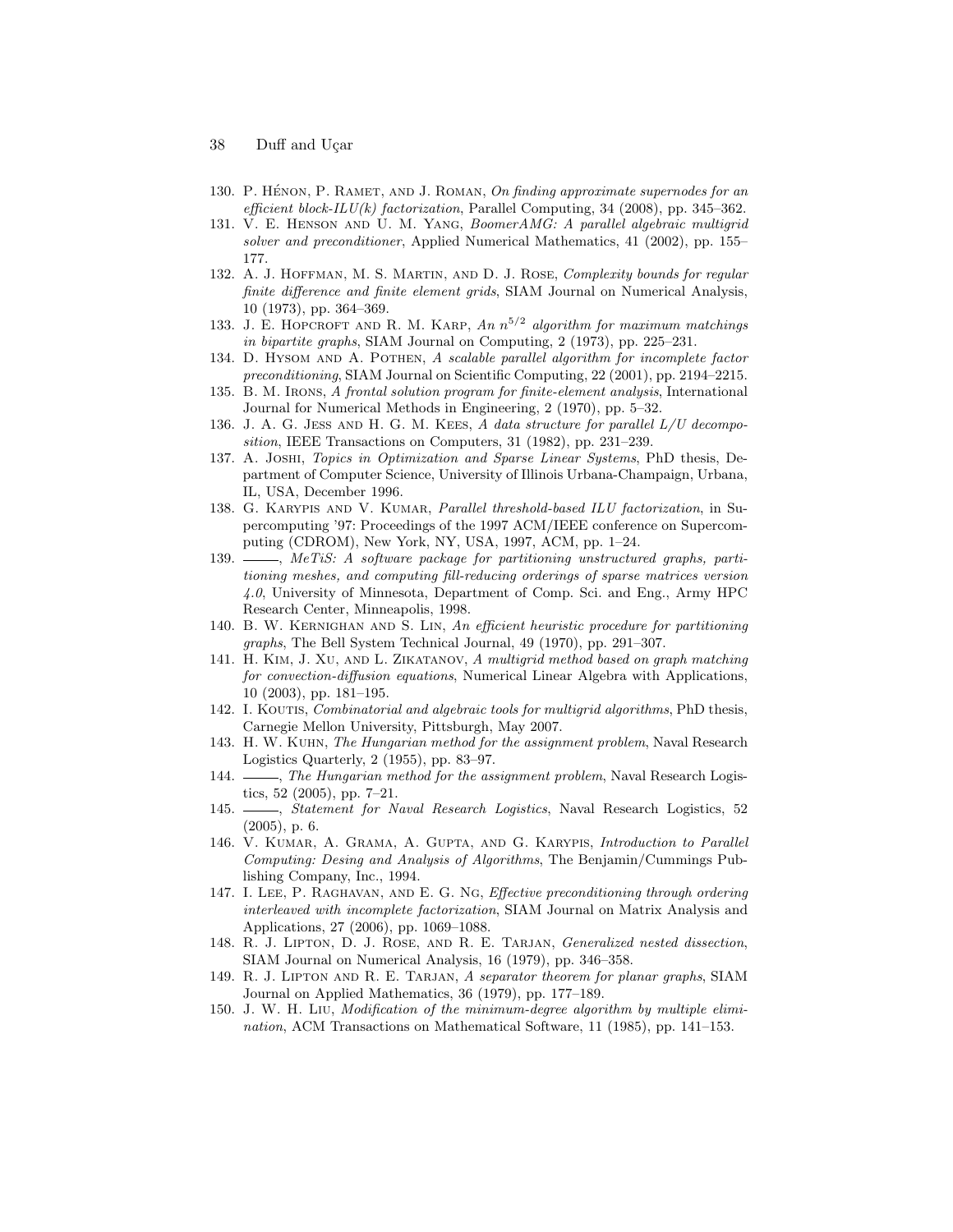130. P. Hénon, P. Ramet, and J. Roman, *On finding approximate supernodes for an efficient block-ILU(k) factorization*, Parallel Computing, 34 (2008), pp. 345–362.
131. V. E. Henson and U. M. Yang, *BoomerAMG: A parallel algebraic multigrid solver and preconditioner*, Applied Numerical Mathematics, 41 (2002), pp. 155–177.
132. A. J. Hoffman, M. S. Martin, and D. J. Rose, *Complexity bounds for regular finite difference and finite element grids*, SIAM Journal on Numerical Analysis, 10 (1973), pp. 364–369.
133. J. E. Hopcroft and R. M. Karp, *An $n^{5/2}$ algorithm for maximum matchings in bipartite graphs*, SIAM Journal on Computing, 2 (1973), pp. 225–231.
134. D. Hysom and A. Pothen, *A scalable parallel algorithm for incomplete factor preconditioning*, SIAM Journal on Scientific Computing, 22 (2001), pp. 2194–2215.
135. B. M. Irons, *A frontal solution program for finite-element analysis*, International Journal for Numerical Methods in Engineering, 2 (1970), pp. 5–32.
136. J. A. G. Jess and H. G. M. Kees, *A data structure for parallel L/U decomposition*, IEEE Transactions on Computers, 31 (1982), pp. 231–239.
137. A. Joshi, *Topics in Optimization and Sparse Linear Systems*, PhD thesis, Department of Computer Science, University of Illinois Urbana-Champaign, Urbana, IL, USA, December 1996.
138. G. Karypis and V. Kumar, *Parallel threshold-based ILU factorization*, in Supercomputing '97: Proceedings of the 1997 ACM/IEEE conference on Supercomputing (CDROM), New York, NY, USA, 1997, ACM, pp. 1–24.
139. ———, *MeTiS: A software package for partitioning unstructured graphs, partitioning meshes, and computing fill-reducing orderings of sparse matrices version 4.0*, University of Minnesota, Department of Comp. Sci. and Eng., Army HPC Research Center, Minneapolis, 1998.
140. B. W. Kernighan and S. Lin, *An efficient heuristic procedure for partitioning graphs*, The Bell System Technical Journal, 49 (1970), pp. 291–307.
141. H. Kim, J. Xu, and L. Zikatanov, *A multigrid method based on graph matching for convection-diffusion equations*, Numerical Linear Algebra with Applications, 10 (2003), pp. 181–195.
142. I. Koutis, *Combinatorial and algebraic tools for multigrid algorithms*, PhD thesis, Carnegie Mellon University, Pittsburgh, May 2007.
143. H. W. Kuhn, *The Hungarian method for the assignment problem*, Naval Research Logistics Quarterly, 2 (1955), pp. 83–97.
144. ———, *The Hungarian method for the assignment problem*, Naval Research Logistics, 52 (2005), pp. 7–21.
145. ———, *Statement for Naval Research Logistics*, Naval Research Logistics, 52 (2005), p. 6.
146. V. Kumar, A. Grama, A. Gupta, and G. Karypis, *Introduction to Parallel Computing: Desing and Analysis of Algorithms*, The Benjamin/Cummings Publishing Company, Inc., 1994.
147. I. Lee, P. Raghavan, and E. G. Ng, *Effective preconditioning through ordering interleaved with incomplete factorization*, SIAM Journal on Matrix Analysis and Applications, 27 (2006), pp. 1069–1088.
148. R. J. Lipton, D. J. Rose, and R. E. Tarjan, *Generalized nested dissection*, SIAM Journal on Numerical Analysis, 16 (1979), pp. 346–358.
149. R. J. Lipton and R. E. Tarjan, *A separator theorem for planar graphs*, SIAM Journal on Applied Mathematics, 36 (1979), pp. 177–189.
150. J. W. H. Liu, *Modification of the minimum-degree algorithm by multiple elimination*, ACM Transactions on Mathematical Software, 11 (1985), pp. 141–153.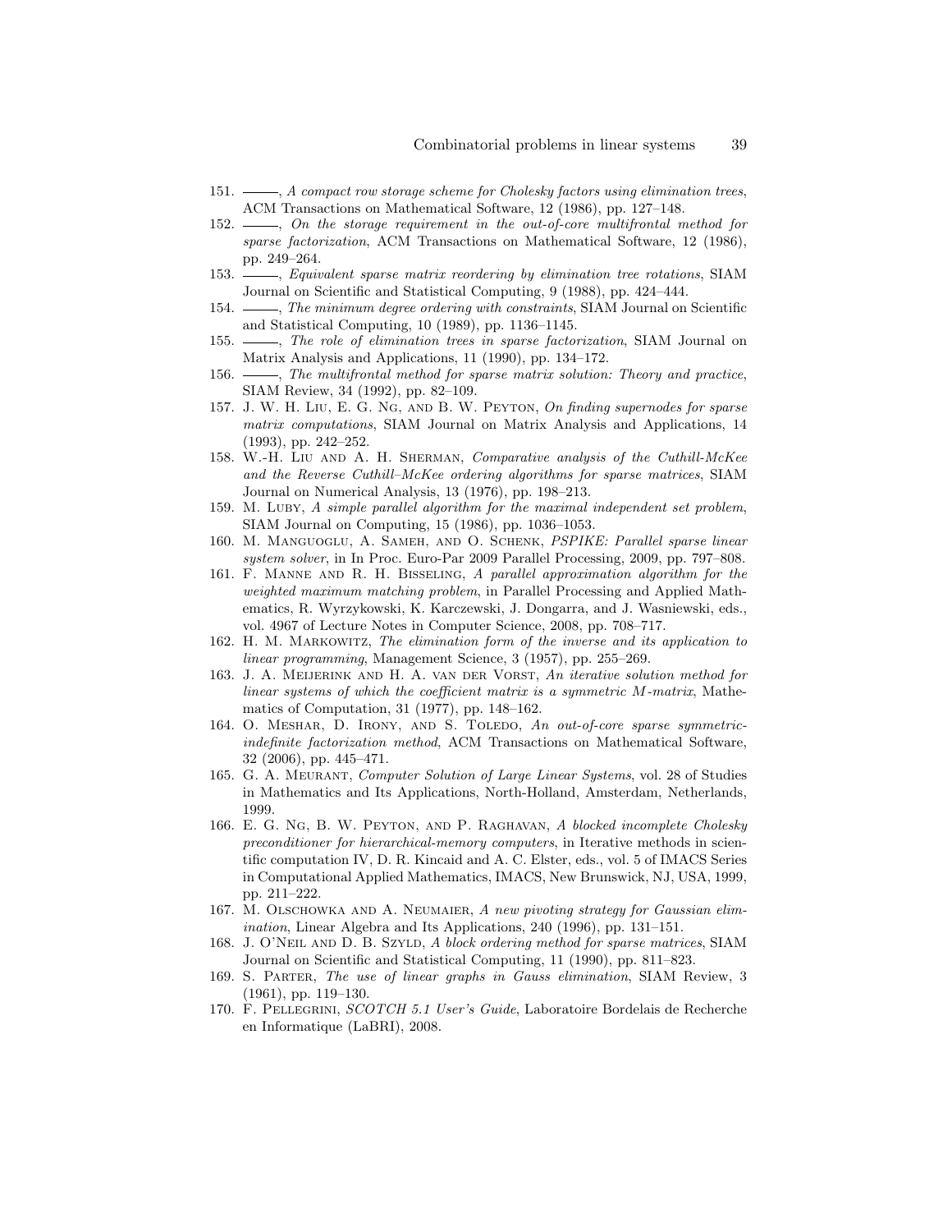151. ———, *A compact row storage scheme for Cholesky factors using elimination trees*, ACM Transactions on Mathematical Software, 12 (1986), pp. 127–148.
152. ———, *On the storage requirement in the out-of-core multifrontal method for sparse factorization*, ACM Transactions on Mathematical Software, 12 (1986), pp. 249–264.
153. ———, *Equivalent sparse matrix reordering by elimination tree rotations*, SIAM Journal on Scientific and Statistical Computing, 9 (1988), pp. 424–444.
154. ———, *The minimum degree ordering with constraints*, SIAM Journal on Scientific and Statistical Computing, 10 (1989), pp. 1136–1145.
155. ———, *The role of elimination trees in sparse factorization*, SIAM Journal on Matrix Analysis and Applications, 11 (1990), pp. 134–172.
156. ———, *The multifrontal method for sparse matrix solution: Theory and practice*, SIAM Review, 34 (1992), pp. 82–109.
157. J. W. H. Liu, E. G. Ng, and B. W. Peyton, *On finding supernodes for sparse matrix computations*, SIAM Journal on Matrix Analysis and Applications, 14 (1993), pp. 242–252.
158. W.-H. Liu and A. H. Sherman, *Comparative analysis of the Cuthill-McKee and the Reverse Cuthill–McKee ordering algorithms for sparse matrices*, SIAM Journal on Numerical Analysis, 13 (1976), pp. 198–213.
159. M. Luby, *A simple parallel algorithm for the maximal independent set problem*, SIAM Journal on Computing, 15 (1986), pp. 1036–1053.
160. M. Manguoglu, A. Sameh, and O. Schenk, *PSPIKE: Parallel sparse linear system solver*, in In Proc. Euro-Par 2009 Parallel Processing, 2009, pp. 797–808.
161. F. Manne and R. H. Bisseling, *A parallel approximation algorithm for the weighted maximum matching problem*, in Parallel Processing and Applied Mathematics, R. Wyrzykowski, K. Karczewski, J. Dongarra, and J. Wasniewski, eds., vol. 4967 of Lecture Notes in Computer Science, 2008, pp. 708–717.
162. H. M. Markowitz, *The elimination form of the inverse and its application to linear programming*, Management Science, 3 (1957), pp. 255–269.
163. J. A. Meijerink and H. A. van der Vorst, *An iterative solution method for linear systems of which the coefficient matrix is a symmetric M-matrix*, Mathematics of Computation, 31 (1977), pp. 148–162.
164. O. Meshar, D. Irony, and S. Toledo, *An out-of-core sparse symmetric-indefinite factorization method*, ACM Transactions on Mathematical Software, 32 (2006), pp. 445–471.
165. G. A. Meurant, *Computer Solution of Large Linear Systems*, vol. 28 of Studies in Mathematics and Its Applications, North-Holland, Amsterdam, Netherlands, 1999.
166. E. G. Ng, B. W. Peyton, and P. Raghavan, *A blocked incomplete Cholesky preconditioner for hierarchical-memory computers*, in Iterative methods in scientific computation IV, D. R. Kincaid and A. C. Elster, eds., vol. 5 of IMACS Series in Computational Applied Mathematics, IMACS, New Brunswick, NJ, USA, 1999, pp. 211–222.
167. M. Olschowka and A. Neumaier, *A new pivoting strategy for Gaussian elimination*, Linear Algebra and Its Applications, 240 (1996), pp. 131–151.
168. J. O'Neil and D. B. Szyld, *A block ordering method for sparse matrices*, SIAM Journal on Scientific and Statistical Computing, 11 (1990), pp. 811–823.
169. S. Parter, *The use of linear graphs in Gauss elimination*, SIAM Review, 3 (1961), pp. 119–130.
170. F. Pellegrini, *SCOTCH 5.1 User's Guide*, Laboratoire Bordelais de Recherche en Informatique (LaBRI), 2008.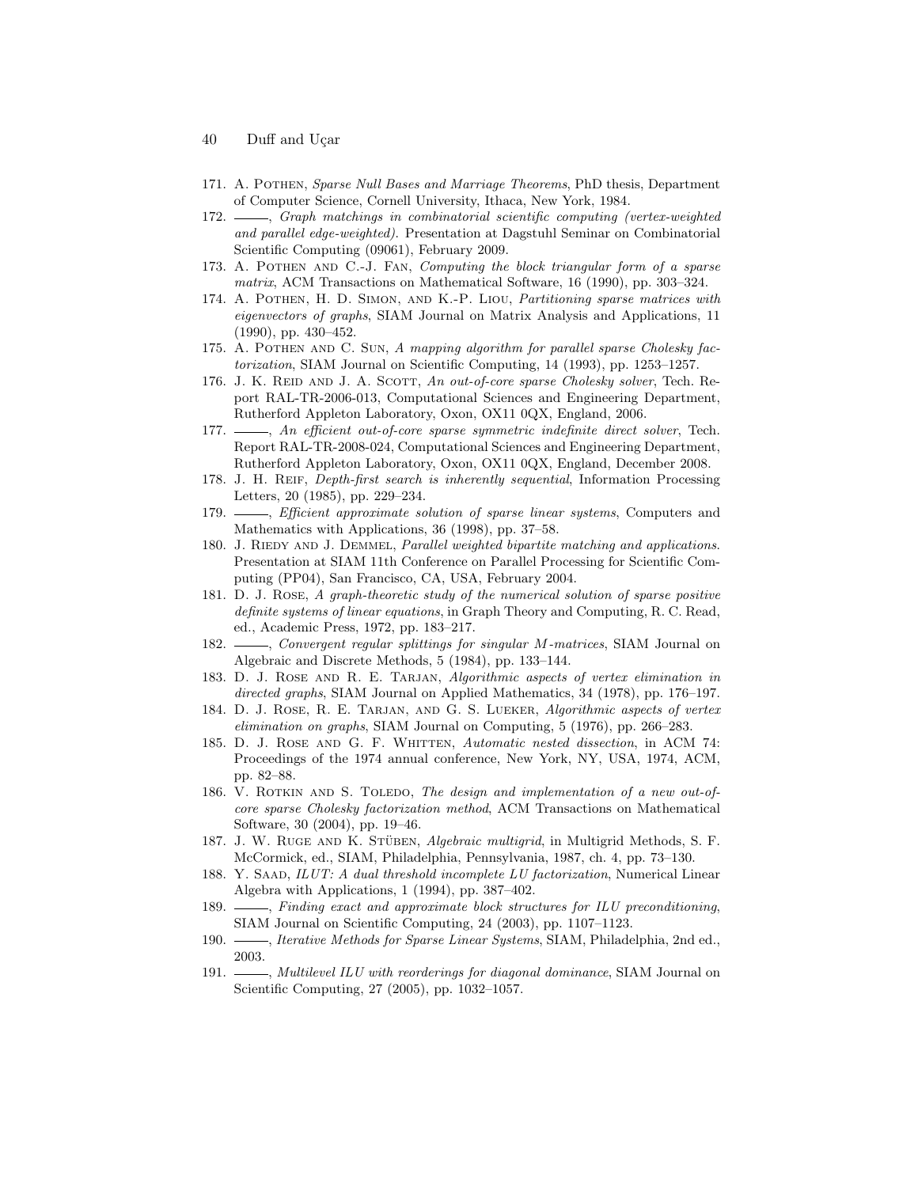171. A. Pothen, *Sparse Null Bases and Marriage Theorems*, PhD thesis, Department of Computer Science, Cornell University, Ithaca, New York, 1984.
172. ———, *Graph matchings in combinatorial scientific computing (vertex-weighted and parallel edge-weighted)*. Presentation at Dagstuhl Seminar on Combinatorial Scientific Computing (09061), February 2009.
173. A. Pothen and C.-J. Fan, *Computing the block triangular form of a sparse matrix*, ACM Transactions on Mathematical Software, 16 (1990), pp. 303–324.
174. A. Pothen, H. D. Simon, and K.-P. Liou, *Partitioning sparse matrices with eigenvectors of graphs*, SIAM Journal on Matrix Analysis and Applications, 11 (1990), pp. 430–452.
175. A. Pothen and C. Sun, *A mapping algorithm for parallel sparse Cholesky factorization*, SIAM Journal on Scientific Computing, 14 (1993), pp. 1253–1257.
176. J. K. Reid and J. A. Scott, *An out-of-core sparse Cholesky solver*, Tech. Report RAL-TR-2006-013, Computational Sciences and Engineering Department, Rutherford Appleton Laboratory, Oxon, OX11 0QX, England, 2006.
177. ———, *An efficient out-of-core sparse symmetric indefinite direct solver*, Tech. Report RAL-TR-2008-024, Computational Sciences and Engineering Department, Rutherford Appleton Laboratory, Oxon, OX11 0QX, England, December 2008.
178. J. H. Reif, *Depth-first search is inherently sequential*, Information Processing Letters, 20 (1985), pp. 229–234.
179. ———, *Efficient approximate solution of sparse linear systems*, Computers and Mathematics with Applications, 36 (1998), pp. 37–58.
180. J. Riedy and J. Demmel, *Parallel weighted bipartite matching and applications*. Presentation at SIAM 11th Conference on Parallel Processing for Scientific Computing (PP04), San Francisco, CA, USA, February 2004.
181. D. J. Rose, *A graph-theoretic study of the numerical solution of sparse positive definite systems of linear equations*, in Graph Theory and Computing, R. C. Read, ed., Academic Press, 1972, pp. 183–217.
182. ———, *Convergent regular splittings for singular M-matrices*, SIAM Journal on Algebraic and Discrete Methods, 5 (1984), pp. 133–144.
183. D. J. Rose and R. E. Tarjan, *Algorithmic aspects of vertex elimination in directed graphs*, SIAM Journal on Applied Mathematics, 34 (1978), pp. 176–197.
184. D. J. Rose, R. E. Tarjan, and G. S. Lueker, *Algorithmic aspects of vertex elimination on graphs*, SIAM Journal on Computing, 5 (1976), pp. 266–283.
185. D. J. Rose and G. F. Whitten, *Automatic nested dissection*, in ACM 74: Proceedings of the 1974 annual conference, New York, NY, USA, 1974, ACM, pp. 82–88.
186. V. Rotkin and S. Toledo, *The design and implementation of a new out-of-core sparse Cholesky factorization method*, ACM Transactions on Mathematical Software, 30 (2004), pp. 19–46.
187. J. W. Ruge and K. Stüben, *Algebraic multigrid*, in Multigrid Methods, S. F. McCormick, ed., SIAM, Philadelphia, Pennsylvania, 1987, ch. 4, pp. 73–130.
188. Y. Saad, *ILUT: A dual threshold incomplete LU factorization*, Numerical Linear Algebra with Applications, 1 (1994), pp. 387–402.
189. ———, *Finding exact and approximate block structures for ILU preconditioning*, SIAM Journal on Scientific Computing, 24 (2003), pp. 1107–1123.
190. ———, *Iterative Methods for Sparse Linear Systems*, SIAM, Philadelphia, 2nd ed., 2003.
191. ———, *Multilevel ILU with reorderings for diagonal dominance*, SIAM Journal on Scientific Computing, 27 (2005), pp. 1032–1057.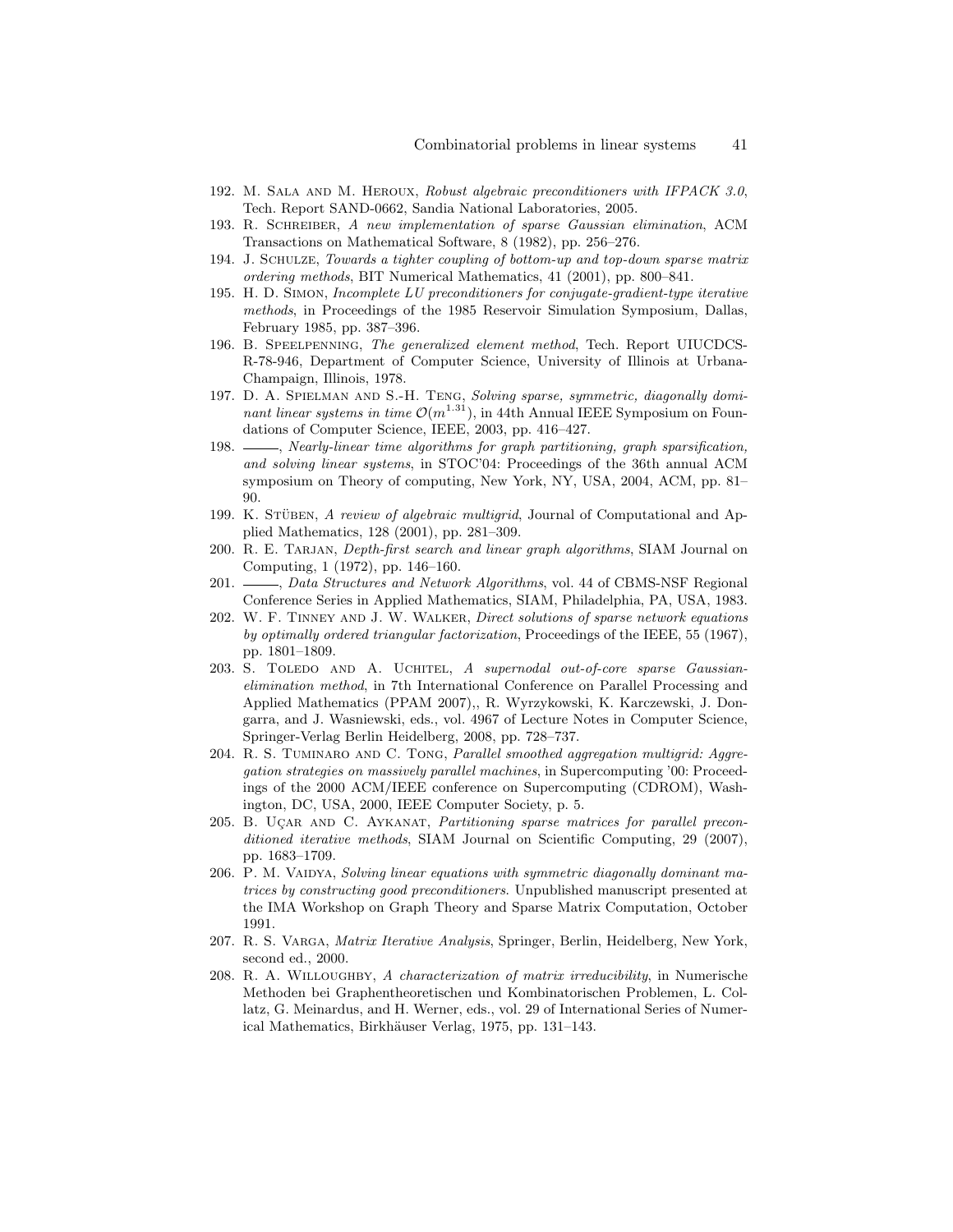192. M. Sala and M. Heroux, *Robust algebraic preconditioners with IFPACK 3.0*, Tech. Report SAND-0662, Sandia National Laboratories, 2005.
193. R. Schreiber, *A new implementation of sparse Gaussian elimination*, ACM Transactions on Mathematical Software, 8 (1982), pp. 256–276.
194. J. Schulze, *Towards a tighter coupling of bottom-up and top-down sparse matrix ordering methods*, BIT Numerical Mathematics, 41 (2001), pp. 800–841.
195. H. D. Simon, *Incomplete LU preconditioners for conjugate-gradient-type iterative methods*, in Proceedings of the 1985 Reservoir Simulation Symposium, Dallas, February 1985, pp. 387–396.
196. B. Speelpenning, *The generalized element method*, Tech. Report UIUCDCS-R-78-946, Department of Computer Science, University of Illinois at Urbana-Champaign, Illinois, 1978.
197. D. A. Spielman and S.-H. Teng, *Solving sparse, symmetric, diagonally dominant linear systems in time $\mathcal{O}(m^{1.31})$*, in 44th Annual IEEE Symposium on Foundations of Computer Science, IEEE, 2003, pp. 416–427.
198. ———, *Nearly-linear time algorithms for graph partitioning, graph sparsification, and solving linear systems*, in STOC'04: Proceedings of the 36th annual ACM symposium on Theory of computing, New York, NY, USA, 2004, ACM, pp. 81–90.
199. K. Stüben, *A review of algebraic multigrid*, Journal of Computational and Applied Mathematics, 128 (2001), pp. 281–309.
200. R. E. Tarjan, *Depth-first search and linear graph algorithms*, SIAM Journal on Computing, 1 (1972), pp. 146–160.
201. ———, *Data Structures and Network Algorithms*, vol. 44 of CBMS-NSF Regional Conference Series in Applied Mathematics, SIAM, Philadelphia, PA, USA, 1983.
202. W. F. Tinney and J. W. Walker, *Direct solutions of sparse network equations by optimally ordered triangular factorization*, Proceedings of the IEEE, 55 (1967), pp. 1801–1809.
203. S. Toledo and A. Uchitel, *A supernodal out-of-core sparse Gaussian-elimination method*, in 7th International Conference on Parallel Processing and Applied Mathematics (PPAM 2007),, R. Wyrzykowski, K. Karczewski, J. Dongarra, and J. Wasniewski, eds., vol. 4967 of Lecture Notes in Computer Science, Springer-Verlag Berlin Heidelberg, 2008, pp. 728–737.
204. R. S. Tuminaro and C. Tong, *Parallel smoothed aggregation multigrid: Aggregation strategies on massively parallel machines*, in Supercomputing '00: Proceedings of the 2000 ACM/IEEE conference on Supercomputing (CDROM), Washington, DC, USA, 2000, IEEE Computer Society, p. 5.
205. B. Uçar and C. Aykanat, *Partitioning sparse matrices for parallel preconditioned iterative methods*, SIAM Journal on Scientific Computing, 29 (2007), pp. 1683–1709.
206. P. M. Vaidya, *Solving linear equations with symmetric diagonally dominant matrices by constructing good preconditioners.* Unpublished manuscript presented at the IMA Workshop on Graph Theory and Sparse Matrix Computation, October 1991.
207. R. S. Varga, *Matrix Iterative Analysis*, Springer, Berlin, Heidelberg, New York, second ed., 2000.
208. R. A. Willoughby, *A characterization of matrix irreducibility*, in Numerische Methoden bei Graphentheoretischen und Kombinatorischen Problemen, L. Collatz, G. Meinardus, and H. Werner, eds., vol. 29 of International Series of Numerical Mathematics, Birkhäuser Verlag, 1975, pp. 131–143.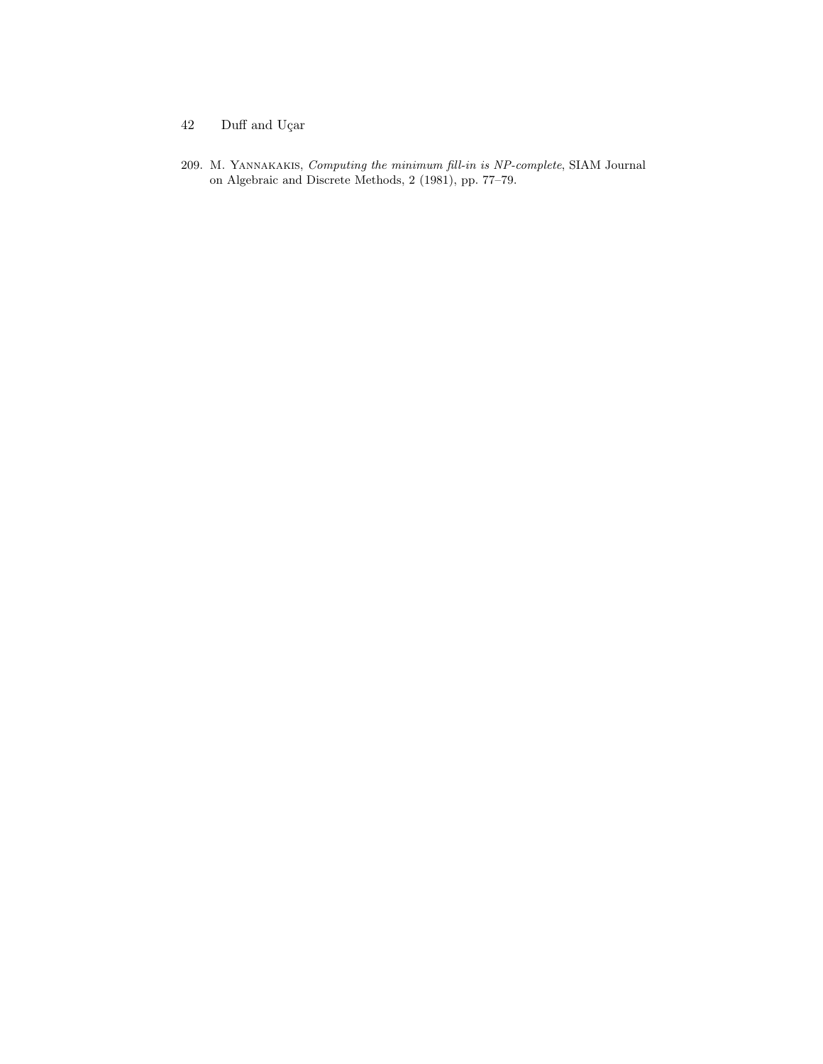209. M. YANNAKAKIS, *Computing the minimum fill-in is NP-complete*, SIAM Journal on Algebraic and Discrete Methods, 2 (1981), pp. 77–79.